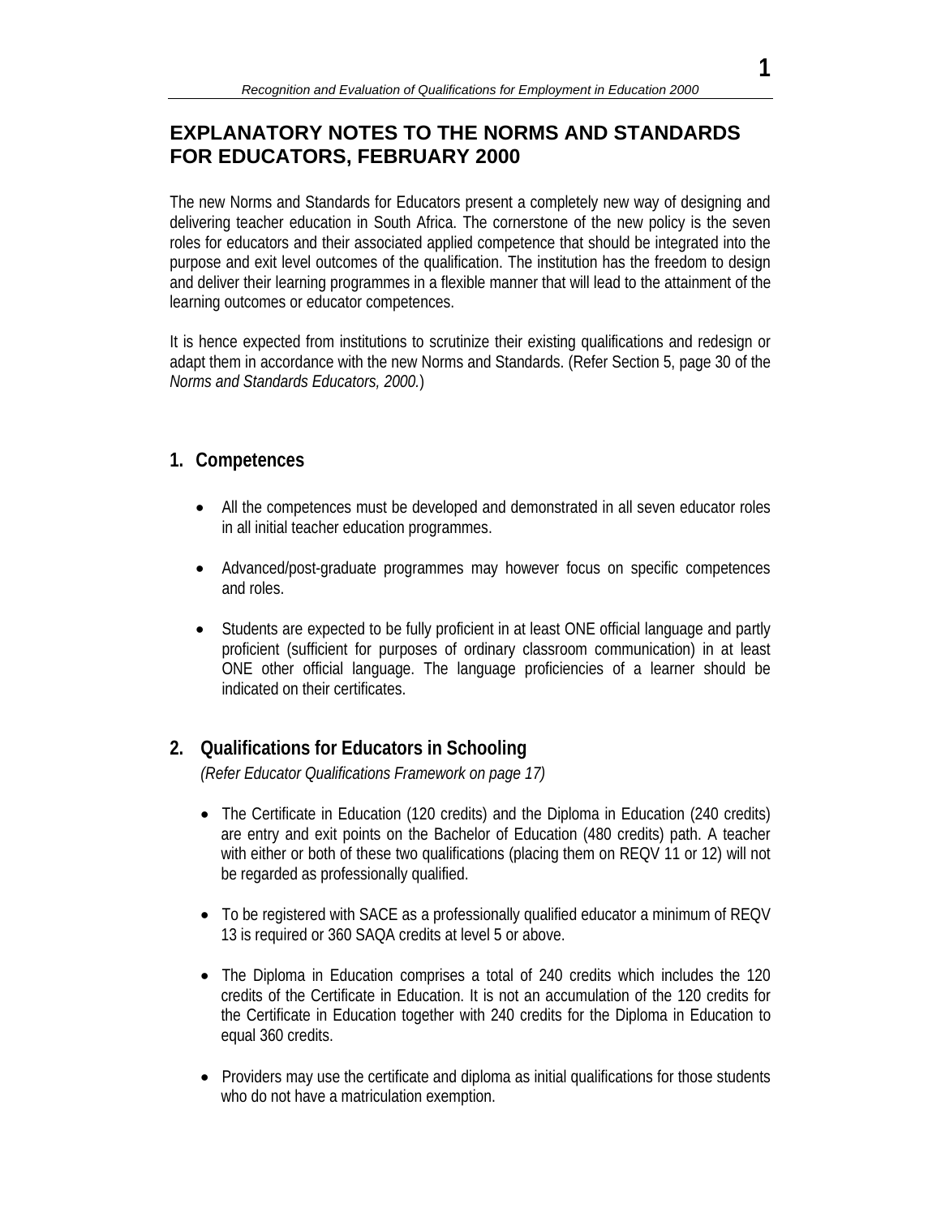# EXPLANATORY NOTES TO THE NORMS AND STANDARDS FOR EDUCATORS, FEBRUARY 2000

The new Norms and Standards for Educators present a completely new way of designing and delivering teacher education in South Africa. The cornerstone of the new policy is the seven roles for educators and their associated applied competence that should be integrated into the purpose and exit level outcomes of the qualification. The institution has the freedom to design and deliver their learning programmes in a flexible manner that will lead to the attainment of the learning outcomes or educator competences.

It is hence expected from institutions to scrutinize their existing qualifications and redesign or adapt them in accordance with the new Norms and Standards. (Refer Section 5, page 30 of the *Norms and Standards Educators, 2000.*)

## 1. Competences

- All the competences must be developed and demonstrated in all seven educator roles in all initial teacher education programmes.
- Advanced/post-graduate programmes may however focus on specific competences and roles.
- Students are expected to be fully proficient in at least ONE official language and partly proficient (sufficient for purposes of ordinary classroom communication) in at least ONE other official language. The language proficiencies of a learner should be indicated on their certificates.

## 2. Qualifications for Educators in Schooling

*(Refer Educator Qualifications Framework on page 17)*

- The Certificate in Education (120 credits) and the Diploma in Education (240 credits) are entry and exit points on the Bachelor of Education (480 credits) path. A teacher with either or both of these two qualifications (placing them on REQV 11 or 12) will not be regarded as professionally qualified.
- To be registered with SACE as a professionally qualified educator a minimum of REQV 13 is required or 360 SAQA credits at level 5 or above.
- The Diploma in Education comprises a total of 240 credits which includes the 120 credits of the Certificate in Education. It is not an accumulation of the 120 credits for the Certificate in Education together with 240 credits for the Diploma in Education to equal 360 credits.
- Providers may use the certificate and diploma as initial qualifications for those students who do not have a matriculation exemption.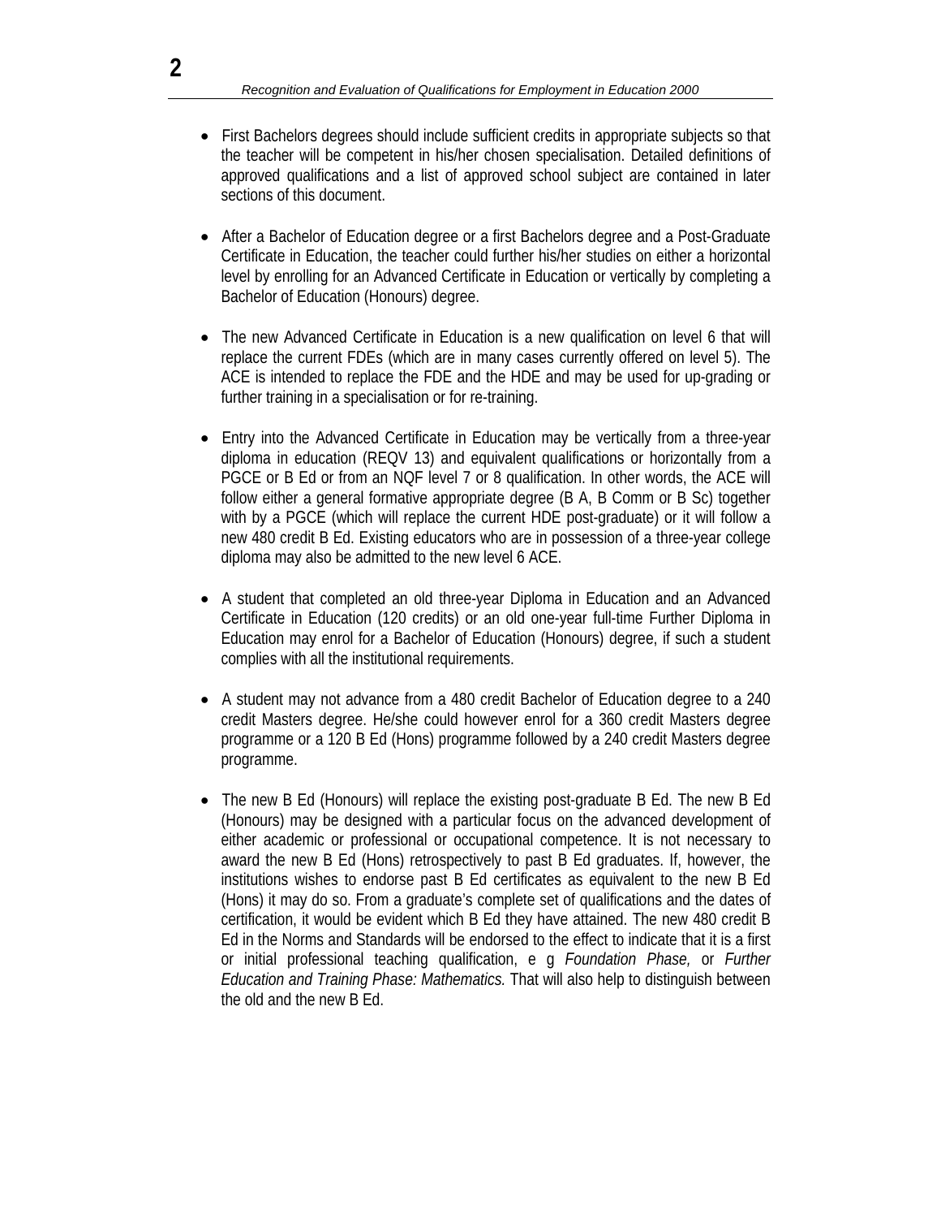- First Bachelors degrees should include sufficient credits in appropriate subjects so that the teacher will be competent in his/her chosen specialisation. Detailed definitions of approved qualifications and a list of approved school subject are contained in later sections of this document.

- After a Bachelor of Education degree or a first Bachelors degree and a Post-Graduate Certificate in Education, the teacher could further his/her studies on either a horizontal level by enrolling for an Advanced Certificate in Education or vertically by completing a Bachelor of Education (Honours) degree.

- The new Advanced Certificate in Education is a new qualification on level 6 that will replace the current FDEs (which are in many cases currently offered on level 5). The ACE is intended to replace the FDE and the HDE and may be used for up-grading or further training in a specialisation or for re-training.

- Entry into the Advanced Certificate in Education may be vertically from a three-year diploma in education (REQV 13) and equivalent qualifications or horizontally from a PGCE or B Ed or from an NQF level 7 or 8 qualification. In other words, the ACE will follow either a general formative appropriate degree (B A, B Comm or B Sc) together with by a PGCE (which will replace the current HDE post-graduate) or it will follow a new 480 credit B Ed. Existing educators who are in possession of a three-year college diploma may also be admitted to the new level 6 ACE.

- A student that completed an old three-year Diploma in Education and an Advanced Certificate in Education (120 credits) or an old one-year full-time Further Diploma in Education may enrol for a Bachelor of Education (Honours) degree, if such a student complies with all the institutional requirements.

- A student may not advance from a 480 credit Bachelor of Education degree to a 240 credit Masters degree. He/she could however enrol for a 360 credit Masters degree programme or a 120 B Ed (Hons) programme followed by a 240 credit Masters degree programme.

- The new B Ed (Honours) will replace the existing post-graduate B Ed. The new B Ed (Honours) may be designed with a particular focus on the advanced development of either academic or professional or occupational competence. It is not necessary to award the new B Ed (Hons) retrospectively to past B Ed graduates. If, however, the institutions wishes to endorse past B Ed certificates as equivalent to the new B Ed (Hons) it may do so. From a graduate's complete set of qualifications and the dates of certification, it would be evident which B Ed they have attained. The new 480 credit B Ed in the Norms and Standards will be endorsed to the effect to indicate that it is a first or initial professional teaching qualification, e g *Foundation Phase,* or *Further Education and Training Phase: Mathematics.* That will also help to distinguish between the old and the new B Ed.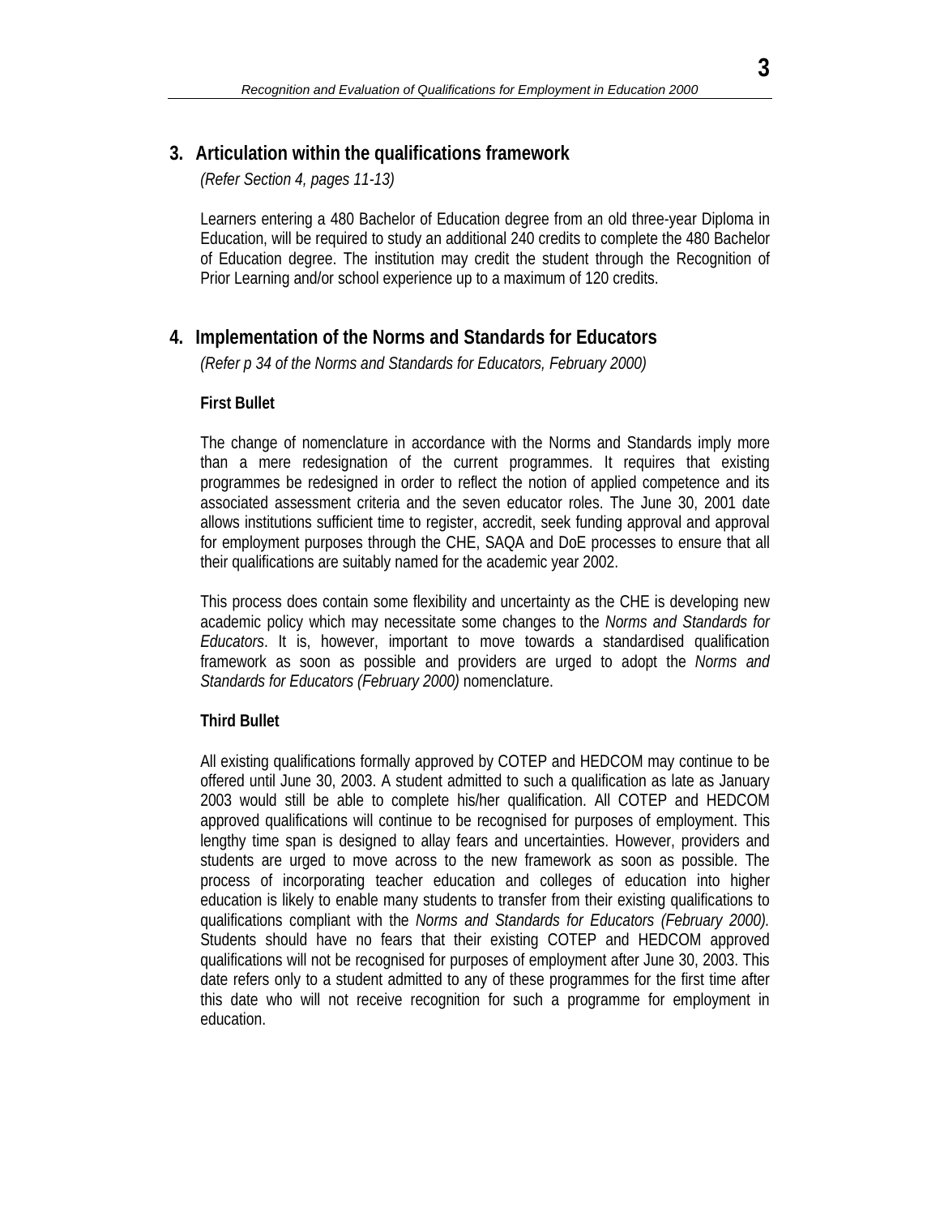## 3. Articulation within the qualifications framework

*(Refer Section 4, pages 11-13)*

Learners entering a 480 Bachelor of Education degree from an old three-year Diploma in Education, will be required to study an additional 240 credits to complete the 480 Bachelor of Education degree. The institution may credit the student through the Recognition of Prior Learning and/or school experience up to a maximum of 120 credits.

## 4. Implementation of the Norms and Standards for Educators

*(Refer p 34 of the Norms and Standards for Educators, February 2000)*

**First Bullet**

The change of nomenclature in accordance with the Norms and Standards imply more than a mere redesignation of the current programmes. It requires that existing programmes be redesigned in order to reflect the notion of applied competence and its associated assessment criteria and the seven educator roles. The June 30, 2001 date allows institutions sufficient time to register, accredit, seek funding approval and approval for employment purposes through the CHE, SAQA and DoE processes to ensure that all their qualifications are suitably named for the academic year 2002.

This process does contain some flexibility and uncertainty as the CHE is developing new academic policy which may necessitate some changes to the *Norms and Standards for Educators*. It is, however, important to move towards a standardised qualification framework as soon as possible and providers are urged to adopt the *Norms and Standards for Educators (February 2000)* nomenclature.

**Third Bullet**

All existing qualifications formally approved by COTEP and HEDCOM may continue to be offered until June 30, 2003. A student admitted to such a qualification as late as January 2003 would still be able to complete his/her qualification. All COTEP and HEDCOM approved qualifications will continue to be recognised for purposes of employment. This lengthy time span is designed to allay fears and uncertainties. However, providers and students are urged to move across to the new framework as soon as possible. The process of incorporating teacher education and colleges of education into higher education is likely to enable many students to transfer from their existing qualifications to qualifications compliant with the *Norms and Standards for Educators (February 2000).* Students should have no fears that their existing COTEP and HEDCOM approved qualifications will not be recognised for purposes of employment after June 30, 2003. This date refers only to a student admitted to any of these programmes for the first time after this date who will not receive recognition for such a programme for employment in education.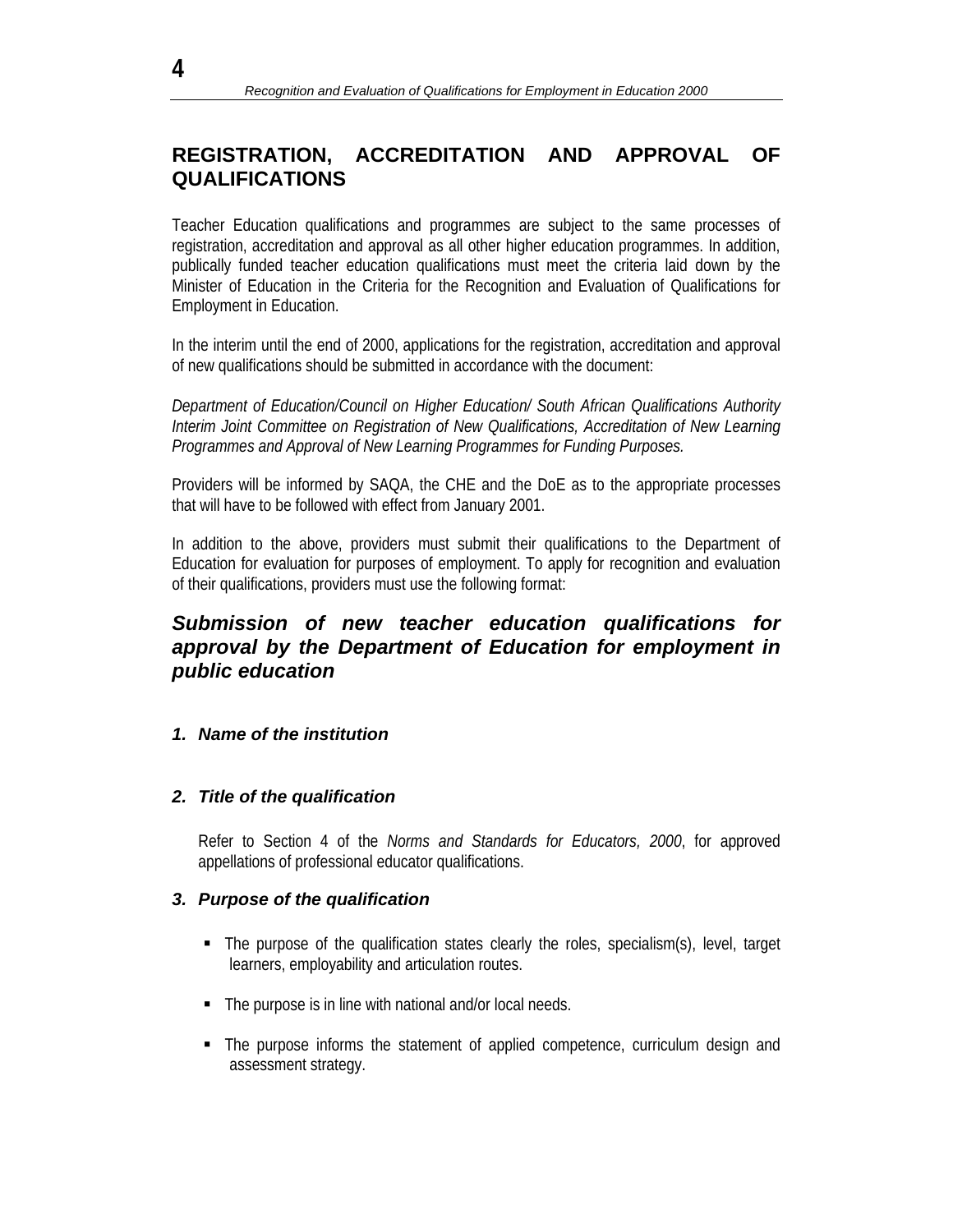## REGISTRATION, ACCREDITATION AND APPROVAL OF QUALIFICATIONS

Teacher Education qualifications and programmes are subject to the same processes of registration, accreditation and approval as all other higher education programmes. In addition, publically funded teacher education qualifications must meet the criteria laid down by the Minister of Education in the Criteria for the Recognition and Evaluation of Qualifications for Employment in Education.

In the interim until the end of 2000, applications for the registration, accreditation and approval of new qualifications should be submitted in accordance with the document:

*Department of Education/Council on Higher Education/ South African Qualifications Authority Interim Joint Committee on Registration of New Qualifications, Accreditation of New Learning Programmes and Approval of New Learning Programmes for Funding Purposes.*

Providers will be informed by SAQA, the CHE and the DoE as to the appropriate processes that will have to be followed with effect from January 2001.

In addition to the above, providers must submit their qualifications to the Department of Education for evaluation for purposes of employment. To apply for recognition and evaluation of their qualifications, providers must use the following format:

### *Submission of new teacher education qualifications for approval by the Department of Education for employment in public education*

#### *1. Name of the institution*

#### *2. Title of the qualification*

Refer to Section 4 of the *Norms and Standards for Educators, 2000*, for approved appellations of professional educator qualifications.

#### *3. Purpose of the qualification*

- The purpose of the qualification states clearly the roles, specialism(s), level, target learners, employability and articulation routes.
- The purpose is in line with national and/or local needs.
- The purpose informs the statement of applied competence, curriculum design and assessment strategy.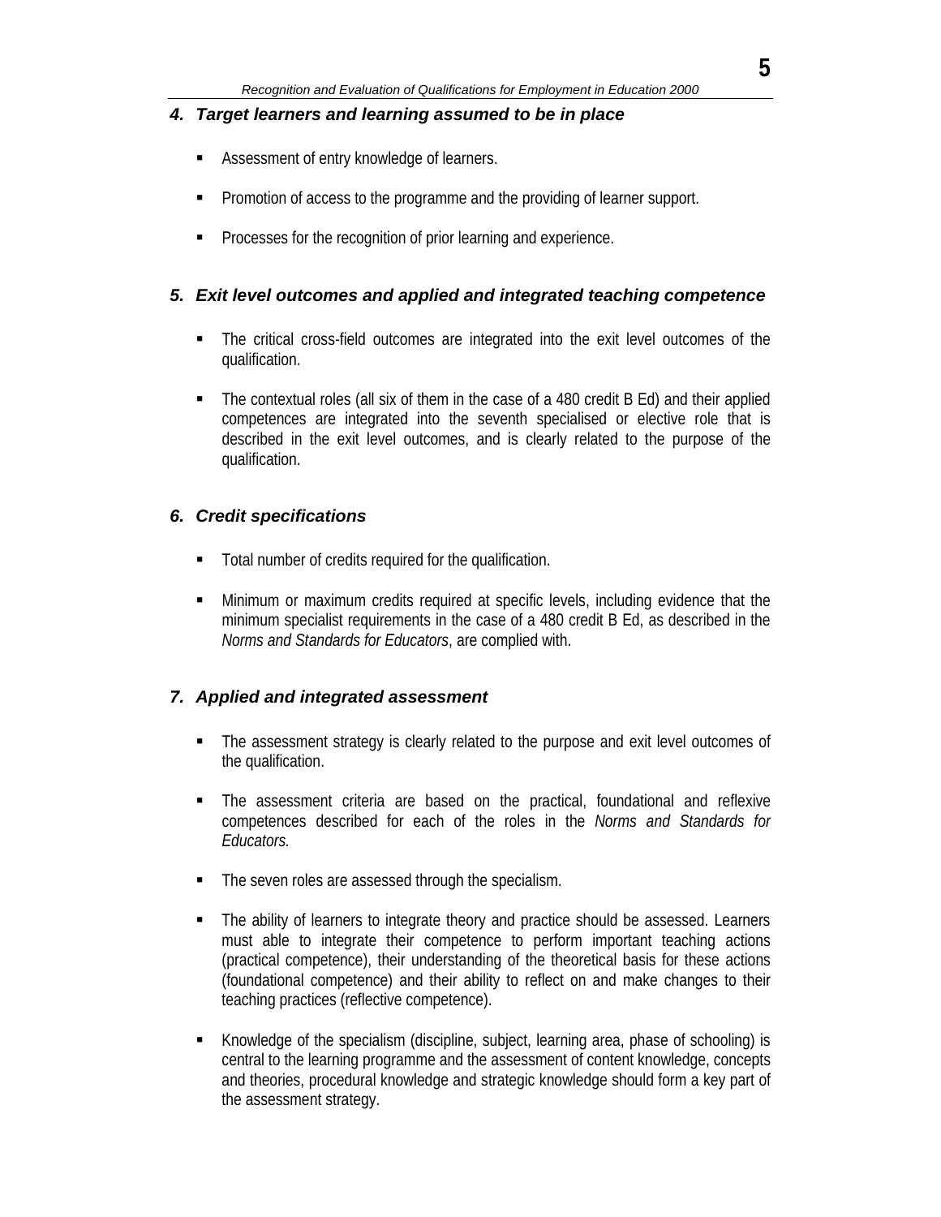## *4. Target learners and learning assumed to be in place*

- Assessment of entry knowledge of learners.
- Promotion of access to the programme and the providing of learner support.
- Processes for the recognition of prior learning and experience.

## *5. Exit level outcomes and applied and integrated teaching competence*

- The critical cross-field outcomes are integrated into the exit level outcomes of the qualification.
- The contextual roles (all six of them in the case of a 480 credit B Ed) and their applied competences are integrated into the seventh specialised or elective role that is described in the exit level outcomes, and is clearly related to the purpose of the qualification.

## *6. Credit specifications*

- Total number of credits required for the qualification.
- Minimum or maximum credits required at specific levels, including evidence that the minimum specialist requirements in the case of a 480 credit B Ed, as described in the *Norms and Standards for Educators*, are complied with.

## *7. Applied and integrated assessment*

- The assessment strategy is clearly related to the purpose and exit level outcomes of the qualification.
- The assessment criteria are based on the practical, foundational and reflexive competences described for each of the roles in the *Norms and Standards for Educators.*
- The seven roles are assessed through the specialism.
- The ability of learners to integrate theory and practice should be assessed. Learners must able to integrate their competence to perform important teaching actions (practical competence), their understanding of the theoretical basis for these actions (foundational competence) and their ability to reflect on and make changes to their teaching practices (reflective competence).
- Knowledge of the specialism (discipline, subject, learning area, phase of schooling) is central to the learning programme and the assessment of content knowledge, concepts and theories, procedural knowledge and strategic knowledge should form a key part of the assessment strategy.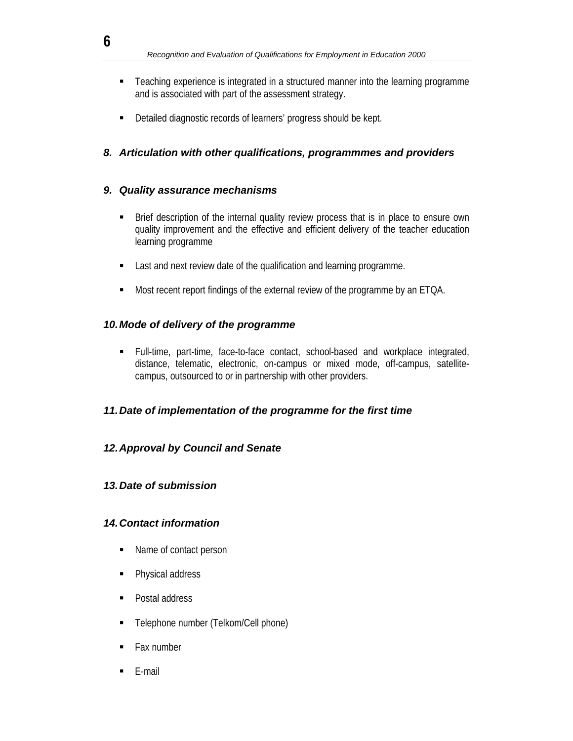- Teaching experience is integrated in a structured manner into the learning programme and is associated with part of the assessment strategy.

- Detailed diagnostic records of learners' progress should be kept.

### *8. Articulation with other qualifications, programmmes and providers*

### *9. Quality assurance mechanisms*

- Brief description of the internal quality review process that is in place to ensure own quality improvement and the effective and efficient delivery of the teacher education learning programme

- Last and next review date of the qualification and learning programme.

- Most recent report findings of the external review of the programme by an ETQA.

### *10. Mode of delivery of the programme*

- Full-time, part-time, face-to-face contact, school-based and workplace integrated, distance, telematic, electronic, on-campus or mixed mode, off-campus, satellite-campus, outsourced to or in partnership with other providers.

### *11. Date of implementation of the programme for the first time*

### *12. Approval by Council and Senate*

### *13. Date of submission*

### *14. Contact information*

- Name of contact person

- Physical address

- Postal address

- Telephone number (Telkom/Cell phone)

- Fax number

- E-mail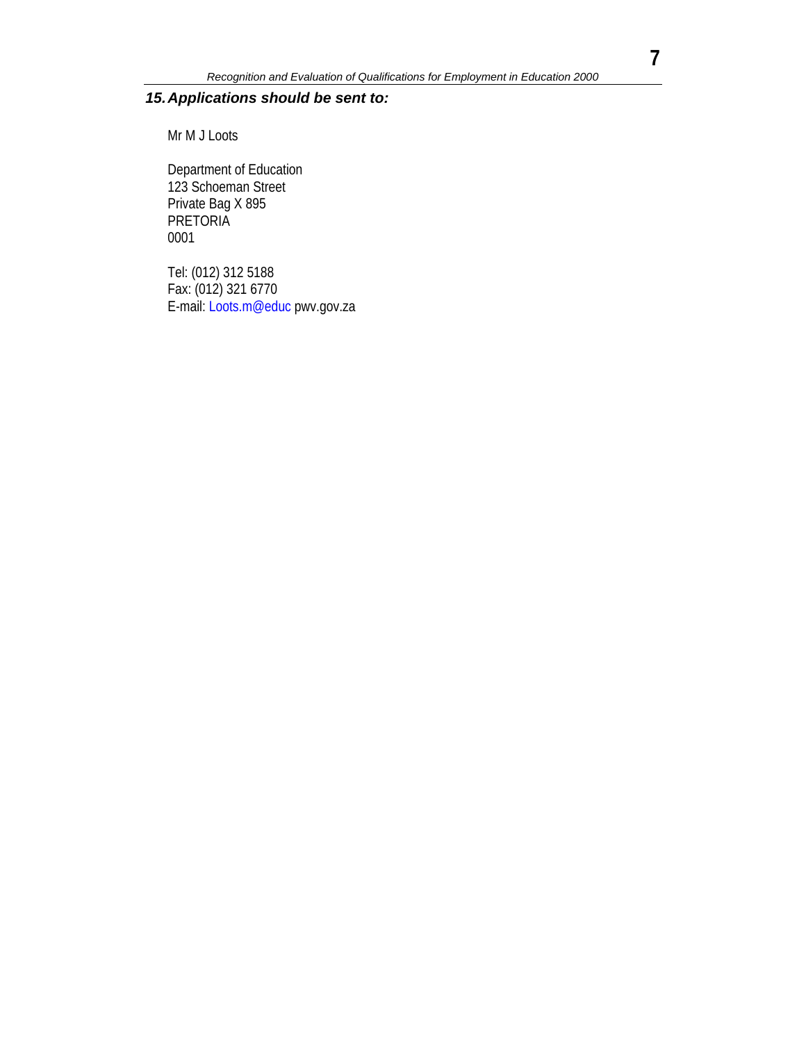## *15. Applications should be sent to:*

Mr M J Loots

Department of Education
123 Schoeman Street
Private Bag X 895
PRETORIA
0001

Tel: (012) 312 5188
Fax: (012) 321 6770
E-mail: Loots.m@educ pwv.gov.za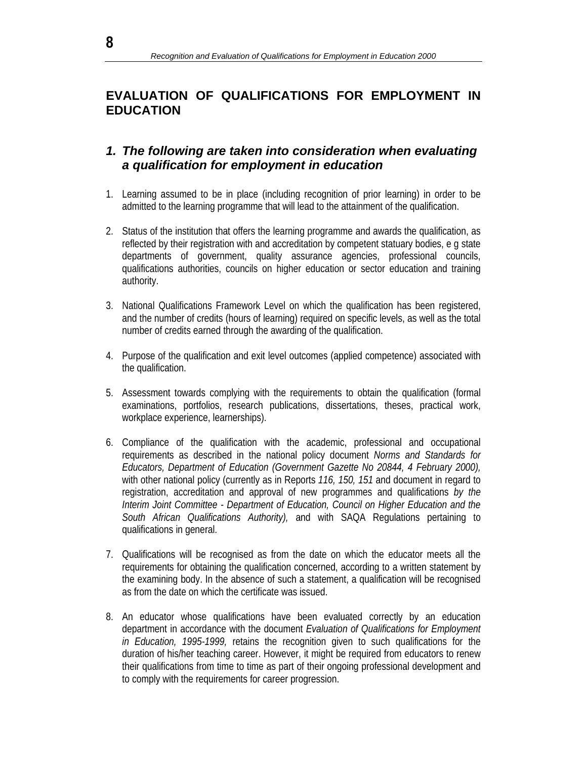# EVALUATION OF QUALIFICATIONS FOR EMPLOYMENT IN EDUCATION

## *1. The following are taken into consideration when evaluating a qualification for employment in education*

1. Learning assumed to be in place (including recognition of prior learning) in order to be admitted to the learning programme that will lead to the attainment of the qualification.

2. Status of the institution that offers the learning programme and awards the qualification, as reflected by their registration with and accreditation by competent statuary bodies, e g state departments of government, quality assurance agencies, professional councils, qualifications authorities, councils on higher education or sector education and training authority.

3. National Qualifications Framework Level on which the qualification has been registered, and the number of credits (hours of learning) required on specific levels, as well as the total number of credits earned through the awarding of the qualification.

4. Purpose of the qualification and exit level outcomes (applied competence) associated with the qualification.

5. Assessment towards complying with the requirements to obtain the qualification (formal examinations, portfolios, research publications, dissertations, theses, practical work, workplace experience, learnerships).

6. Compliance of the qualification with the academic, professional and occupational requirements as described in the national policy document *Norms and Standards for Educators, Department of Education (Government Gazette No 20844, 4 February 2000),* with other national policy (currently as in Reports *116, 150, 151* and document in regard to registration, accreditation and approval of new programmes and qualifications *by the Interim Joint Committee - Department of Education, Council on Higher Education and the South African Qualifications Authority),* and with SAQA Regulations pertaining to qualifications in general.

7. Qualifications will be recognised as from the date on which the educator meets all the requirements for obtaining the qualification concerned, according to a written statement by the examining body. In the absence of such a statement, a qualification will be recognised as from the date on which the certificate was issued.

8. An educator whose qualifications have been evaluated correctly by an education department in accordance with the document *Evaluation of Qualifications for Employment in Education, 1995-1999,* retains the recognition given to such qualifications for the duration of his/her teaching career. However, it might be required from educators to renew their qualifications from time to time as part of their ongoing professional development and to comply with the requirements for career progression.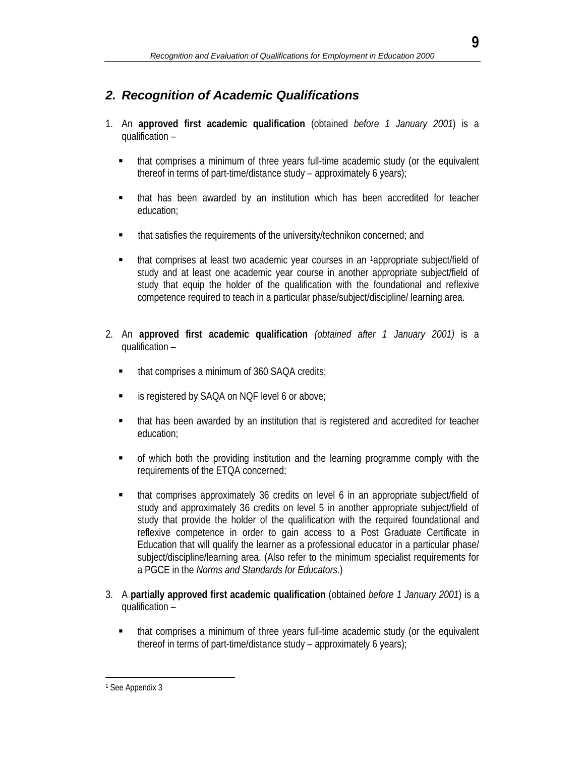## *2. Recognition of Academic Qualifications*

1. An **approved first academic qualification** (obtained *before 1 January 2001*) is a qualification –

   - that comprises a minimum of three years full-time academic study (or the equivalent thereof in terms of part-time/distance study – approximately 6 years);
   - that has been awarded by an institution which has been accredited for teacher education;
   - that satisfies the requirements of the university/technikon concerned; and
   - that comprises at least two academic year courses in an [1]appropriate subject/field of study and at least one academic year course in another appropriate subject/field of study that equip the holder of the qualification with the foundational and reflexive competence required to teach in a particular phase/subject/discipline/ learning area.

2. An **approved first academic qualification** *(obtained after 1 January 2001)* is a qualification –

   - that comprises a minimum of 360 SAQA credits;
   - is registered by SAQA on NQF level 6 or above;
   - that has been awarded by an institution that is registered and accredited for teacher education;
   - of which both the providing institution and the learning programme comply with the requirements of the ETQA concerned;
   - that comprises approximately 36 credits on level 6 in an appropriate subject/field of study and approximately 36 credits on level 5 in another appropriate subject/field of study that provide the holder of the qualification with the required foundational and reflexive competence in order to gain access to a Post Graduate Certificate in Education that will qualify the learner as a professional educator in a particular phase/ subject/discipline/learning area. (Also refer to the minimum specialist requirements for a PGCE in the *Norms and Standards for Educators*.)

3. A **partially approved first academic qualification** (obtained *before 1 January 2001*) is a qualification –

   - that comprises a minimum of three years full-time academic study (or the equivalent thereof in terms of part-time/distance study – approximately 6 years);

---

[1] See Appendix 3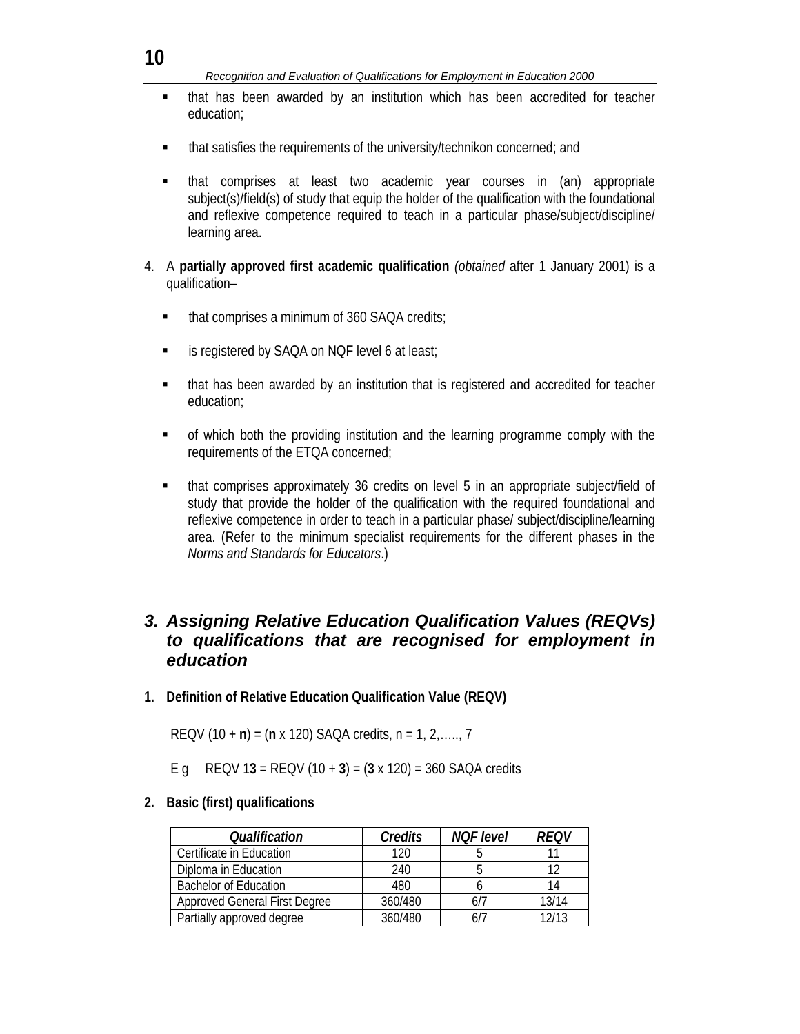- that has been awarded by an institution which has been accredited for teacher education;
- that satisfies the requirements of the university/technikon concerned; and
- that comprises at least two academic year courses in (an) appropriate subject(s)/field(s) of study that equip the holder of the qualification with the foundational and reflexive competence required to teach in a particular phase/subject/discipline/ learning area.

4. A **partially approved first academic qualification** *(obtained* after 1 January 2001) is a qualification–

- that comprises a minimum of 360 SAQA credits;
- is registered by SAQA on NQF level 6 at least;
- that has been awarded by an institution that is registered and accredited for teacher education;
- of which both the providing institution and the learning programme comply with the requirements of the ETQA concerned;
- that comprises approximately 36 credits on level 5 in an appropriate subject/field of study that provide the holder of the qualification with the required foundational and reflexive competence in order to teach in a particular phase/ subject/discipline/learning area. (Refer to the minimum specialist requirements for the different phases in the *Norms and Standards for Educators*.)

## *3. Assigning Relative Education Qualification Values (REQVs) to qualifications that are recognised for employment in education*

**1. Definition of Relative Education Qualification Value (REQV)**

REQV (10 + **n**) = (**n** x 120) SAQA credits, n = 1, 2,….., 7

E g REQV 1**3** = REQV (10 + **3**) = (**3** x 120) = 360 SAQA credits

**2. Basic (first) qualifications**

| *Qualification* | *Credits* | *NQF level* | *REQV* |
|---|---|---|---|
| Certificate in Education | 120 | 5 | 11 |
| Diploma in Education | 240 | 5 | 12 |
| Bachelor of Education | 480 | 6 | 14 |
| Approved General First Degree | 360/480 | 6/7 | 13/14 |
| Partially approved degree | 360/480 | 6/7 | 12/13 |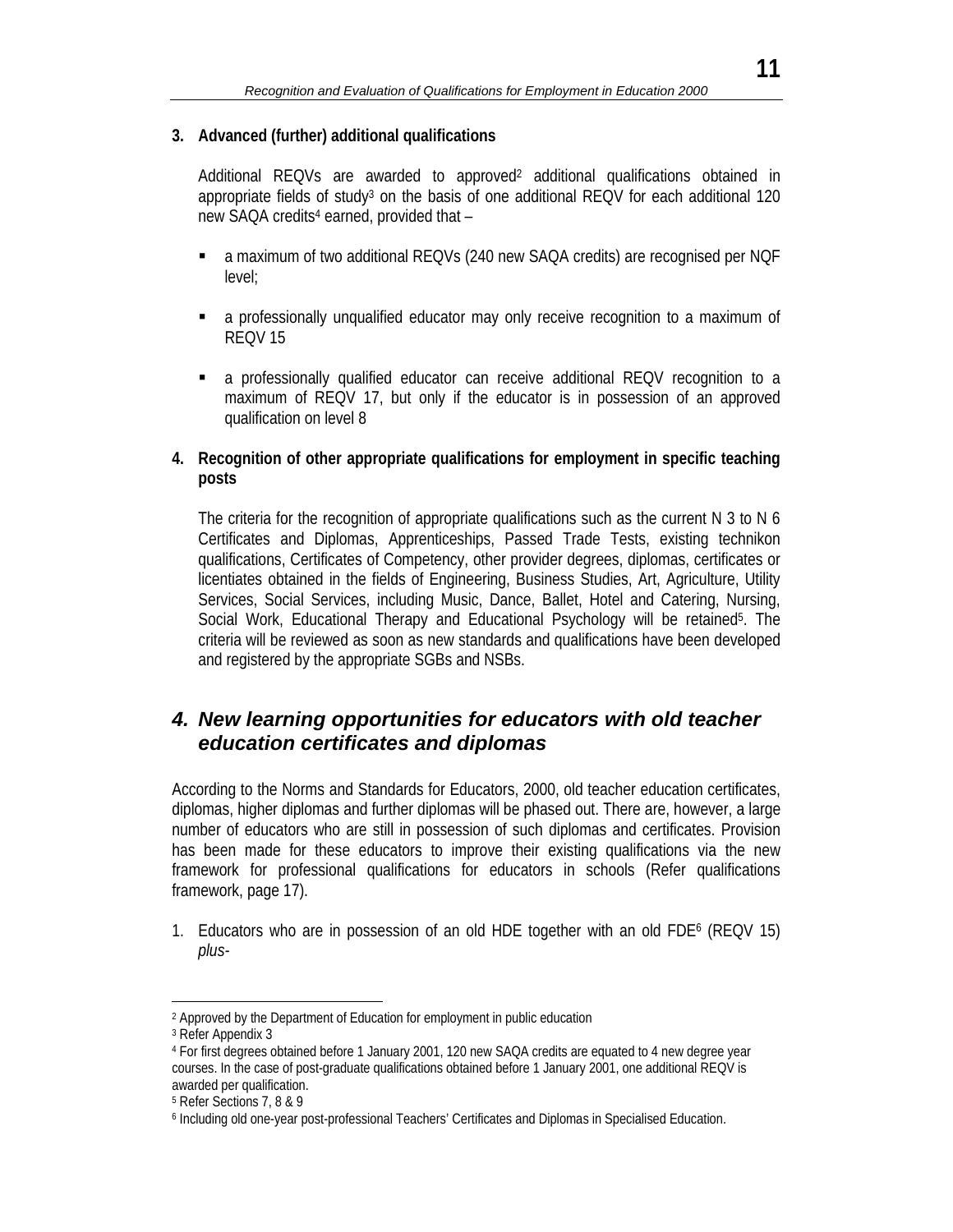### 3. Advanced (further) additional qualifications

Additional REQVs are awarded to approved[2] additional qualifications obtained in appropriate fields of study[3] on the basis of one additional REQV for each additional 120 new SAQA credits[4] earned, provided that –

- a maximum of two additional REQVs (240 new SAQA credits) are recognised per NQF level;
- a professionally unqualified educator may only receive recognition to a maximum of REQV 15
- a professionally qualified educator can receive additional REQV recognition to a maximum of REQV 17, but only if the educator is in possession of an approved qualification on level 8

### 4. Recognition of other appropriate qualifications for employment in specific teaching posts

The criteria for the recognition of appropriate qualifications such as the current N 3 to N 6 Certificates and Diplomas, Apprenticeships, Passed Trade Tests, existing technikon qualifications, Certificates of Competency, other provider degrees, diplomas, certificates or licentiates obtained in the fields of Engineering, Business Studies, Art, Agriculture, Utility Services, Social Services, including Music, Dance, Ballet, Hotel and Catering, Nursing, Social Work, Educational Therapy and Educational Psychology will be retained[5]. The criteria will be reviewed as soon as new standards and qualifications have been developed and registered by the appropriate SGBs and NSBs.

## *4. New learning opportunities for educators with old teacher education certificates and diplomas*

According to the Norms and Standards for Educators, 2000, old teacher education certificates, diplomas, higher diplomas and further diplomas will be phased out. There are, however, a large number of educators who are still in possession of such diplomas and certificates. Provision has been made for these educators to improve their existing qualifications via the new framework for professional qualifications for educators in schools (Refer qualifications framework, page 17).

1. Educators who are in possession of an old HDE together with an old FDE[6] (REQV 15) *plus-*

---

[2] Approved by the Department of Education for employment in public education

[3] Refer Appendix 3

[4] For first degrees obtained before 1 January 2001, 120 new SAQA credits are equated to 4 new degree year courses. In the case of post-graduate qualifications obtained before 1 January 2001, one additional REQV is awarded per qualification.

[5] Refer Sections 7, 8 & 9

[6] Including old one-year post-professional Teachers' Certificates and Diplomas in Specialised Education.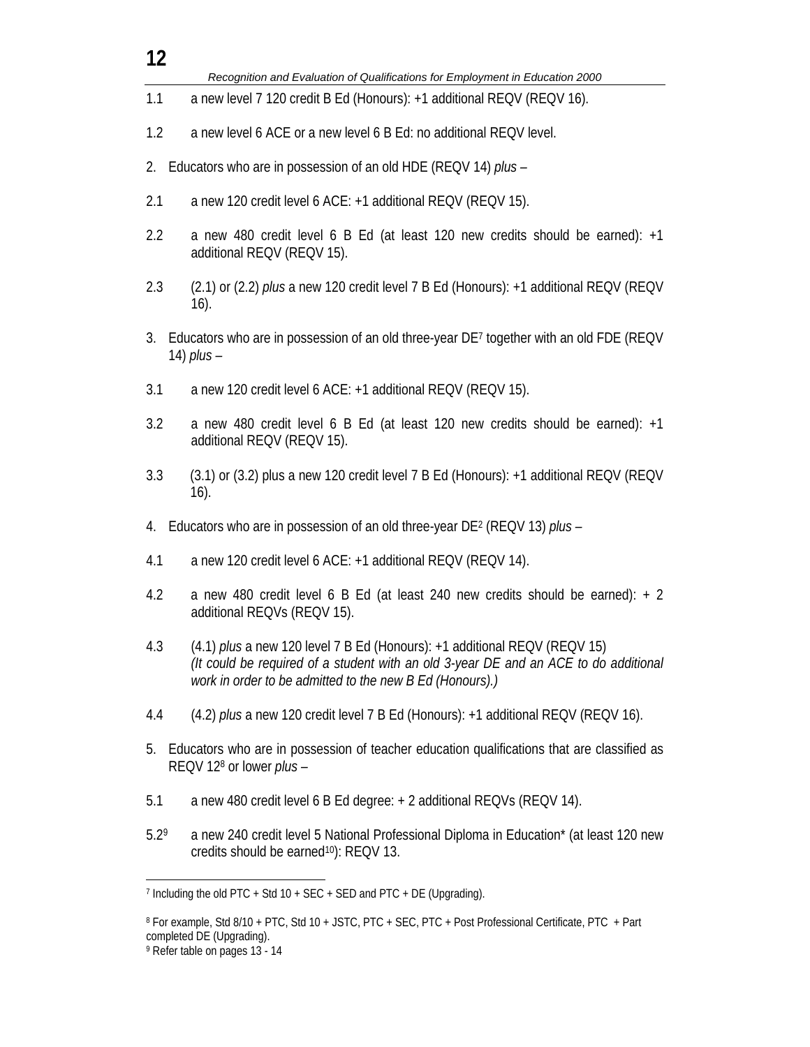1.1 a new level 7 120 credit B Ed (Honours): +1 additional REQV (REQV 16).

1.2 a new level 6 ACE or a new level 6 B Ed: no additional REQV level.

2. Educators who are in possession of an old HDE (REQV 14) *plus* –

2.1 a new 120 credit level 6 ACE: +1 additional REQV (REQV 15).

2.2 a new 480 credit level 6 B Ed (at least 120 new credits should be earned): +1 additional REQV (REQV 15).

2.3 (2.1) or (2.2) *plus* a new 120 credit level 7 B Ed (Honours): +1 additional REQV (REQV 16).

3. Educators who are in possession of an old three-year DE[7] together with an old FDE (REQV 14) *plus* –

3.1 a new 120 credit level 6 ACE: +1 additional REQV (REQV 15).

3.2 a new 480 credit level 6 B Ed (at least 120 new credits should be earned): +1 additional REQV (REQV 15).

3.3 (3.1) or (3.2) plus a new 120 credit level 7 B Ed (Honours): +1 additional REQV (REQV 16).

4. Educators who are in possession of an old three-year DE[2] (REQV 13) *plus* –

4.1 a new 120 credit level 6 ACE: +1 additional REQV (REQV 14).

4.2 a new 480 credit level 6 B Ed (at least 240 new credits should be earned): + 2 additional REQVs (REQV 15).

4.3 (4.1) *plus* a new 120 level 7 B Ed (Honours): +1 additional REQV (REQV 15)
*(It could be required of a student with an old 3-year DE and an ACE to do additional work in order to be admitted to the new B Ed (Honours).)*

4.4 (4.2) *plus* a new 120 credit level 7 B Ed (Honours): +1 additional REQV (REQV 16).

5. Educators who are in possession of teacher education qualifications that are classified as REQV 12[8] or lower *plus* –

5.1 a new 480 credit level 6 B Ed degree: + 2 additional REQVs (REQV 14).

5.2[9] a new 240 credit level 5 National Professional Diploma in Education* (at least 120 new credits should be earned[10]): REQV 13.

---

[7] Including the old PTC + Std 10 + SEC + SED and PTC + DE (Upgrading).

[8] For example, Std 8/10 + PTC, Std 10 + JSTC, PTC + SEC, PTC + Post Professional Certificate, PTC + Part completed DE (Upgrading).

[9] Refer table on pages 13 - 14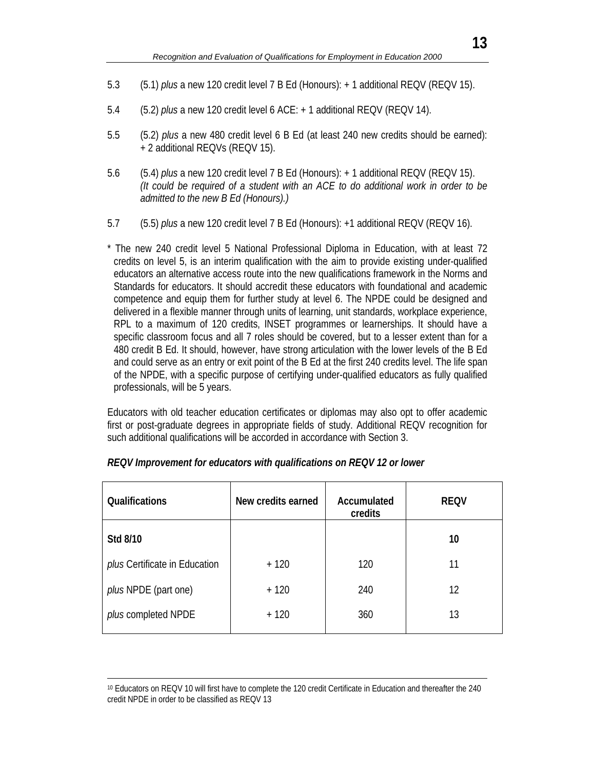5.3 (5.1) *plus* a new 120 credit level 7 B Ed (Honours): + 1 additional REQV (REQV 15).

5.4 (5.2) *plus* a new 120 credit level 6 ACE: + 1 additional REQV (REQV 14).

5.5 (5.2) *plus* a new 480 credit level 6 B Ed (at least 240 new credits should be earned): + 2 additional REQVs (REQV 15).

5.6 (5.4) *plus* a new 120 credit level 7 B Ed (Honours): + 1 additional REQV (REQV 15). *(It could be required of a student with an ACE to do additional work in order to be admitted to the new B Ed (Honours).)*

5.7 (5.5) *plus* a new 120 credit level 7 B Ed (Honours): +1 additional REQV (REQV 16).

* The new 240 credit level 5 National Professional Diploma in Education, with at least 72 credits on level 5, is an interim qualification with the aim to provide existing under-qualified educators an alternative access route into the new qualifications framework in the Norms and Standards for educators. It should accredit these educators with foundational and academic competence and equip them for further study at level 6. The NPDE could be designed and delivered in a flexible manner through units of learning, unit standards, workplace experience, RPL to a maximum of 120 credits, INSET programmes or learnerships. It should have a specific classroom focus and all 7 roles should be covered, but to a lesser extent than for a 480 credit B Ed. It should, however, have strong articulation with the lower levels of the B Ed and could serve as an entry or exit point of the B Ed at the first 240 credits level. The life span of the NPDE, with a specific purpose of certifying under-qualified educators as fully qualified professionals, will be 5 years.

Educators with old teacher education certificates or diplomas may also opt to offer academic first or post-graduate degrees in appropriate fields of study. Additional REQV recognition for such additional qualifications will be accorded in accordance with Section 3.

***REQV Improvement for educators with qualifications on REQV 12 or lower***

| Qualifications | New credits earned | Accumulated credits | REQV |
|---|---|---|---|
| **Std 8/10** | | | **10** |
| *plus* Certificate in Education | + 120 | 120 | 11 |
| *plus* NPDE (part one) | + 120 | 240 | 12 |
| *plus* completed NPDE | + 120 | 360 | 13 |

[10] Educators on REQV 10 will first have to complete the 120 credit Certificate in Education and thereafter the 240 credit NPDE in order to be classified as REQV 13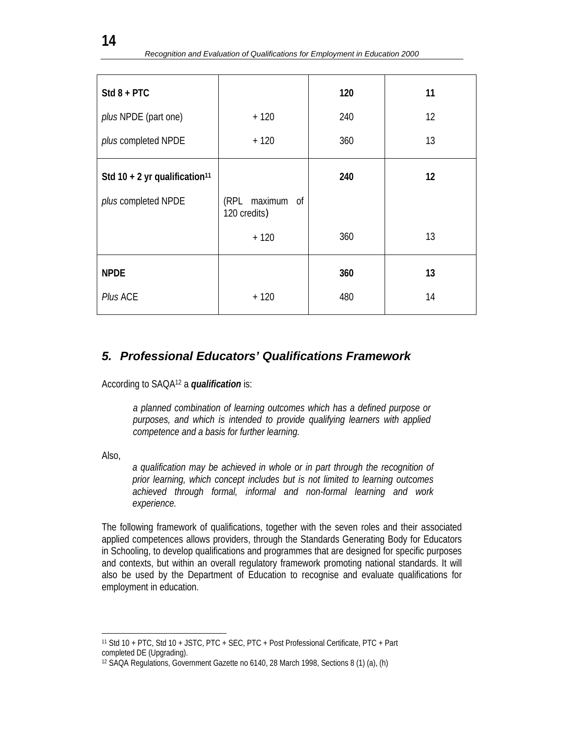| | | | |
|---|---|---|---|
| **Std 8 + PTC** | | **120** | **11** |
| *plus* NPDE (part one) | + 120 | 240 | 12 |
| *plus* completed NPDE | + 120 | 360 | 13 |
| **Std 10 + 2 yr qualification**[11] | | **240** | **12** |
| *plus* completed NPDE | (RPL maximum of 120 credits) | | |
| | + 120 | 360 | 13 |
| **NPDE** | | **360** | **13** |
| *Plus* ACE | + 120 | 480 | 14 |

## *5. Professional Educators' Qualifications Framework*

According to SAQA[12] a ***qualification*** is:

> *a planned combination of learning outcomes which has a defined purpose or purposes, and which is intended to provide qualifying learners with applied competence and a basis for further learning.*

Also,

> *a qualification may be achieved in whole or in part through the recognition of prior learning, which concept includes but is not limited to learning outcomes achieved through formal, informal and non-formal learning and work experience.*

The following framework of qualifications, together with the seven roles and their associated applied competences allows providers, through the Standards Generating Body for Educators in Schooling, to develop qualifications and programmes that are designed for specific purposes and contexts, but within an overall regulatory framework promoting national standards. It will also be used by the Department of Education to recognise and evaluate qualifications for employment in education.

---

[11] Std 10 + PTC, Std 10 + JSTC, PTC + SEC, PTC + Post Professional Certificate, PTC + Part completed DE (Upgrading).

[12] SAQA Regulations, Government Gazette no 6140, 28 March 1998, Sections 8 (1) (a), (h)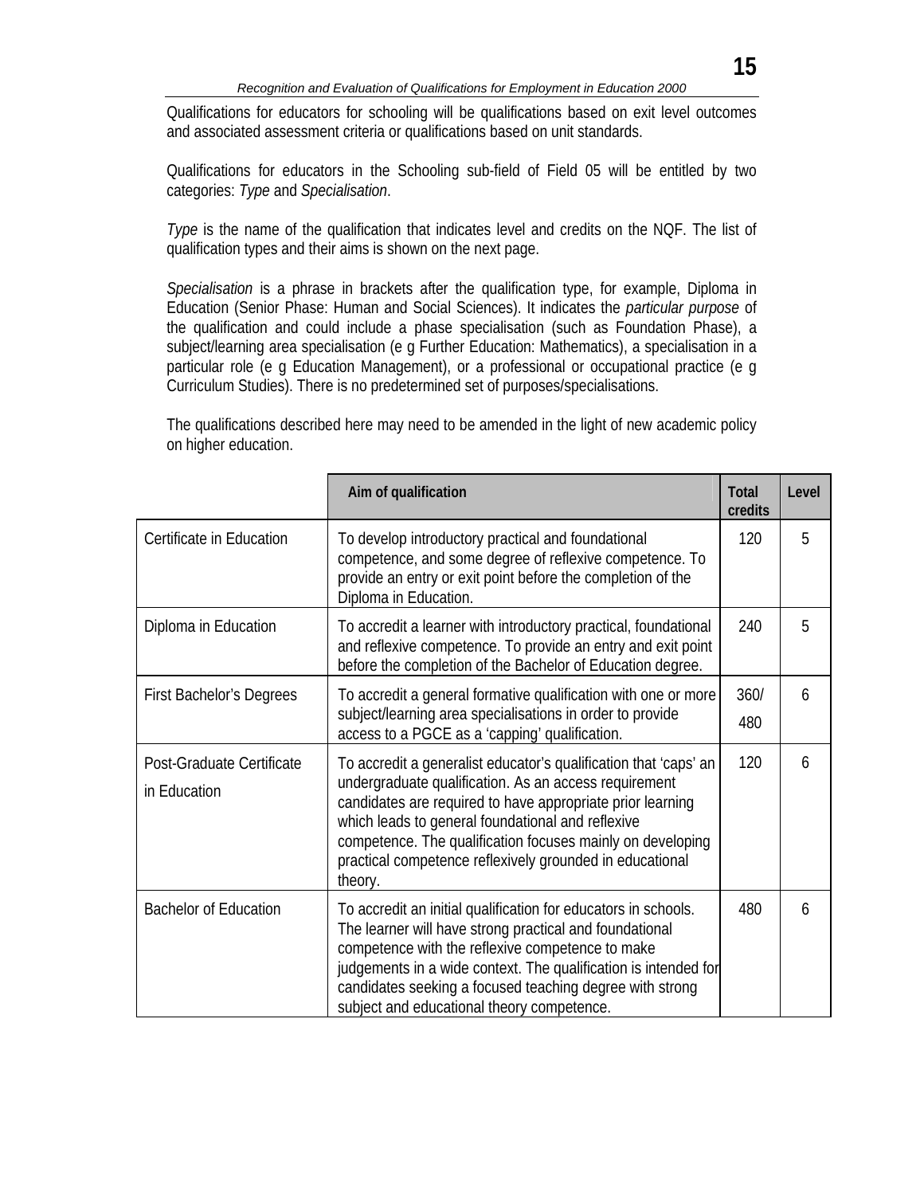Qualifications for educators for schooling will be qualifications based on exit level outcomes and associated assessment criteria or qualifications based on unit standards.

Qualifications for educators in the Schooling sub-field of Field 05 will be entitled by two categories: *Type* and *Specialisation*.

*Type* is the name of the qualification that indicates level and credits on the NQF. The list of qualification types and their aims is shown on the next page.

*Specialisation* is a phrase in brackets after the qualification type, for example, Diploma in Education (Senior Phase: Human and Social Sciences). It indicates the *particular purpose* of the qualification and could include a phase specialisation (such as Foundation Phase), a subject/learning area specialisation (e g Further Education: Mathematics), a specialisation in a particular role (e g Education Management), or a professional or occupational practice (e g Curriculum Studies). There is no predetermined set of purposes/specialisations.

The qualifications described here may need to be amended in the light of new academic policy on higher education.

| | Aim of qualification | Total credits | Level |
|---|---|---|---|
| Certificate in Education | To develop introductory practical and foundational competence, and some degree of reflexive competence. To provide an entry or exit point before the completion of the Diploma in Education. | 120 | 5 |
| Diploma in Education | To accredit a learner with introductory practical, foundational and reflexive competence. To provide an entry and exit point before the completion of the Bachelor of Education degree. | 240 | 5 |
| First Bachelor's Degrees | To accredit a general formative qualification with one or more subject/learning area specialisations in order to provide access to a PGCE as a 'capping' qualification. | 360/ 480 | 6 |
| Post-Graduate Certificate in Education | To accredit a generalist educator's qualification that 'caps' an undergraduate qualification. As an access requirement candidates are required to have appropriate prior learning which leads to general foundational and reflexive competence. The qualification focuses mainly on developing practical competence reflexively grounded in educational theory. | 120 | 6 |
| Bachelor of Education | To accredit an initial qualification for educators in schools. The learner will have strong practical and foundational competence with the reflexive competence to make judgements in a wide context. The qualification is intended for candidates seeking a focused teaching degree with strong subject and educational theory competence. | 480 | 6 |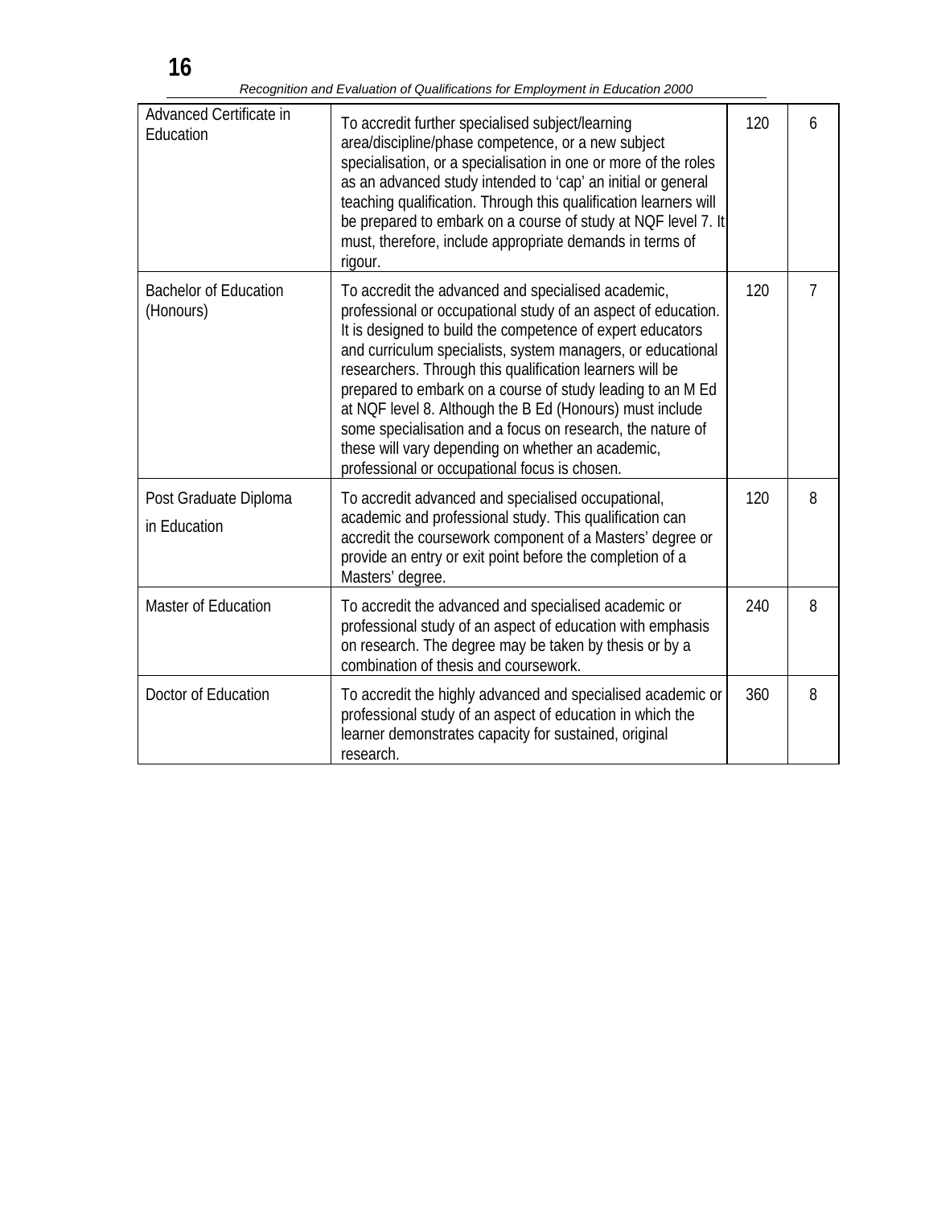| Advanced Certificate in Education | To accredit further specialised subject/learning area/discipline/phase competence, or a new subject specialisation, or a specialisation in one or more of the roles as an advanced study intended to 'cap' an initial or general teaching qualification. Through this qualification learners will be prepared to embark on a course of study at NQF level 7. It must, therefore, include appropriate demands in terms of rigour. | 120 | 6 |
|---|---|---|---|
| Bachelor of Education (Honours) | To accredit the advanced and specialised academic, professional or occupational study of an aspect of education. It is designed to build the competence of expert educators and curriculum specialists, system managers, or educational researchers. Through this qualification learners will be prepared to embark on a course of study leading to an M Ed at NQF level 8. Although the B Ed (Honours) must include some specialisation and a focus on research, the nature of these will vary depending on whether an academic, professional or occupational focus is chosen. | 120 | 7 |
| Post Graduate Diploma in Education | To accredit advanced and specialised occupational, academic and professional study. This qualification can accredit the coursework component of a Masters' degree or provide an entry or exit point before the completion of a Masters' degree. | 120 | 8 |
| Master of Education | To accredit the advanced and specialised academic or professional study of an aspect of education with emphasis on research. The degree may be taken by thesis or by a combination of thesis and coursework. | 240 | 8 |
| Doctor of Education | To accredit the highly advanced and specialised academic or professional study of an aspect of education in which the learner demonstrates capacity for sustained, original research. | 360 | 8 |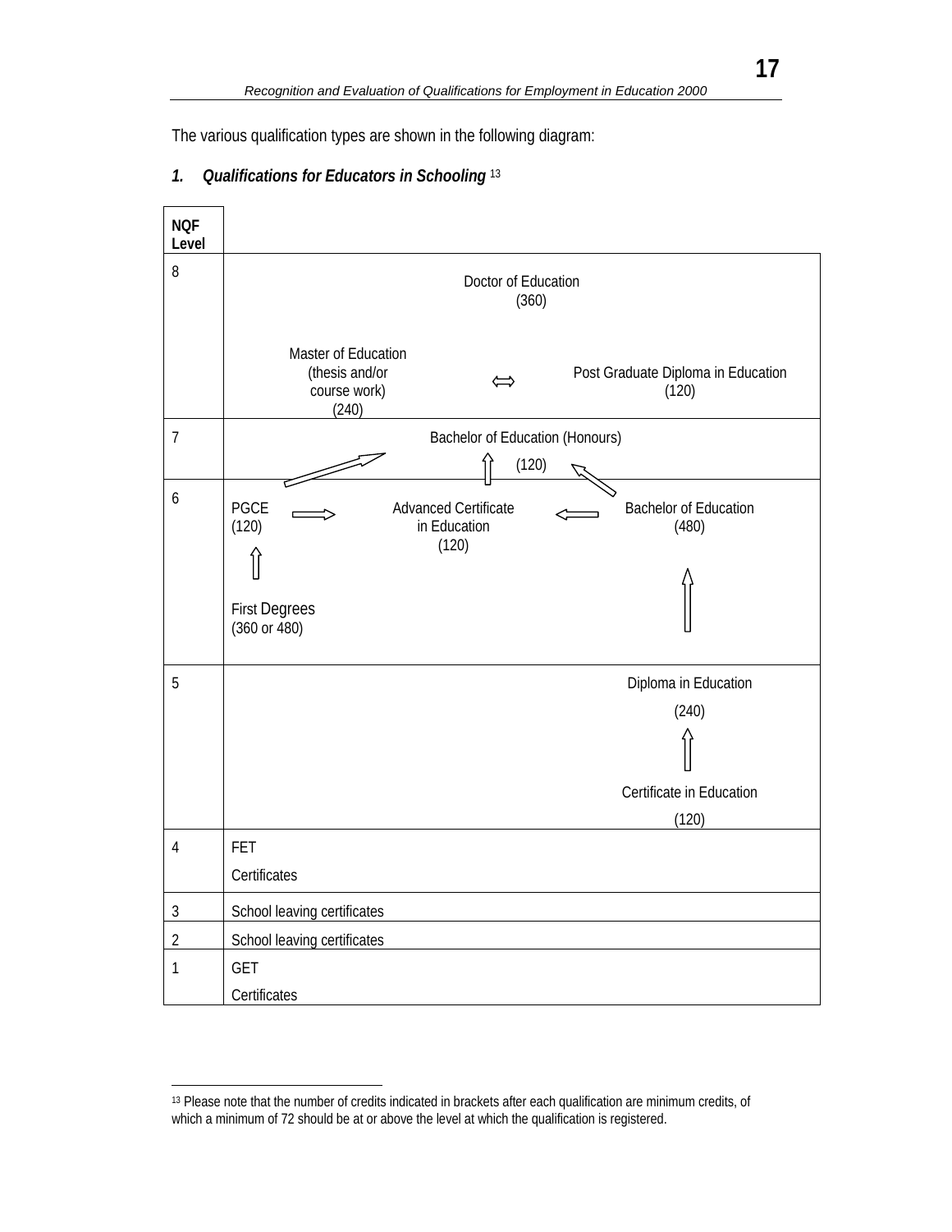The various qualification types are shown in the following diagram:

### *1. Qualifications for Educators in Schooling* [13]

| NQF Level | |
|---|---|
| 8 | Doctor of Education (360)<br><br>Master of Education (thesis and/or course work) (240) ⇔ Post Graduate Diploma in Education (120) |
| 7 | Bachelor of Education (Honours) (120) |
| 6 | PGCE (120) ⇒ Advanced Certificate in Education (120) ⇐ Bachelor of Education (480)<br><br>First Degrees (360 or 480) |
| 5 | Diploma in Education (240)<br><br>Certificate in Education (120) |
| 4 | FET Certificates |
| 3 | School leaving certificates |
| 2 | School leaving certificates |
| 1 | GET Certificates |

[13] Please note that the number of credits indicated in brackets after each qualification are minimum credits, of which a minimum of 72 should be at or above the level at which the qualification is registered.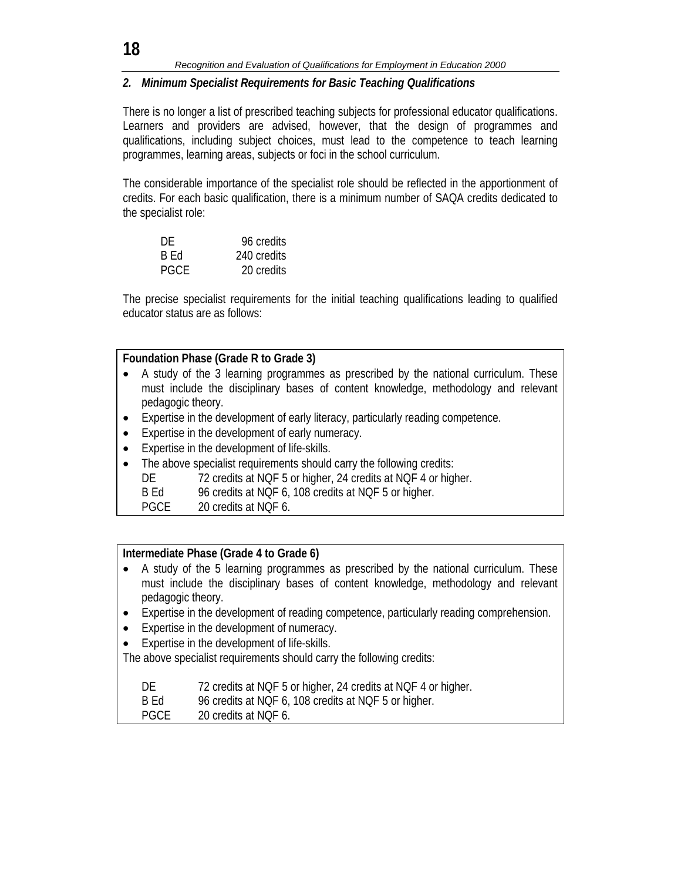## *2. Minimum Specialist Requirements for Basic Teaching Qualifications*

There is no longer a list of prescribed teaching subjects for professional educator qualifications. Learners and providers are advised, however, that the design of programmes and qualifications, including subject choices, must lead to the competence to teach learning programmes, learning areas, subjects or foci in the school curriculum.

The considerable importance of the specialist role should be reflected in the apportionment of credits. For each basic qualification, there is a minimum number of SAQA credits dedicated to the specialist role:

| | |
|---|---|
| DE | 96 credits |
| B Ed | 240 credits |
| PGCE | 20 credits |

The precise specialist requirements for the initial teaching qualifications leading to qualified educator status are as follows:

**Foundation Phase (Grade R to Grade 3)**

- A study of the 3 learning programmes as prescribed by the national curriculum. These must include the disciplinary bases of content knowledge, methodology and relevant pedagogic theory.
- Expertise in the development of early literacy, particularly reading competence.
- Expertise in the development of early numeracy.
- Expertise in the development of life-skills.
- The above specialist requirements should carry the following credits:

| | |
|---|---|
| DE | 72 credits at NQF 5 or higher, 24 credits at NQF 4 or higher. |
| B Ed | 96 credits at NQF 6, 108 credits at NQF 5 or higher. |
| PGCE | 20 credits at NQF 6. |

**Intermediate Phase (Grade 4 to Grade 6)**

- A study of the 5 learning programmes as prescribed by the national curriculum. These must include the disciplinary bases of content knowledge, methodology and relevant pedagogic theory.
- Expertise in the development of reading competence, particularly reading comprehension.
- Expertise in the development of numeracy.
- Expertise in the development of life-skills.

The above specialist requirements should carry the following credits:

| | |
|---|---|
| DE | 72 credits at NQF 5 or higher, 24 credits at NQF 4 or higher. |
| B Ed | 96 credits at NQF 6, 108 credits at NQF 5 or higher. |
| PGCE | 20 credits at NQF 6. |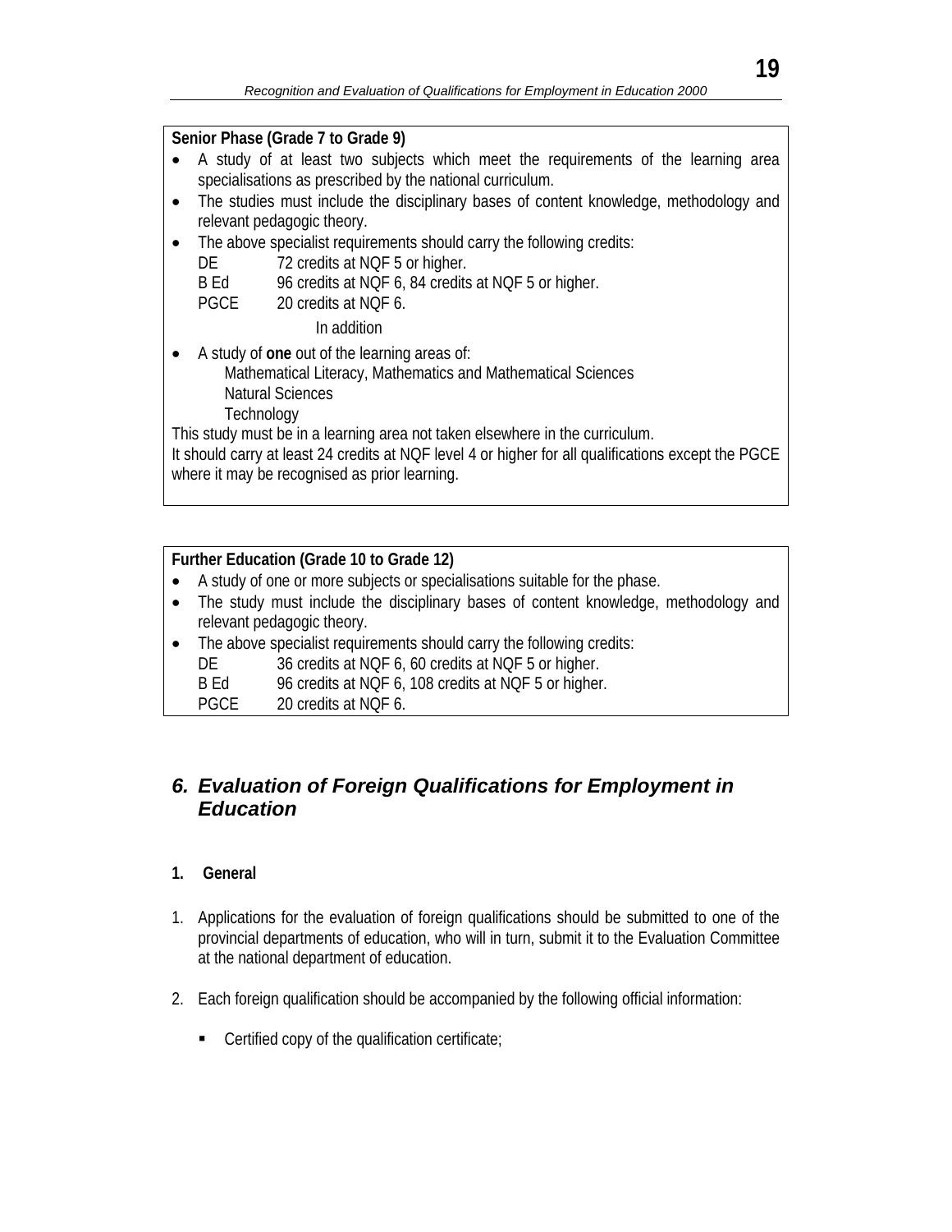**Senior Phase (Grade 7 to Grade 9)**

- A study of at least two subjects which meet the requirements of the learning area specialisations as prescribed by the national curriculum.
- The studies must include the disciplinary bases of content knowledge, methodology and relevant pedagogic theory.
- The above specialist requirements should carry the following credits:

  DE 72 credits at NQF 5 or higher.

  B Ed 96 credits at NQF 6, 84 credits at NQF 5 or higher.

  PGCE 20 credits at NQF 6.

  In addition

- A study of **one** out of the learning areas of:

  Mathematical Literacy, Mathematics and Mathematical Sciences

  Natural Sciences

  Technology

This study must be in a learning area not taken elsewhere in the curriculum.

It should carry at least 24 credits at NQF level 4 or higher for all qualifications except the PGCE where it may be recognised as prior learning.

**Further Education (Grade 10 to Grade 12)**

- A study of one or more subjects or specialisations suitable for the phase.
- The study must include the disciplinary bases of content knowledge, methodology and relevant pedagogic theory.
- The above specialist requirements should carry the following credits:

  DE 36 credits at NQF 6, 60 credits at NQF 5 or higher.

  B Ed 96 credits at NQF 6, 108 credits at NQF 5 or higher.

  PGCE 20 credits at NQF 6.

## *6. Evaluation of Foreign Qualifications for Employment in Education*

**1. General**

1. Applications for the evaluation of foreign qualifications should be submitted to one of the provincial departments of education, who will in turn, submit it to the Evaluation Committee at the national department of education.

2. Each foreign qualification should be accompanied by the following official information:

   - Certified copy of the qualification certificate;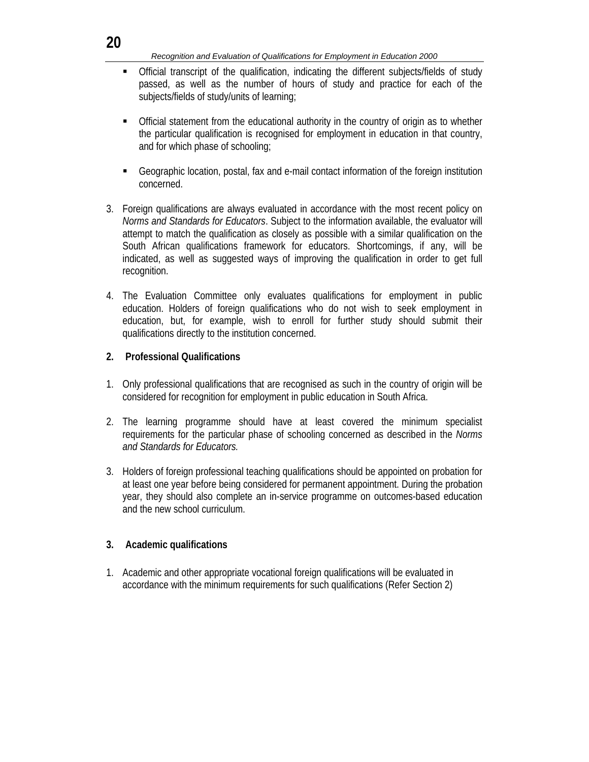- Official transcript of the qualification, indicating the different subjects/fields of study passed, as well as the number of hours of study and practice for each of the subjects/fields of study/units of learning;

- Official statement from the educational authority in the country of origin as to whether the particular qualification is recognised for employment in education in that country, and for which phase of schooling;

- Geographic location, postal, fax and e-mail contact information of the foreign institution concerned.

3. Foreign qualifications are always evaluated in accordance with the most recent policy on *Norms and Standards for Educators*. Subject to the information available, the evaluator will attempt to match the qualification as closely as possible with a similar qualification on the South African qualifications framework for educators. Shortcomings, if any, will be indicated, as well as suggested ways of improving the qualification in order to get full recognition.

4. The Evaluation Committee only evaluates qualifications for employment in public education. Holders of foreign qualifications who do not wish to seek employment in education, but, for example, wish to enroll for further study should submit their qualifications directly to the institution concerned.

**2. Professional Qualifications**

1. Only professional qualifications that are recognised as such in the country of origin will be considered for recognition for employment in public education in South Africa.

2. The learning programme should have at least covered the minimum specialist requirements for the particular phase of schooling concerned as described in the *Norms and Standards for Educators.*

3. Holders of foreign professional teaching qualifications should be appointed on probation for at least one year before being considered for permanent appointment. During the probation year, they should also complete an in-service programme on outcomes-based education and the new school curriculum.

**3. Academic qualifications**

1. Academic and other appropriate vocational foreign qualifications will be evaluated in accordance with the minimum requirements for such qualifications (Refer Section 2)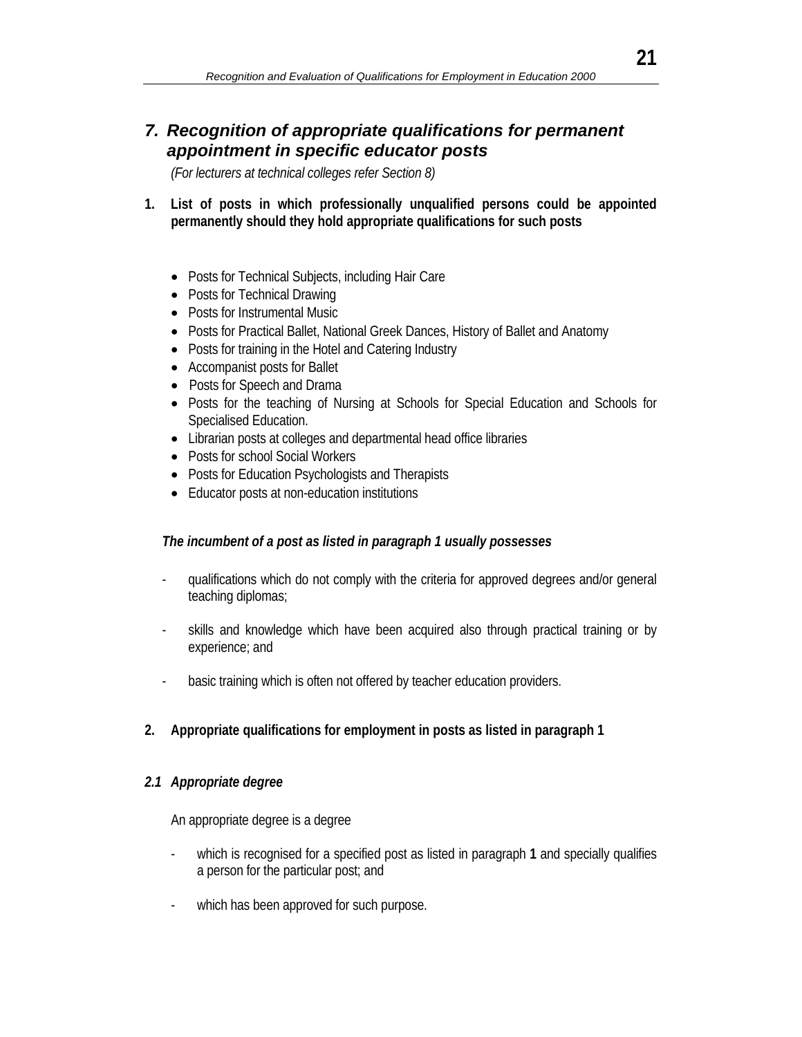## *7. Recognition of appropriate qualifications for permanent appointment in specific educator posts*

*(For lecturers at technical colleges refer Section 8)*

**1. List of posts in which professionally unqualified persons could be appointed permanently should they hold appropriate qualifications for such posts**

- Posts for Technical Subjects, including Hair Care
- Posts for Technical Drawing
- Posts for Instrumental Music
- Posts for Practical Ballet, National Greek Dances, History of Ballet and Anatomy
- Posts for training in the Hotel and Catering Industry
- Accompanist posts for Ballet
- Posts for Speech and Drama
- Posts for the teaching of Nursing at Schools for Special Education and Schools for Specialised Education.
- Librarian posts at colleges and departmental head office libraries
- Posts for school Social Workers
- Posts for Education Psychologists and Therapists
- Educator posts at non-education institutions

***The incumbent of a post as listed in paragraph 1 usually possesses***

- qualifications which do not comply with the criteria for approved degrees and/or general teaching diplomas;
- skills and knowledge which have been acquired also through practical training or by experience; and
- basic training which is often not offered by teacher education providers.

**2. Appropriate qualifications for employment in posts as listed in paragraph 1**

***2.1 Appropriate degree***

An appropriate degree is a degree

- which is recognised for a specified post as listed in paragraph **1** and specially qualifies a person for the particular post; and
- which has been approved for such purpose.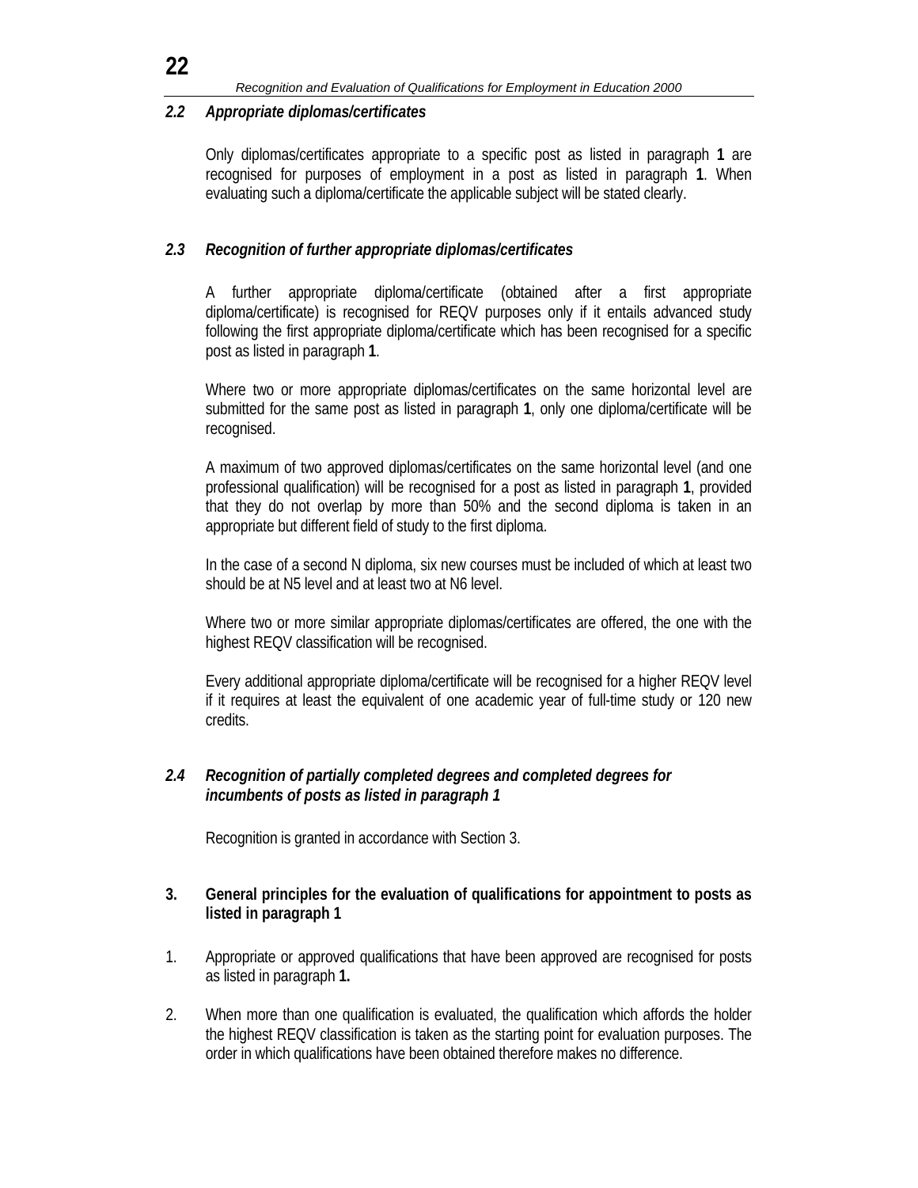### *2.2 Appropriate diplomas/certificates*

Only diplomas/certificates appropriate to a specific post as listed in paragraph **1** are recognised for purposes of employment in a post as listed in paragraph **1**. When evaluating such a diploma/certificate the applicable subject will be stated clearly.

### *2.3 Recognition of further appropriate diplomas/certificates*

A further appropriate diploma/certificate (obtained after a first appropriate diploma/certificate) is recognised for REQV purposes only if it entails advanced study following the first appropriate diploma/certificate which has been recognised for a specific post as listed in paragraph **1**.

Where two or more appropriate diplomas/certificates on the same horizontal level are submitted for the same post as listed in paragraph **1**, only one diploma/certificate will be recognised.

A maximum of two approved diplomas/certificates on the same horizontal level (and one professional qualification) will be recognised for a post as listed in paragraph **1**, provided that they do not overlap by more than 50% and the second diploma is taken in an appropriate but different field of study to the first diploma.

In the case of a second N diploma, six new courses must be included of which at least two should be at N5 level and at least two at N6 level.

Where two or more similar appropriate diplomas/certificates are offered, the one with the highest REQV classification will be recognised.

Every additional appropriate diploma/certificate will be recognised for a higher REQV level if it requires at least the equivalent of one academic year of full-time study or 120 new credits.

### *2.4 Recognition of partially completed degrees and completed degrees for incumbents of posts as listed in paragraph 1*

Recognition is granted in accordance with Section 3.

## 3. General principles for the evaluation of qualifications for appointment to posts as listed in paragraph 1

1. Appropriate or approved qualifications that have been approved are recognised for posts as listed in paragraph **1.**

2. When more than one qualification is evaluated, the qualification which affords the holder the highest REQV classification is taken as the starting point for evaluation purposes. The order in which qualifications have been obtained therefore makes no difference.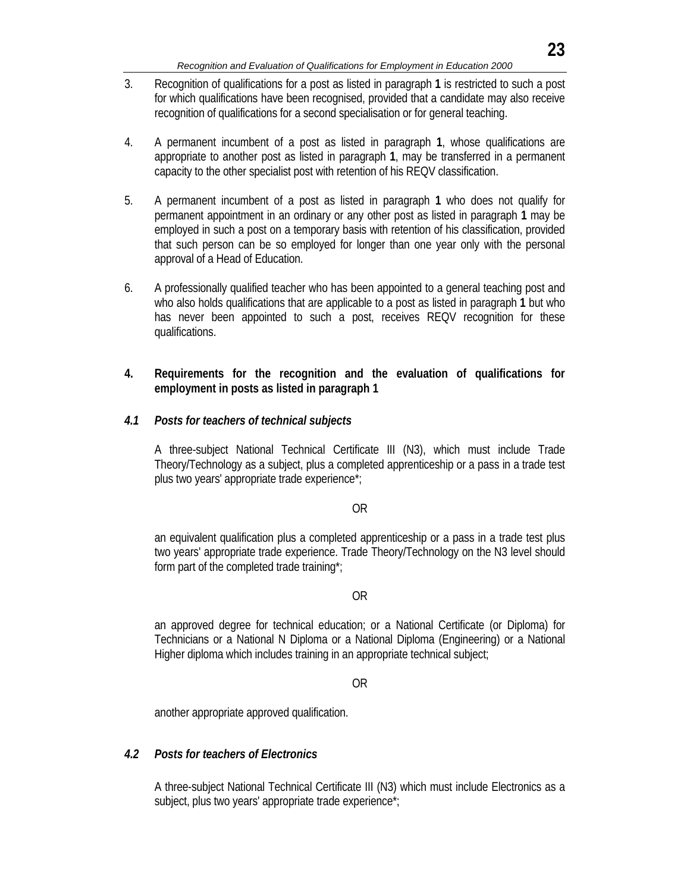3. Recognition of qualifications for a post as listed in paragraph **1** is restricted to such a post for which qualifications have been recognised, provided that a candidate may also receive recognition of qualifications for a second specialisation or for general teaching.

4. A permanent incumbent of a post as listed in paragraph **1**, whose qualifications are appropriate to another post as listed in paragraph **1**, may be transferred in a permanent capacity to the other specialist post with retention of his REQV classification.

5. A permanent incumbent of a post as listed in paragraph **1** who does not qualify for permanent appointment in an ordinary or any other post as listed in paragraph **1** may be employed in such a post on a temporary basis with retention of his classification, provided that such person can be so employed for longer than one year only with the personal approval of a Head of Education.

6. A professionally qualified teacher who has been appointed to a general teaching post and who also holds qualifications that are applicable to a post as listed in paragraph **1** but who has never been appointed to such a post, receives REQV recognition for these qualifications.

## 4. Requirements for the recognition and the evaluation of qualifications for employment in posts as listed in paragraph 1

### *4.1 Posts for teachers of technical subjects*

A three-subject National Technical Certificate III (N3), which must include Trade Theory/Technology as a subject, plus a completed apprenticeship or a pass in a trade test plus two years' appropriate trade experience*;

OR

an equivalent qualification plus a completed apprenticeship or a pass in a trade test plus two years' appropriate trade experience. Trade Theory/Technology on the N3 level should form part of the completed trade training*;

OR

an approved degree for technical education; or a National Certificate (or Diploma) for Technicians or a National N Diploma or a National Diploma (Engineering) or a National Higher diploma which includes training in an appropriate technical subject;

OR

another appropriate approved qualification.

### *4.2 Posts for teachers of Electronics*

A three-subject National Technical Certificate III (N3) which must include Electronics as a subject, plus two years' appropriate trade experience*;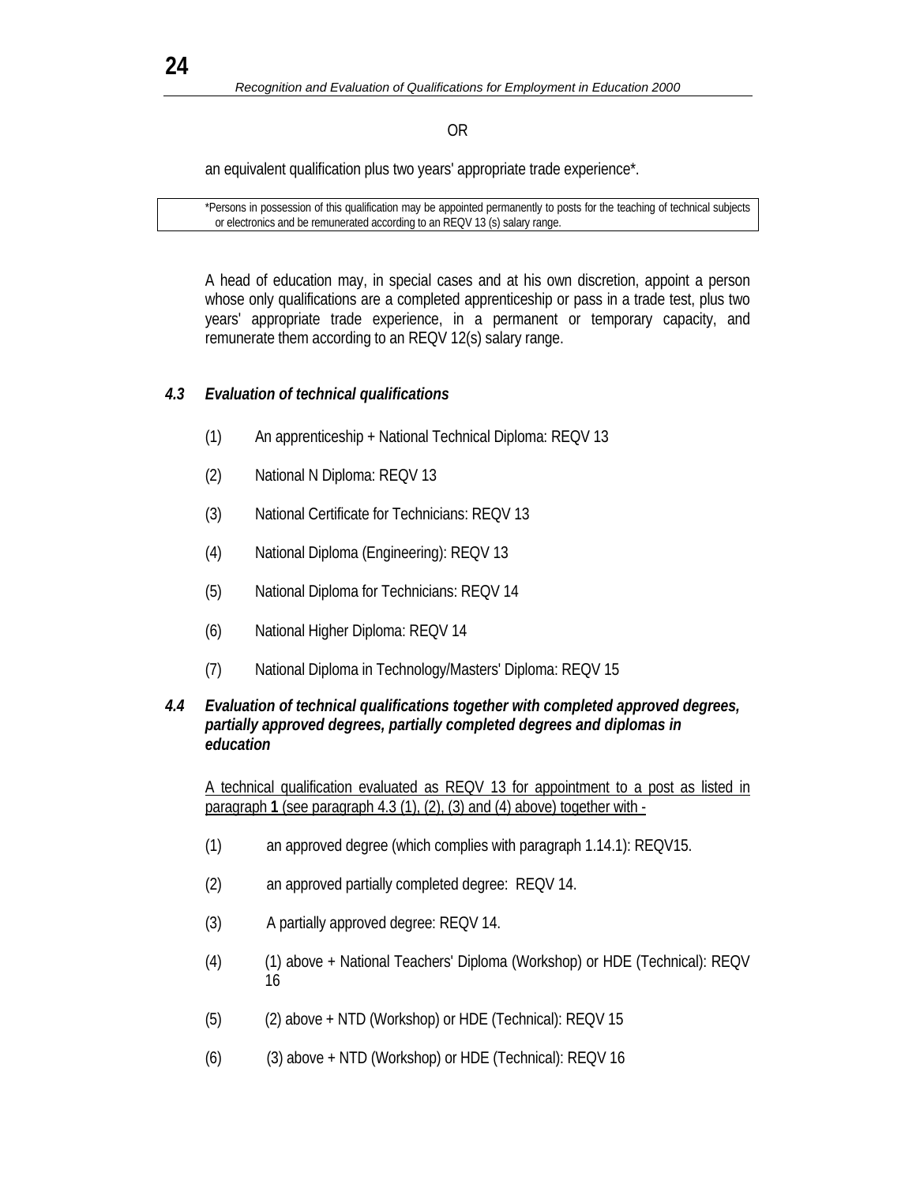OR

an equivalent qualification plus two years' appropriate trade experience*.

*Persons in possession of this qualification may be appointed permanently to posts for the teaching of technical subjects or electronics and be remunerated according to an REQV 13 (s) salary range.

A head of education may, in special cases and at his own discretion, appoint a person whose only qualifications are a completed apprenticeship or pass in a trade test, plus two years' appropriate trade experience, in a permanent or temporary capacity, and remunerate them according to an REQV 12(s) salary range.

### *4.3 Evaluation of technical qualifications*

(1) An apprenticeship + National Technical Diploma: REQV 13

(2) National N Diploma: REQV 13

(3) National Certificate for Technicians: REQV 13

(4) National Diploma (Engineering): REQV 13

(5) National Diploma for Technicians: REQV 14

(6) National Higher Diploma: REQV 14

(7) National Diploma in Technology/Masters' Diploma: REQV 15

### *4.4 Evaluation of technical qualifications together with completed approved degrees, partially approved degrees, partially completed degrees and diplomas in education*

A technical qualification evaluated as REQV 13 for appointment to a post as listed in paragraph **1** (see paragraph 4.3 (1), (2), (3) and (4) above) together with -

(1) an approved degree (which complies with paragraph 1.14.1): REQV15.

(2) an approved partially completed degree: REQV 14.

(3) A partially approved degree: REQV 14.

(4) (1) above + National Teachers' Diploma (Workshop) or HDE (Technical): REQV 16

(5) (2) above + NTD (Workshop) or HDE (Technical): REQV 15

(6) (3) above + NTD (Workshop) or HDE (Technical): REQV 16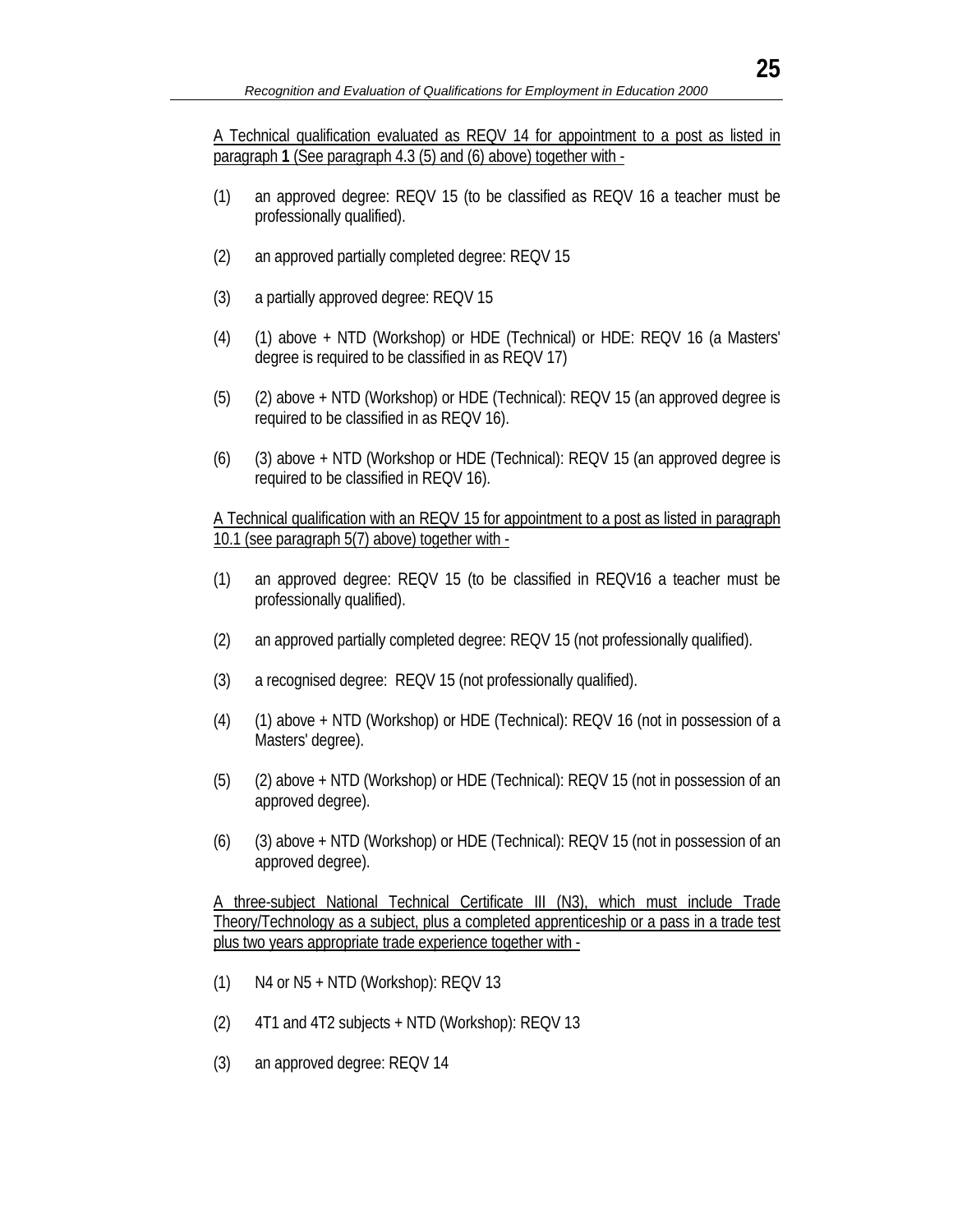A Technical qualification evaluated as REQV 14 for appointment to a post as listed in paragraph **1** (See paragraph 4.3 (5) and (6) above) together with -

(1) an approved degree: REQV 15 (to be classified as REQV 16 a teacher must be professionally qualified).

(2) an approved partially completed degree: REQV 15

(3) a partially approved degree: REQV 15

(4) (1) above + NTD (Workshop) or HDE (Technical) or HDE: REQV 16 (a Masters' degree is required to be classified in as REQV 17)

(5) (2) above + NTD (Workshop) or HDE (Technical): REQV 15 (an approved degree is required to be classified in as REQV 16).

(6) (3) above + NTD (Workshop or HDE (Technical): REQV 15 (an approved degree is required to be classified in REQV 16).

A Technical qualification with an REQV 15 for appointment to a post as listed in paragraph 10.1 (see paragraph 5(7) above) together with -

(1) an approved degree: REQV 15 (to be classified in REQV16 a teacher must be professionally qualified).

(2) an approved partially completed degree: REQV 15 (not professionally qualified).

(3) a recognised degree: REQV 15 (not professionally qualified).

(4) (1) above + NTD (Workshop) or HDE (Technical): REQV 16 (not in possession of a Masters' degree).

(5) (2) above + NTD (Workshop) or HDE (Technical): REQV 15 (not in possession of an approved degree).

(6) (3) above + NTD (Workshop) or HDE (Technical): REQV 15 (not in possession of an approved degree).

A three-subject National Technical Certificate III (N3), which must include Trade Theory/Technology as a subject, plus a completed apprenticeship or a pass in a trade test plus two years appropriate trade experience together with -

(1) N4 or N5 + NTD (Workshop): REQV 13

(2) 4T1 and 4T2 subjects + NTD (Workshop): REQV 13

(3) an approved degree: REQV 14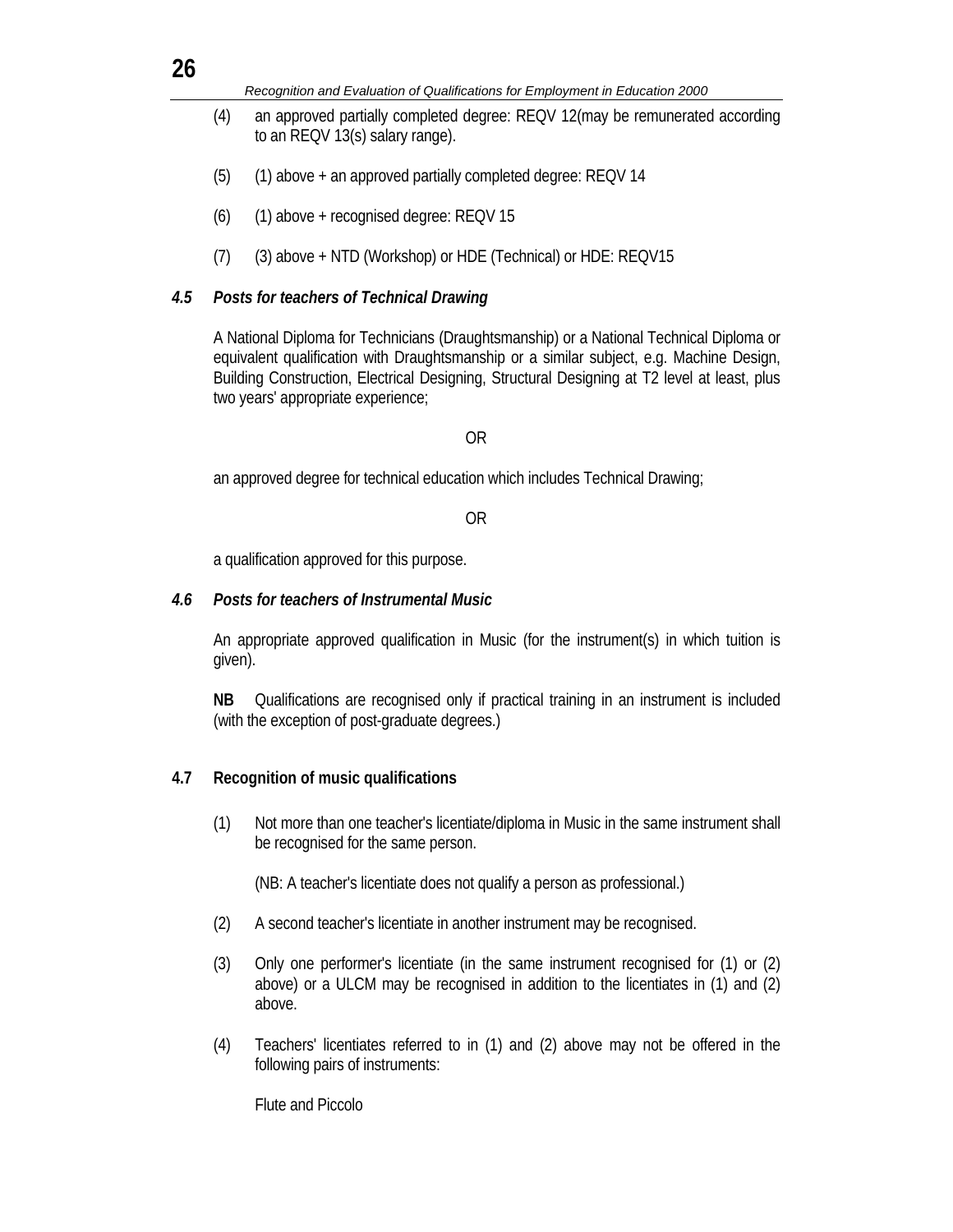(4) an approved partially completed degree: REQV 12(may be remunerated according to an REQV 13(s) salary range).

(5) (1) above + an approved partially completed degree: REQV 14

(6) (1) above + recognised degree: REQV 15

(7) (3) above + NTD (Workshop) or HDE (Technical) or HDE: REQV15

### *4.5 Posts for teachers of Technical Drawing*

A National Diploma for Technicians (Draughtsmanship) or a National Technical Diploma or equivalent qualification with Draughtsmanship or a similar subject, e.g. Machine Design, Building Construction, Electrical Designing, Structural Designing at T2 level at least, plus two years' appropriate experience;

OR

an approved degree for technical education which includes Technical Drawing;

OR

a qualification approved for this purpose.

### *4.6 Posts for teachers of Instrumental Music*

An appropriate approved qualification in Music (for the instrument(s) in which tuition is given).

**NB** Qualifications are recognised only if practical training in an instrument is included (with the exception of post-graduate degrees.)

### 4.7 Recognition of music qualifications

(1) Not more than one teacher's licentiate/diploma in Music in the same instrument shall be recognised for the same person.

(NB: A teacher's licentiate does not qualify a person as professional.)

(2) A second teacher's licentiate in another instrument may be recognised.

(3) Only one performer's licentiate (in the same instrument recognised for (1) or (2) above) or a ULCM may be recognised in addition to the licentiates in (1) and (2) above.

(4) Teachers' licentiates referred to in (1) and (2) above may not be offered in the following pairs of instruments:

Flute and Piccolo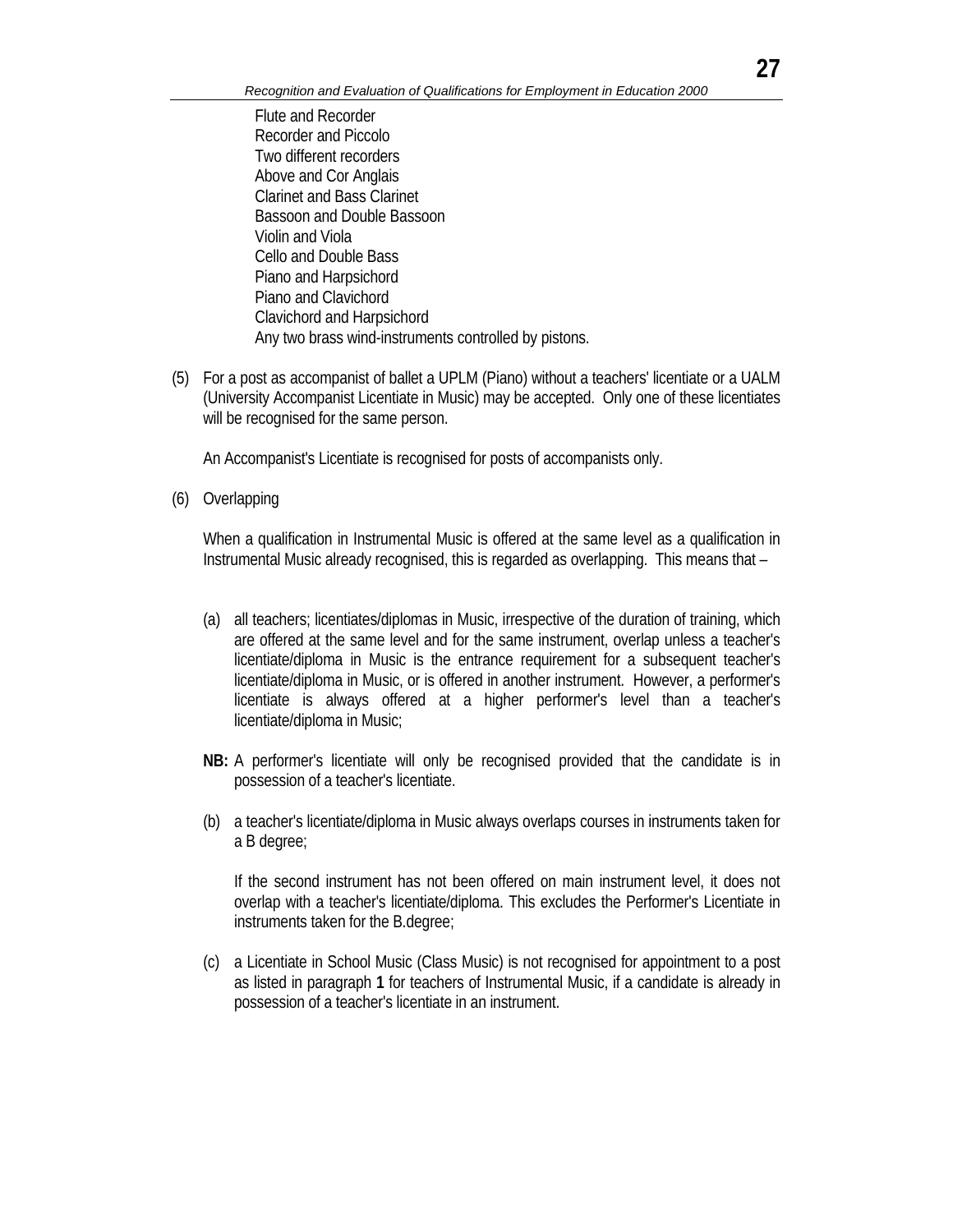Flute and Recorder
Recorder and Piccolo
Two different recorders
Above and Cor Anglais
Clarinet and Bass Clarinet
Bassoon and Double Bassoon
Violin and Viola
Cello and Double Bass
Piano and Harpsichord
Piano and Clavichord
Clavichord and Harpsichord
Any two brass wind-instruments controlled by pistons.

(5) For a post as accompanist of ballet a UPLM (Piano) without a teachers' licentiate or a UALM (University Accompanist Licentiate in Music) may be accepted. Only one of these licentiates will be recognised for the same person.

An Accompanist's Licentiate is recognised for posts of accompanists only.

(6) Overlapping

When a qualification in Instrumental Music is offered at the same level as a qualification in Instrumental Music already recognised, this is regarded as overlapping. This means that –

(a) all teachers; licentiates/diplomas in Music, irrespective of the duration of training, which are offered at the same level and for the same instrument, overlap unless a teacher's licentiate/diploma in Music is the entrance requirement for a subsequent teacher's licentiate/diploma in Music, or is offered in another instrument. However, a performer's licentiate is always offered at a higher performer's level than a teacher's licentiate/diploma in Music;

**NB:** A performer's licentiate will only be recognised provided that the candidate is in possession of a teacher's licentiate.

(b) a teacher's licentiate/diploma in Music always overlaps courses in instruments taken for a B degree;

If the second instrument has not been offered on main instrument level, it does not overlap with a teacher's licentiate/diploma. This excludes the Performer's Licentiate in instruments taken for the B.degree;

(c) a Licentiate in School Music (Class Music) is not recognised for appointment to a post as listed in paragraph **1** for teachers of Instrumental Music, if a candidate is already in possession of a teacher's licentiate in an instrument.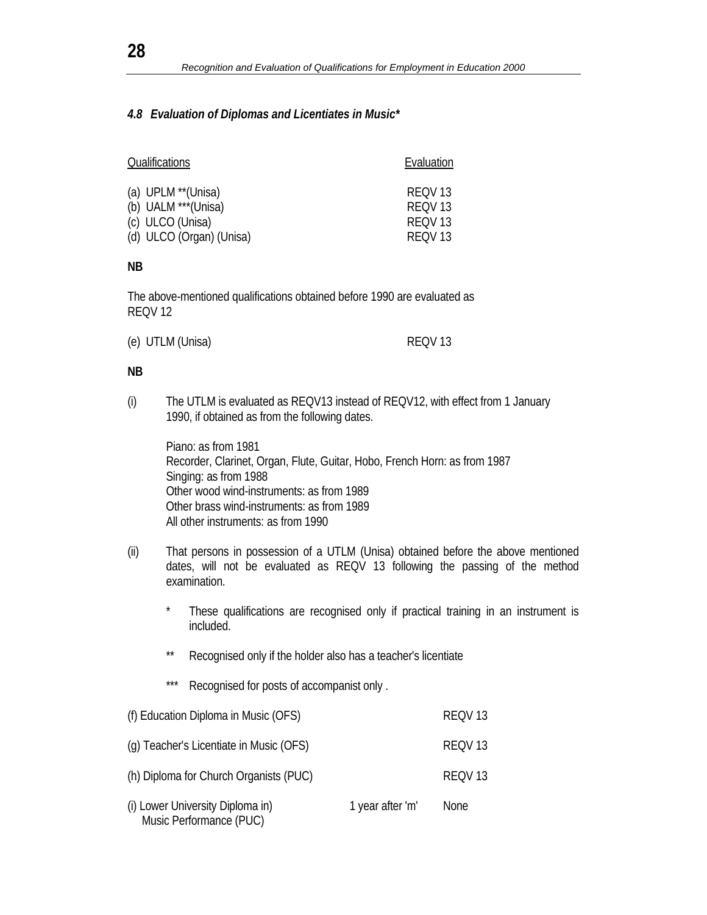### *4.8 Evaluation of Diplomas and Licentiates in Music**

| Qualifications | Evaluation |
|---|---|
| (a) UPLM **(Unisa) | REQV 13 |
| (b) UALM ***(Unisa) | REQV 13 |
| (c) ULCO (Unisa) | REQV 13 |
| (d) ULCO (Organ) (Unisa) | REQV 13 |

**NB**

The above-mentioned qualifications obtained before 1990 are evaluated as REQV 12

| | |
|---|---|
| (e) UTLM (Unisa) | REQV 13 |

**NB**

(i) The UTLM is evaluated as REQV13 instead of REQV12, with effect from 1 January 1990, if obtained as from the following dates.

Piano: as from 1981
Recorder, Clarinet, Organ, Flute, Guitar, Hobo, French Horn: as from 1987
Singing: as from 1988
Other wood wind-instruments: as from 1989
Other brass wind-instruments: as from 1989
All other instruments: as from 1990

(ii) That persons in possession of a UTLM (Unisa) obtained before the above mentioned dates, will not be evaluated as REQV 13 following the passing of the method examination.

\* These qualifications are recognised only if practical training in an instrument is included.

\** Recognised only if the holder also has a teacher's licentiate

\*** Recognised for posts of accompanist only .

| | | |
|---|---|---|
| (f) Education Diploma in Music (OFS) | | REQV 13 |
| (g) Teacher's Licentiate in Music (OFS) | | REQV 13 |
| (h) Diploma for Church Organists (PUC) | | REQV 13 |
| (i) Lower University Diploma in) Music Performance (PUC) | 1 year after 'm' | None |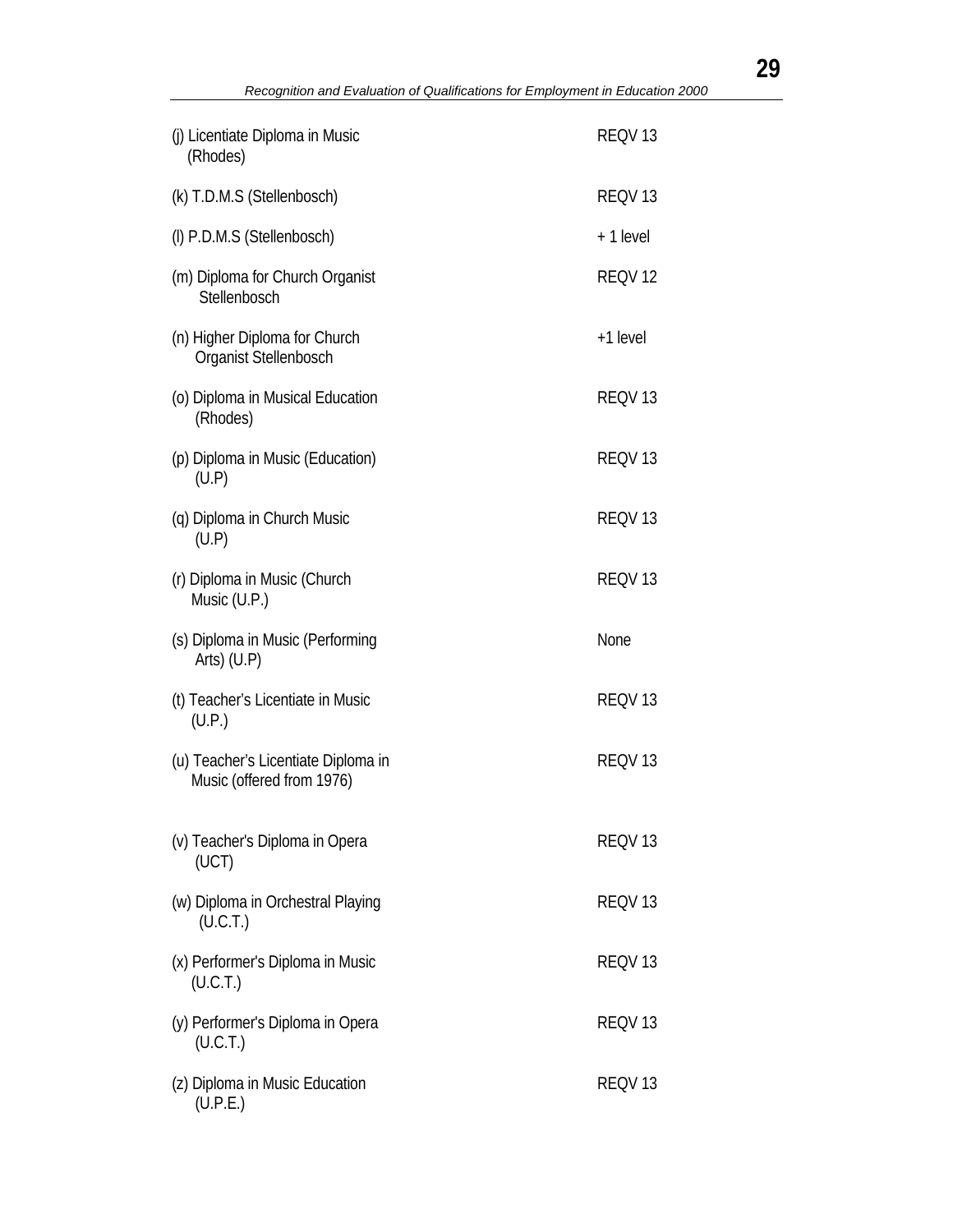| | |
|---|---|
| (j) Licentiate Diploma in Music (Rhodes) | REQV 13 |
| (k) T.D.M.S (Stellenbosch) | REQV 13 |
| (l) P.D.M.S (Stellenbosch) | + 1 level |
| (m) Diploma for Church Organist Stellenbosch | REQV 12 |
| (n) Higher Diploma for Church Organist Stellenbosch | +1 level |
| (o) Diploma in Musical Education (Rhodes) | REQV 13 |
| (p) Diploma in Music (Education) (U.P) | REQV 13 |
| (q) Diploma in Church Music (U.P) | REQV 13 |
| (r) Diploma in Music (Church Music (U.P.) | REQV 13 |
| (s) Diploma in Music (Performing Arts) (U.P) | None |
| (t) Teacher's Licentiate in Music (U.P.) | REQV 13 |
| (u) Teacher's Licentiate Diploma in Music (offered from 1976) | REQV 13 |
| (v) Teacher's Diploma in Opera (UCT) | REQV 13 |
| (w) Diploma in Orchestral Playing (U.C.T.) | REQV 13 |
| (x) Performer's Diploma in Music (U.C.T.) | REQV 13 |
| (y) Performer's Diploma in Opera (U.C.T.) | REQV 13 |
| (z) Diploma in Music Education (U.P.E.) | REQV 13 |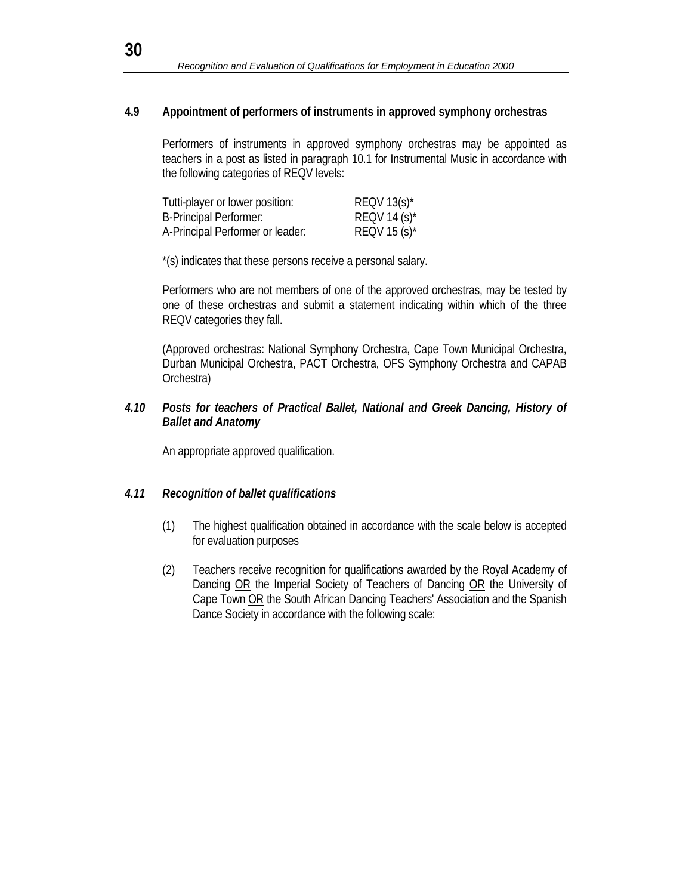### 4.9 Appointment of performers of instruments in approved symphony orchestras

Performers of instruments in approved symphony orchestras may be appointed as teachers in a post as listed in paragraph 10.1 for Instrumental Music in accordance with the following categories of REQV levels:

| | |
|---|---|
| Tutti-player or lower position: | REQV 13(s)* |
| B-Principal Performer: | REQV 14 (s)* |
| A-Principal Performer or leader: | REQV 15 (s)* |

*(s) indicates that these persons receive a personal salary.

Performers who are not members of one of the approved orchestras, may be tested by one of these orchestras and submit a statement indicating within which of the three REQV categories they fall.

(Approved orchestras: National Symphony Orchestra, Cape Town Municipal Orchestra, Durban Municipal Orchestra, PACT Orchestra, OFS Symphony Orchestra and CAPAB Orchestra)

### *4.10 Posts for teachers of Practical Ballet, National and Greek Dancing, History of Ballet and Anatomy*

An appropriate approved qualification.

### *4.11 Recognition of ballet qualifications*

(1) The highest qualification obtained in accordance with the scale below is accepted for evaluation purposes

(2) Teachers receive recognition for qualifications awarded by the Royal Academy of Dancing OR the Imperial Society of Teachers of Dancing OR the University of Cape Town OR the South African Dancing Teachers' Association and the Spanish Dance Society in accordance with the following scale: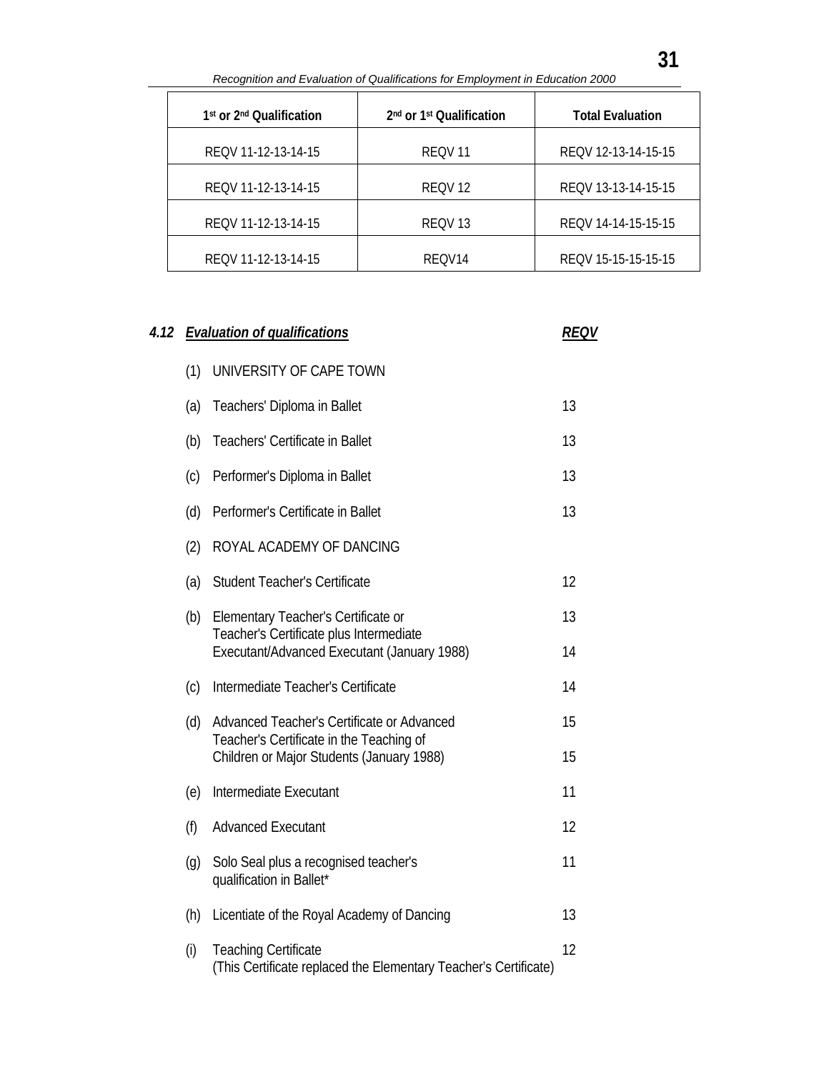| 1st or 2nd Qualification | 2nd or 1st Qualification | Total Evaluation |
|---|---|---|
| REQV 11-12-13-14-15 | REQV 11 | REQV 12-13-14-15-15 |
| REQV 11-12-13-14-15 | REQV 12 | REQV 13-13-14-15-15 |
| REQV 11-12-13-14-15 | REQV 13 | REQV 14-14-15-15-15 |
| REQV 11-12-13-14-15 | REQV14 | REQV 15-15-15-15-15 |

### 4.12 *Evaluation of qualifications*

| | | REQV |
|---|---|---|
| (1) | UNIVERSITY OF CAPE TOWN | |
| (a) | Teachers' Diploma in Ballet | 13 |
| (b) | Teachers' Certificate in Ballet | 13 |
| (c) | Performer's Diploma in Ballet | 13 |
| (d) | Performer's Certificate in Ballet | 13 |
| (2) | ROYAL ACADEMY OF DANCING | |
| (a) | Student Teacher's Certificate | 12 |
| (b) | Elementary Teacher's Certificate or | 13 |
| | Teacher's Certificate plus Intermediate Executant/Advanced Executant (January 1988) | 14 |
| (c) | Intermediate Teacher's Certificate | 14 |
| (d) | Advanced Teacher's Certificate or Advanced | 15 |
| | Teacher's Certificate in the Teaching of Children or Major Students (January 1988) | 15 |
| (e) | Intermediate Executant | 11 |
| (f) | Advanced Executant | 12 |
| (g) | Solo Seal plus a recognised teacher's qualification in Ballet* | 11 |
| (h) | Licentiate of the Royal Academy of Dancing | 13 |
| (i) | Teaching Certificate (This Certificate replaced the Elementary Teacher's Certificate) | 12 |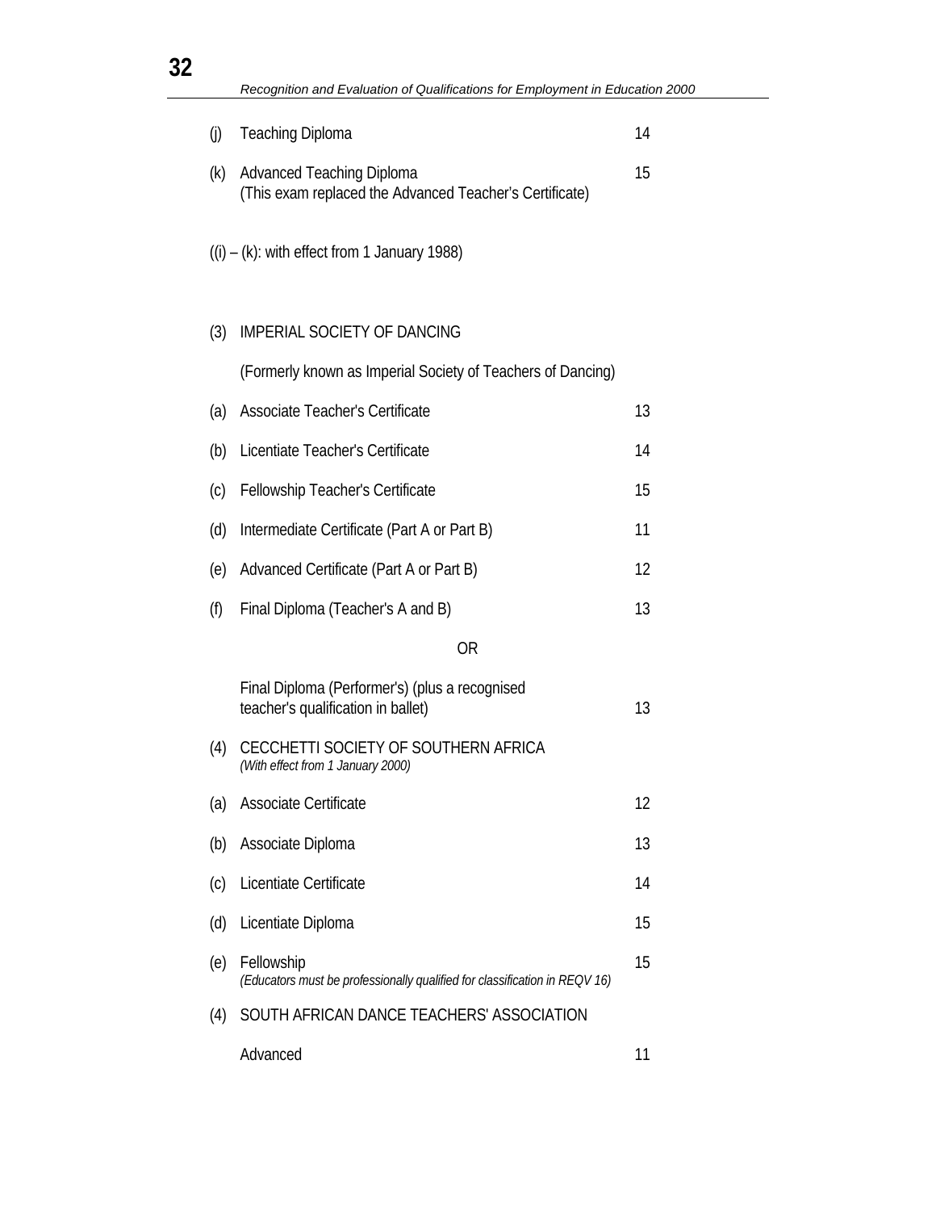| | | |
|---|---|---|
| (j) | Teaching Diploma | 14 |
| (k) | Advanced Teaching Diploma<br>(This exam replaced the Advanced Teacher's Certificate) | 15 |

((i) – (k): with effect from 1 January 1988)

| | | |
|---|---|---|
| (3) | IMPERIAL SOCIETY OF DANCING | |
| | (Formerly known as Imperial Society of Teachers of Dancing) | |
| (a) | Associate Teacher's Certificate | 13 |
| (b) | Licentiate Teacher's Certificate | 14 |
| (c) | Fellowship Teacher's Certificate | 15 |
| (d) | Intermediate Certificate (Part A or Part B) | 11 |
| (e) | Advanced Certificate (Part A or Part B) | 12 |
| (f) | Final Diploma (Teacher's A and B) | 13 |
| | OR | |
| | Final Diploma (Performer's) (plus a recognised teacher's qualification in ballet) | 13 |
| (4) | CECCHETTI SOCIETY OF SOUTHERN AFRICA<br>*(With effect from 1 January 2000)* | |
| (a) | Associate Certificate | 12 |
| (b) | Associate Diploma | 13 |
| (c) | Licentiate Certificate | 14 |
| (d) | Licentiate Diploma | 15 |
| (e) | Fellowship<br>*(Educators must be professionally qualified for classification in REQV 16)* | 15 |
| (4) | SOUTH AFRICAN DANCE TEACHERS' ASSOCIATION | |
| | Advanced | 11 |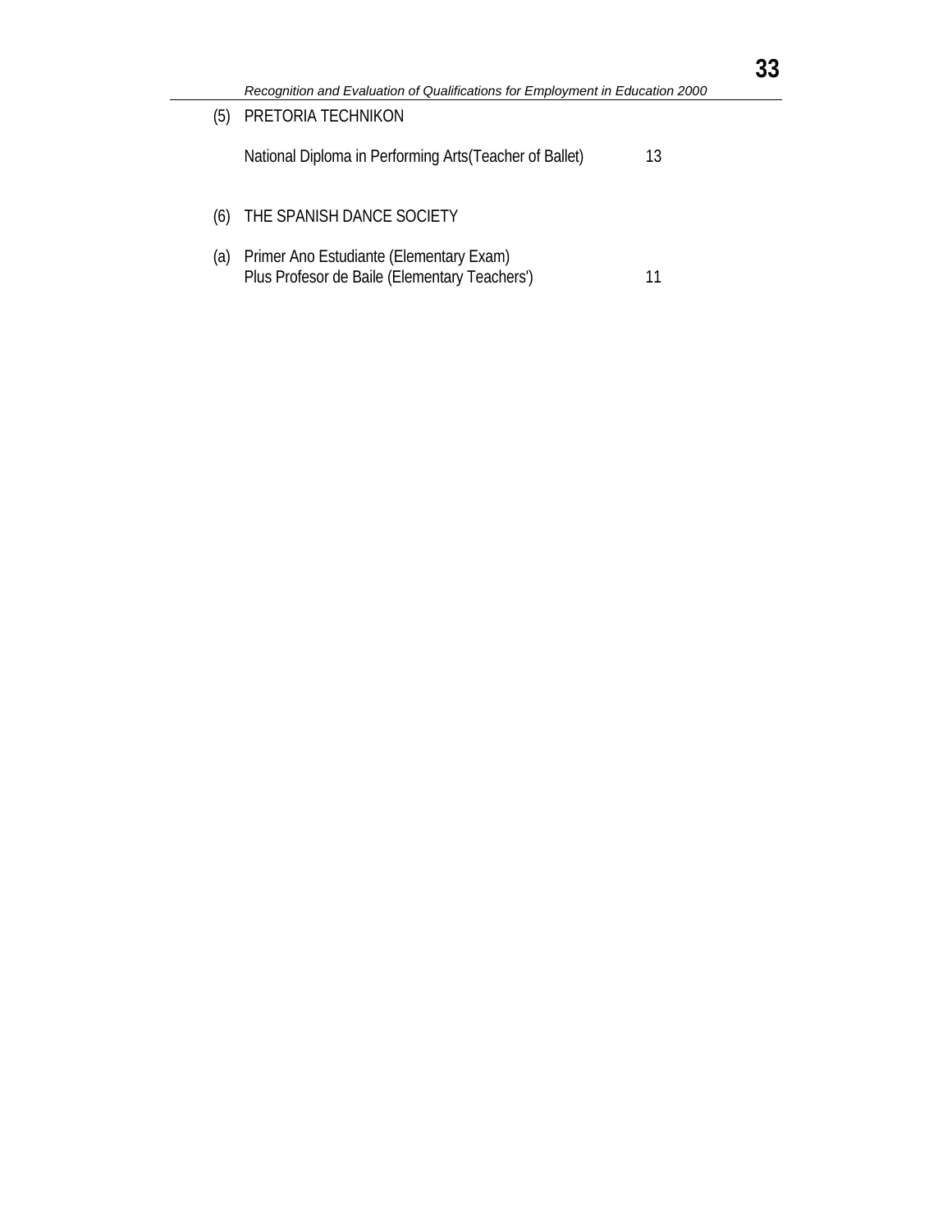(5) PRETORIA TECHNIKON

| Qualification | |
|---|---|
| National Diploma in Performing Arts(Teacher of Ballet) | 13 |

(6) THE SPANISH DANCE SOCIETY

| | Qualification | |
|---|---|---|
| (a) | Primer Ano Estudiante (Elementary Exam) Plus Profesor de Baile (Elementary Teachers') | 11 |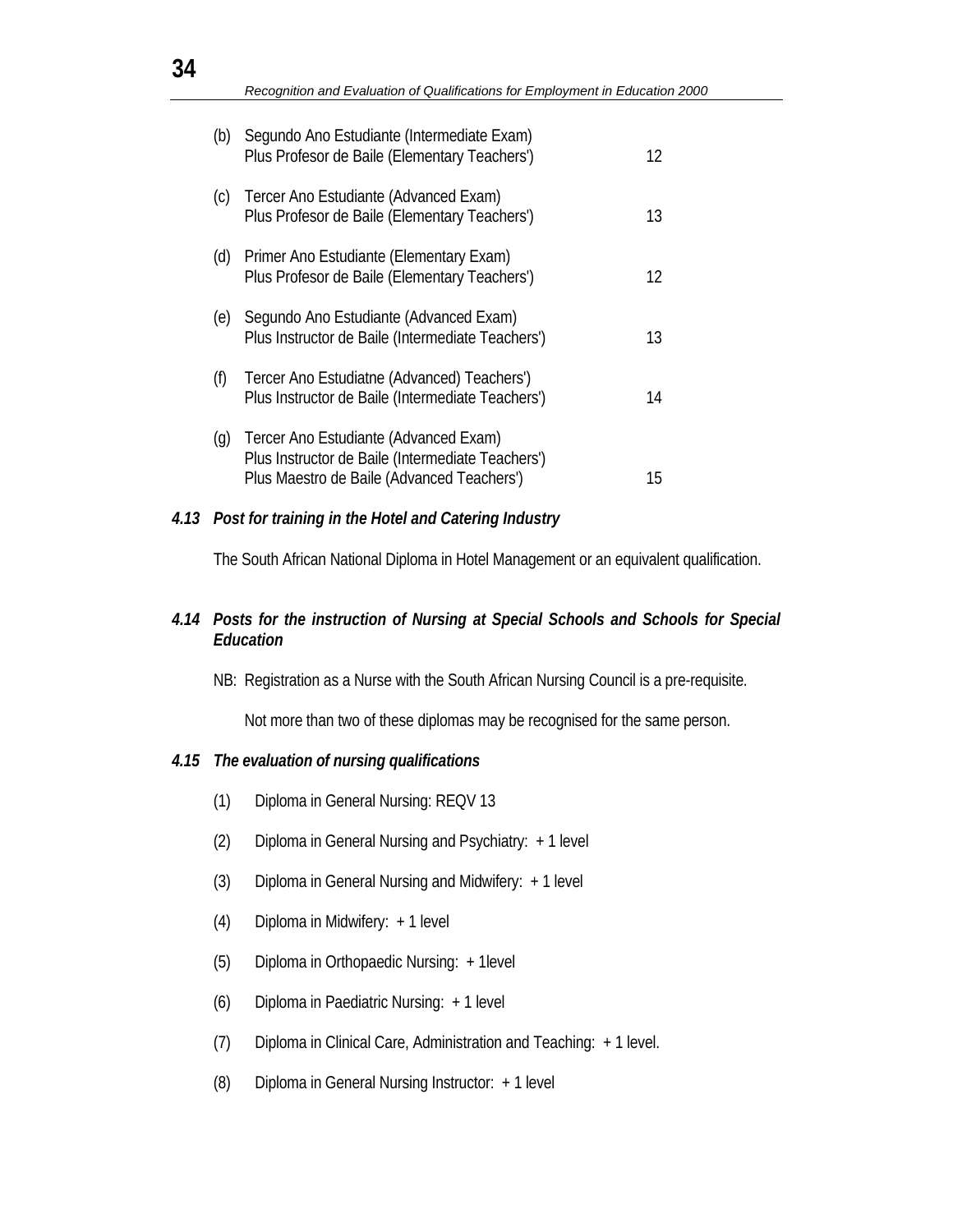| | | |
|---|---|---|
| (b) | Segundo Ano Estudiante (Intermediate Exam)<br>Plus Profesor de Baile (Elementary Teachers') | 12 |
| (c) | Tercer Ano Estudiante (Advanced Exam)<br>Plus Profesor de Baile (Elementary Teachers') | 13 |
| (d) | Primer Ano Estudiante (Elementary Exam)<br>Plus Profesor de Baile (Elementary Teachers') | 12 |
| (e) | Segundo Ano Estudiante (Advanced Exam)<br>Plus Instructor de Baile (Intermediate Teachers') | 13 |
| (f) | Tercer Ano Estudiatne (Advanced) Teachers')<br>Plus Instructor de Baile (Intermediate Teachers') | 14 |
| (g) | Tercer Ano Estudiante (Advanced Exam)<br>Plus Instructor de Baile (Intermediate Teachers')<br>Plus Maestro de Baile (Advanced Teachers') | 15 |

### *4.13 Post for training in the Hotel and Catering Industry*

The South African National Diploma in Hotel Management or an equivalent qualification.

### *4.14 Posts for the instruction of Nursing at Special Schools and Schools for Special Education*

NB: Registration as a Nurse with the South African Nursing Council is a pre-requisite.

Not more than two of these diplomas may be recognised for the same person.

### *4.15 The evaluation of nursing qualifications*

(1) Diploma in General Nursing: REQV 13

(2) Diploma in General Nursing and Psychiatry: + 1 level

(3) Diploma in General Nursing and Midwifery: + 1 level

(4) Diploma in Midwifery: + 1 level

(5) Diploma in Orthopaedic Nursing: + 1level

(6) Diploma in Paediatric Nursing: + 1 level

(7) Diploma in Clinical Care, Administration and Teaching: + 1 level.

(8) Diploma in General Nursing Instructor: + 1 level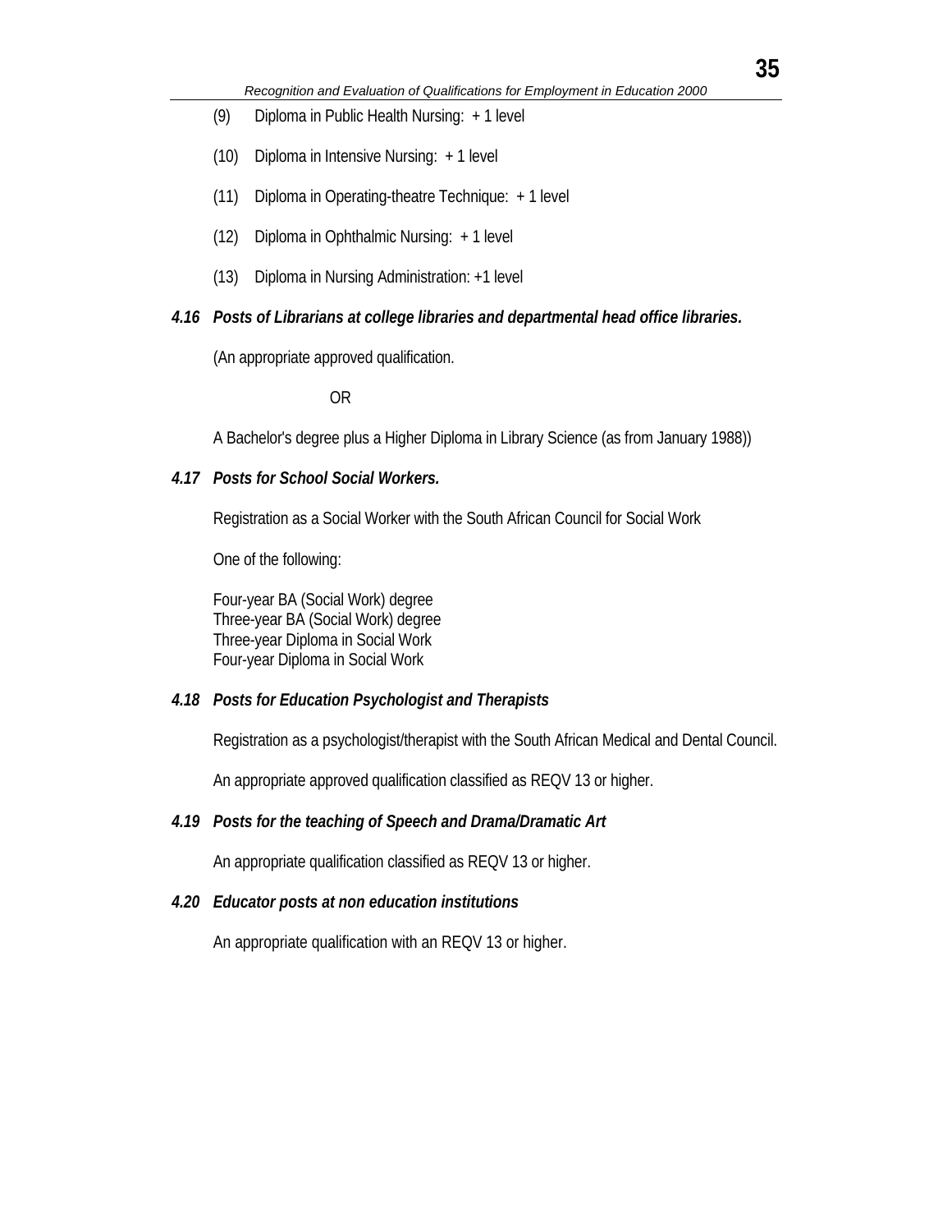(9) Diploma in Public Health Nursing: + 1 level

(10) Diploma in Intensive Nursing: + 1 level

(11) Diploma in Operating-theatre Technique: + 1 level

(12) Diploma in Ophthalmic Nursing: + 1 level

(13) Diploma in Nursing Administration: +1 level

***4.16 Posts of Librarians at college libraries and departmental head office libraries.***

(An appropriate approved qualification.

OR

A Bachelor's degree plus a Higher Diploma in Library Science (as from January 1988))

***4.17 Posts for School Social Workers.***

Registration as a Social Worker with the South African Council for Social Work

One of the following:

Four-year BA (Social Work) degree
Three-year BA (Social Work) degree
Three-year Diploma in Social Work
Four-year Diploma in Social Work

***4.18 Posts for Education Psychologist and Therapists***

Registration as a psychologist/therapist with the South African Medical and Dental Council.

An appropriate approved qualification classified as REQV 13 or higher.

***4.19 Posts for the teaching of Speech and Drama/Dramatic Art***

An appropriate qualification classified as REQV 13 or higher.

***4.20 Educator posts at non education institutions***

An appropriate qualification with an REQV 13 or higher.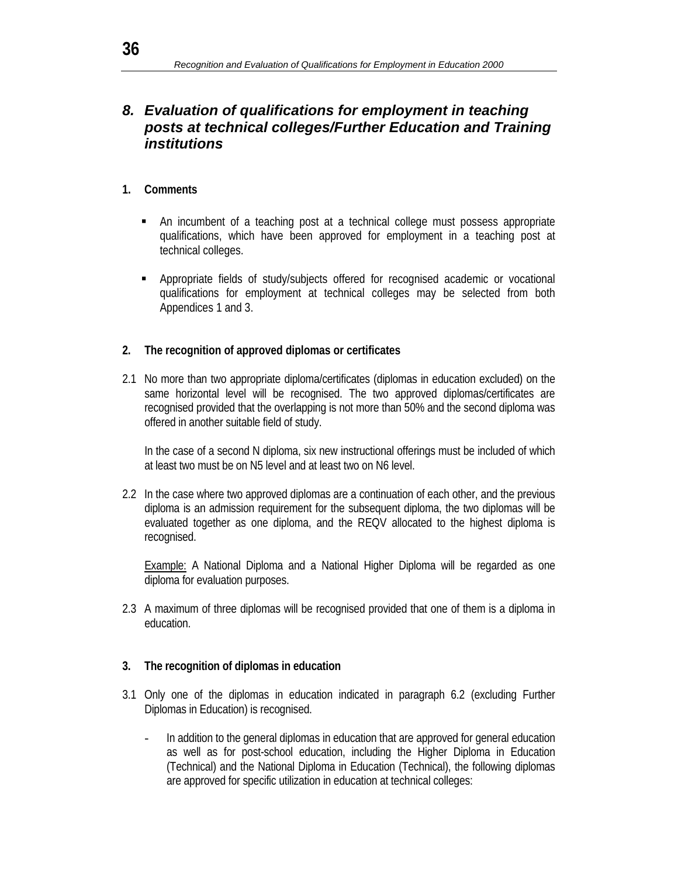## *8. Evaluation of qualifications for employment in teaching posts at technical colleges/Further Education and Training institutions*

### 1. Comments

- An incumbent of a teaching post at a technical college must possess appropriate qualifications, which have been approved for employment in a teaching post at technical colleges.
- Appropriate fields of study/subjects offered for recognised academic or vocational qualifications for employment at technical colleges may be selected from both Appendices 1 and 3.

### 2. The recognition of approved diplomas or certificates

2.1 No more than two appropriate diploma/certificates (diplomas in education excluded) on the same horizontal level will be recognised. The two approved diplomas/certificates are recognised provided that the overlapping is not more than 50% and the second diploma was offered in another suitable field of study.

In the case of a second N diploma, six new instructional offerings must be included of which at least two must be on N5 level and at least two on N6 level.

2.2 In the case where two approved diplomas are a continuation of each other, and the previous diploma is an admission requirement for the subsequent diploma, the two diplomas will be evaluated together as one diploma, and the REQV allocated to the highest diploma is recognised.

<u>Example:</u> A National Diploma and a National Higher Diploma will be regarded as one diploma for evaluation purposes.

2.3 A maximum of three diplomas will be recognised provided that one of them is a diploma in education.

### 3. The recognition of diplomas in education

3.1 Only one of the diplomas in education indicated in paragraph 6.2 (excluding Further Diplomas in Education) is recognised.

- In addition to the general diplomas in education that are approved for general education as well as for post-school education, including the Higher Diploma in Education (Technical) and the National Diploma in Education (Technical), the following diplomas are approved for specific utilization in education at technical colleges: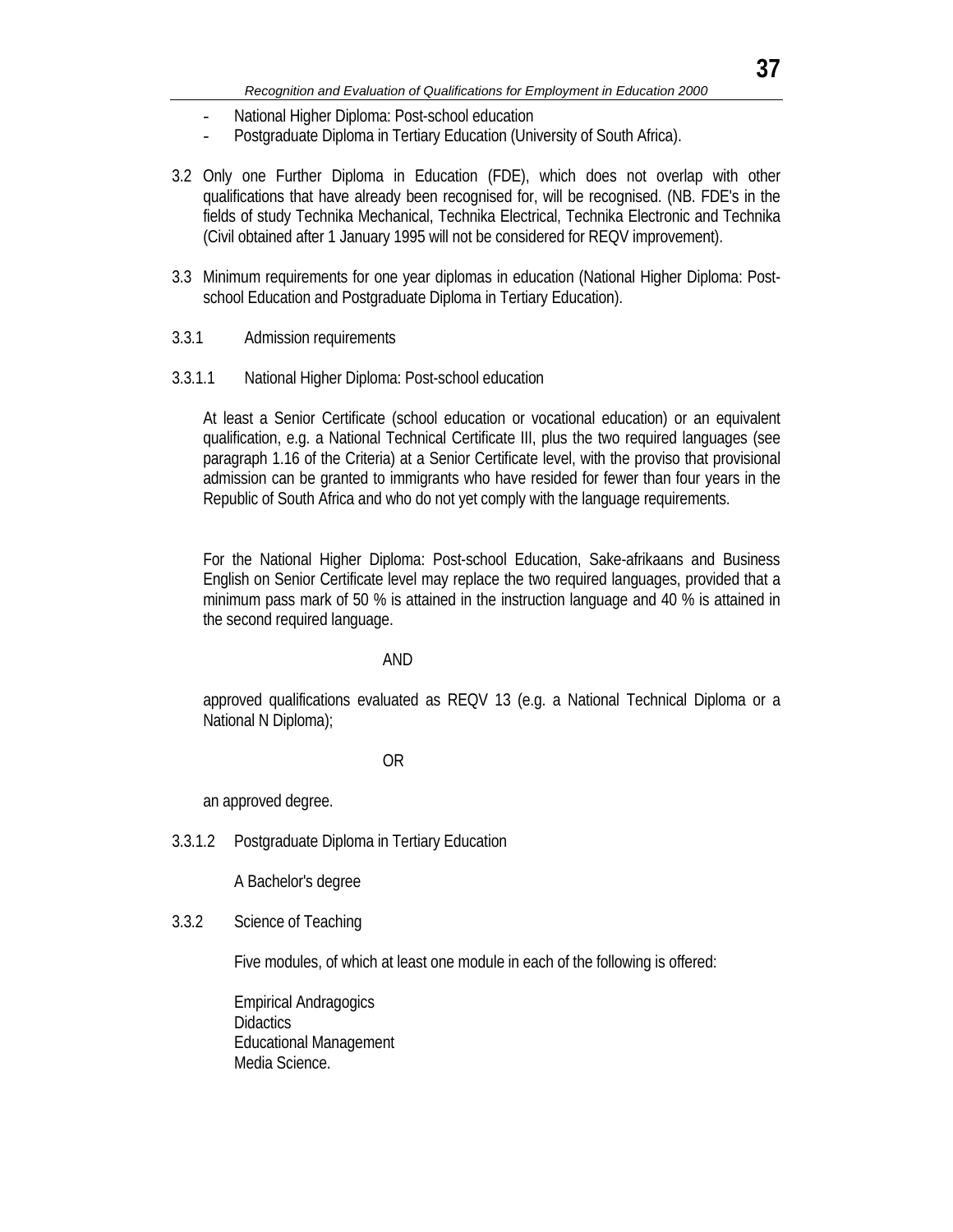- National Higher Diploma: Post-school education
- Postgraduate Diploma in Tertiary Education (University of South Africa).

3.2 Only one Further Diploma in Education (FDE), which does not overlap with other qualifications that have already been recognised for, will be recognised. (NB. FDE's in the fields of study Technika Mechanical, Technika Electrical, Technika Electronic and Technika (Civil obtained after 1 January 1995 will not be considered for REQV improvement).

3.3 Minimum requirements for one year diplomas in education (National Higher Diploma: Post-school Education and Postgraduate Diploma in Tertiary Education).

3.3.1 Admission requirements

3.3.1.1 National Higher Diploma: Post-school education

At least a Senior Certificate (school education or vocational education) or an equivalent qualification, e.g. a National Technical Certificate III, plus the two required languages (see paragraph 1.16 of the Criteria) at a Senior Certificate level, with the proviso that provisional admission can be granted to immigrants who have resided for fewer than four years in the Republic of South Africa and who do not yet comply with the language requirements.

For the National Higher Diploma: Post-school Education, Sake-afrikaans and Business English on Senior Certificate level may replace the two required languages, provided that a minimum pass mark of 50 % is attained in the instruction language and 40 % is attained in the second required language.

AND

approved qualifications evaluated as REQV 13 (e.g. a National Technical Diploma or a National N Diploma);

OR

an approved degree.

3.3.1.2 Postgraduate Diploma in Tertiary Education

A Bachelor's degree

3.3.2 Science of Teaching

Five modules, of which at least one module in each of the following is offered:

Empirical Andragogics
Didactics
Educational Management
Media Science.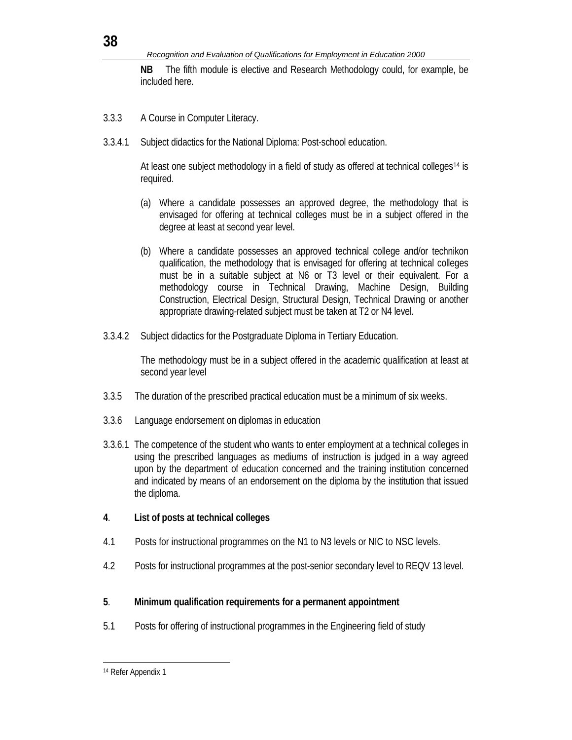**NB** The fifth module is elective and Research Methodology could, for example, be included here.

3.3.3 A Course in Computer Literacy.

3.3.4.1 Subject didactics for the National Diploma: Post-school education.

At least one subject methodology in a field of study as offered at technical colleges[14] is required.

(a) Where a candidate possesses an approved degree, the methodology that is envisaged for offering at technical colleges must be in a subject offered in the degree at least at second year level.

(b) Where a candidate possesses an approved technical college and/or technikon qualification, the methodology that is envisaged for offering at technical colleges must be in a suitable subject at N6 or T3 level or their equivalent. For a methodology course in Technical Drawing, Machine Design, Building Construction, Electrical Design, Structural Design, Technical Drawing or another appropriate drawing-related subject must be taken at T2 or N4 level.

3.3.4.2 Subject didactics for the Postgraduate Diploma in Tertiary Education.

The methodology must be in a subject offered in the academic qualification at least at second year level

3.3.5 The duration of the prescribed practical education must be a minimum of six weeks.

3.3.6 Language endorsement on diplomas in education

3.3.6.1 The competence of the student who wants to enter employment at a technical colleges in using the prescribed languages as mediums of instruction is judged in a way agreed upon by the department of education concerned and the training institution concerned and indicated by means of an endorsement on the diploma by the institution that issued the diploma.

**4**. **List of posts at technical colleges**

4.1 Posts for instructional programmes on the N1 to N3 levels or NIC to NSC levels.

4.2 Posts for instructional programmes at the post-senior secondary level to REQV 13 level.

**5**. **Minimum qualification requirements for a permanent appointment**

5.1 Posts for offering of instructional programmes in the Engineering field of study

[14] Refer Appendix 1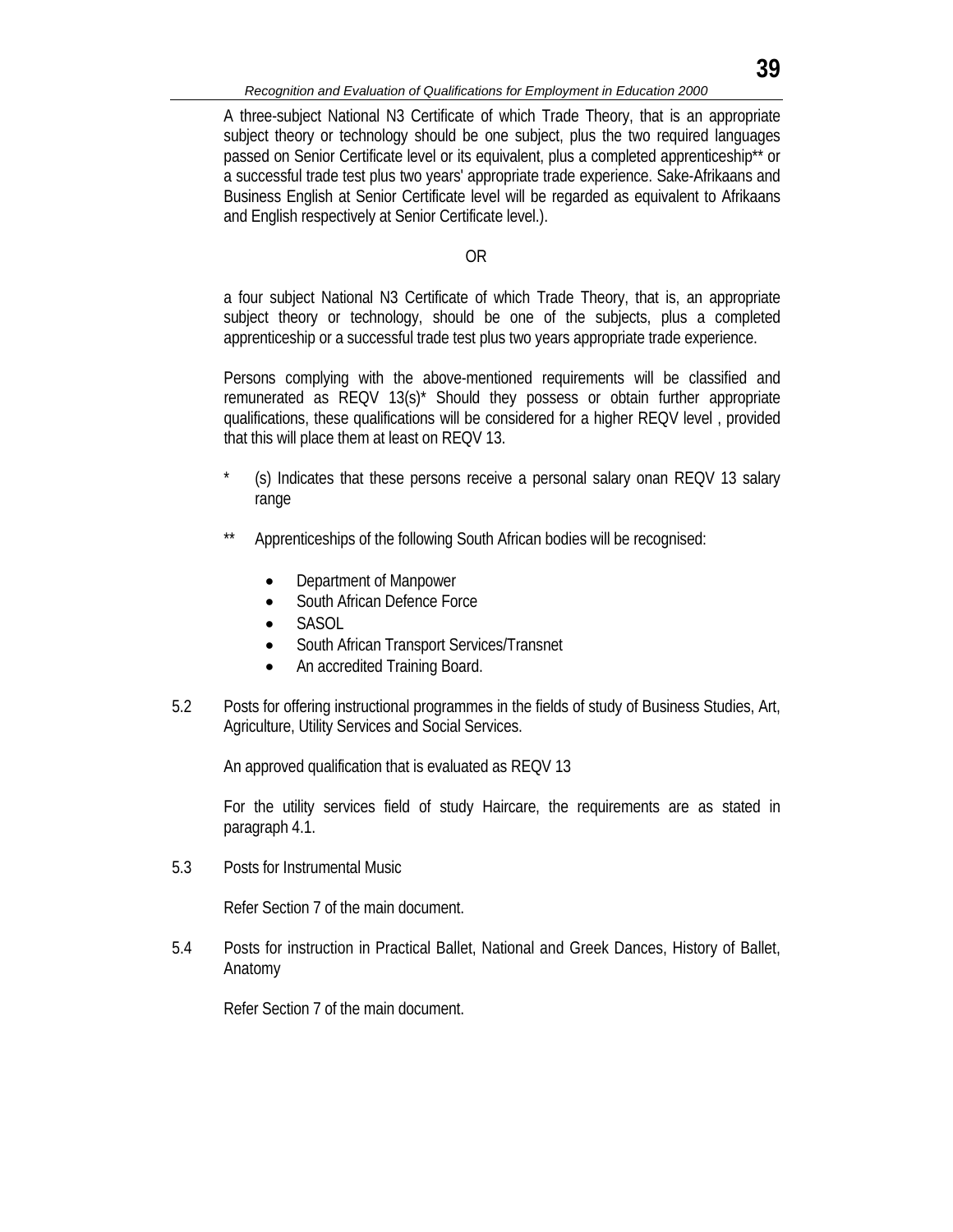A three-subject National N3 Certificate of which Trade Theory, that is an appropriate subject theory or technology should be one subject, plus the two required languages passed on Senior Certificate level or its equivalent, plus a completed apprenticeship** or a successful trade test plus two years' appropriate trade experience. Sake-Afrikaans and Business English at Senior Certificate level will be regarded as equivalent to Afrikaans and English respectively at Senior Certificate level.).

OR

a four subject National N3 Certificate of which Trade Theory, that is, an appropriate subject theory or technology, should be one of the subjects, plus a completed apprenticeship or a successful trade test plus two years appropriate trade experience.

Persons complying with the above-mentioned requirements will be classified and remunerated as REQV 13(s)* Should they possess or obtain further appropriate qualifications, these qualifications will be considered for a higher REQV level , provided that this will place them at least on REQV 13.

\* (s) Indicates that these persons receive a personal salary onan REQV 13 salary range

\** Apprenticeships of the following South African bodies will be recognised:

- Department of Manpower
- South African Defence Force
- SASOL
- South African Transport Services/Transnet
- An accredited Training Board.

5.2 Posts for offering instructional programmes in the fields of study of Business Studies, Art, Agriculture, Utility Services and Social Services.

An approved qualification that is evaluated as REQV 13

For the utility services field of study Haircare, the requirements are as stated in paragraph 4.1.

5.3 Posts for Instrumental Music

Refer Section 7 of the main document.

5.4 Posts for instruction in Practical Ballet, National and Greek Dances, History of Ballet, Anatomy

Refer Section 7 of the main document.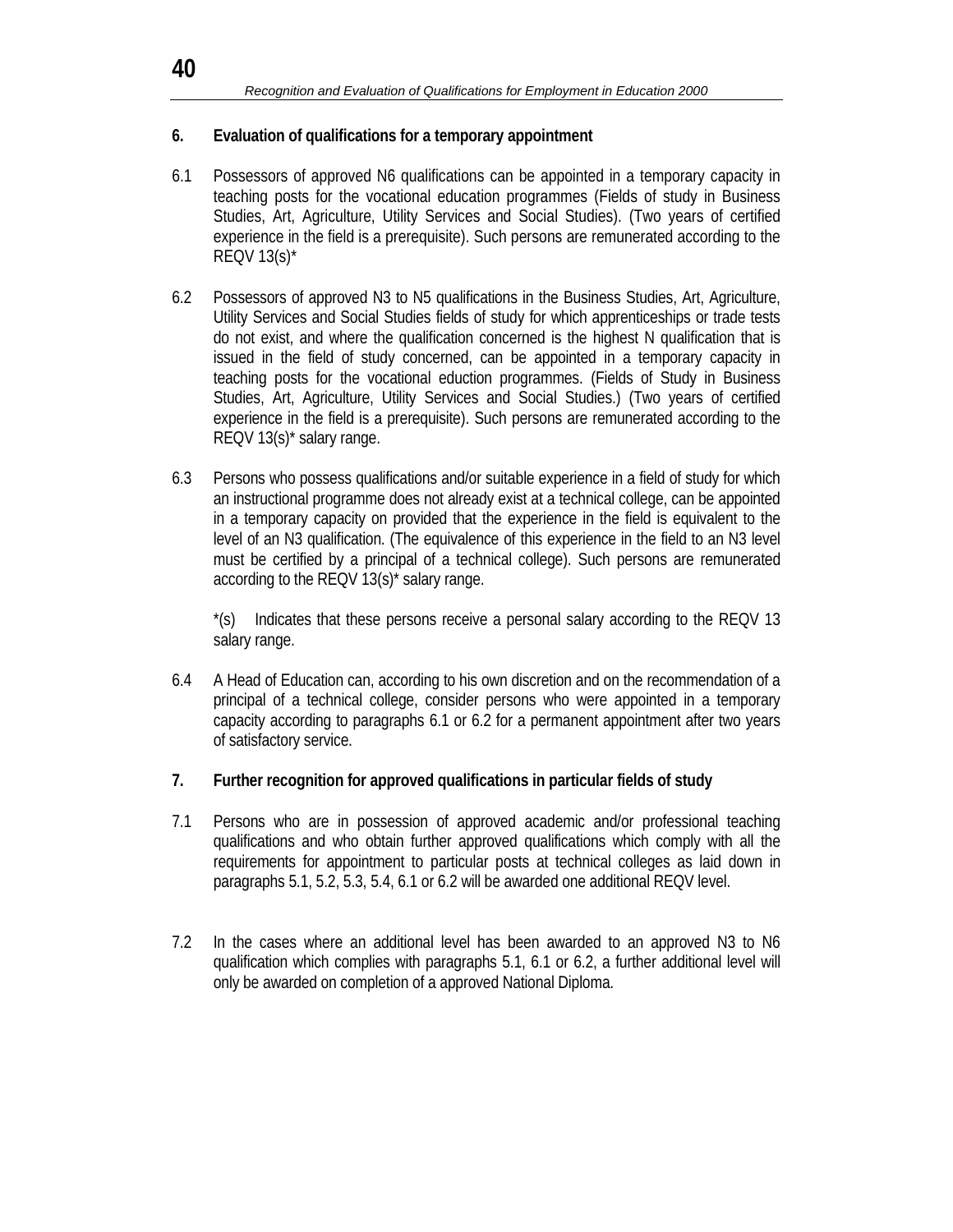## 6. Evaluation of qualifications for a temporary appointment

6.1 Possessors of approved N6 qualifications can be appointed in a temporary capacity in teaching posts for the vocational education programmes (Fields of study in Business Studies, Art, Agriculture, Utility Services and Social Studies). (Two years of certified experience in the field is a prerequisite). Such persons are remunerated according to the REQV 13(s)*

6.2 Possessors of approved N3 to N5 qualifications in the Business Studies, Art, Agriculture, Utility Services and Social Studies fields of study for which apprenticeships or trade tests do not exist, and where the qualification concerned is the highest N qualification that is issued in the field of study concerned, can be appointed in a temporary capacity in teaching posts for the vocational eduction programmes. (Fields of Study in Business Studies, Art, Agriculture, Utility Services and Social Studies.) (Two years of certified experience in the field is a prerequisite). Such persons are remunerated according to the REQV 13(s)* salary range.

6.3 Persons who possess qualifications and/or suitable experience in a field of study for which an instructional programme does not already exist at a technical college, can be appointed in a temporary capacity on provided that the experience in the field is equivalent to the level of an N3 qualification. (The equivalence of this experience in the field to an N3 level must be certified by a principal of a technical college). Such persons are remunerated according to the REQV 13(s)* salary range.

*(s) Indicates that these persons receive a personal salary according to the REQV 13 salary range.

6.4 A Head of Education can, according to his own discretion and on the recommendation of a principal of a technical college, consider persons who were appointed in a temporary capacity according to paragraphs 6.1 or 6.2 for a permanent appointment after two years of satisfactory service.

## 7. Further recognition for approved qualifications in particular fields of study

7.1 Persons who are in possession of approved academic and/or professional teaching qualifications and who obtain further approved qualifications which comply with all the requirements for appointment to particular posts at technical colleges as laid down in paragraphs 5.1, 5.2, 5.3, 5.4, 6.1 or 6.2 will be awarded one additional REQV level.

7.2 In the cases where an additional level has been awarded to an approved N3 to N6 qualification which complies with paragraphs 5.1, 6.1 or 6.2, a further additional level will only be awarded on completion of a approved National Diploma.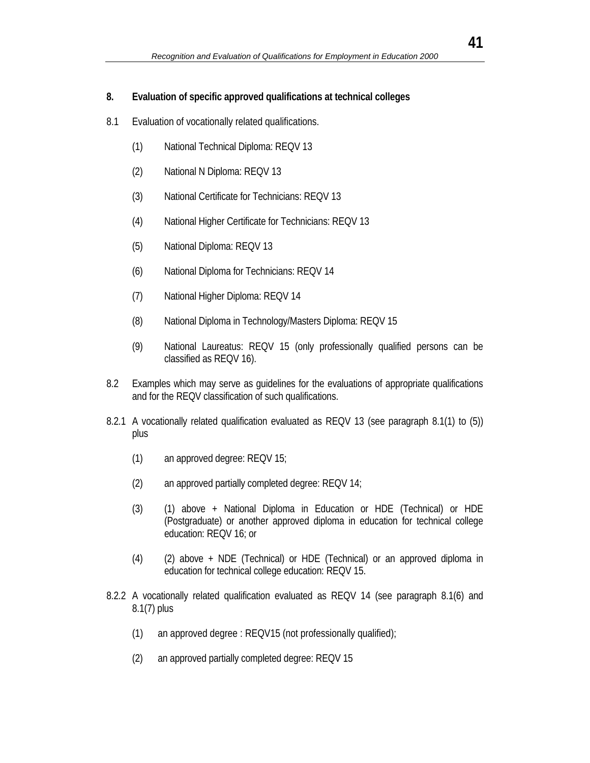## 8. Evaluation of specific approved qualifications at technical colleges

8.1 Evaluation of vocationally related qualifications.

(1) National Technical Diploma: REQV 13

(2) National N Diploma: REQV 13

(3) National Certificate for Technicians: REQV 13

(4) National Higher Certificate for Technicians: REQV 13

(5) National Diploma: REQV 13

(6) National Diploma for Technicians: REQV 14

(7) National Higher Diploma: REQV 14

(8) National Diploma in Technology/Masters Diploma: REQV 15

(9) National Laureatus: REQV 15 (only professionally qualified persons can be classified as REQV 16).

8.2 Examples which may serve as guidelines for the evaluations of appropriate qualifications and for the REQV classification of such qualifications.

8.2.1 A vocationally related qualification evaluated as REQV 13 (see paragraph 8.1(1) to (5)) plus

(1) an approved degree: REQV 15;

(2) an approved partially completed degree: REQV 14;

(3) (1) above + National Diploma in Education or HDE (Technical) or HDE (Postgraduate) or another approved diploma in education for technical college education: REQV 16; or

(4) (2) above + NDE (Technical) or HDE (Technical) or an approved diploma in education for technical college education: REQV 15.

8.2.2 A vocationally related qualification evaluated as REQV 14 (see paragraph 8.1(6) and 8.1(7) plus

(1) an approved degree : REQV15 (not professionally qualified);

(2) an approved partially completed degree: REQV 15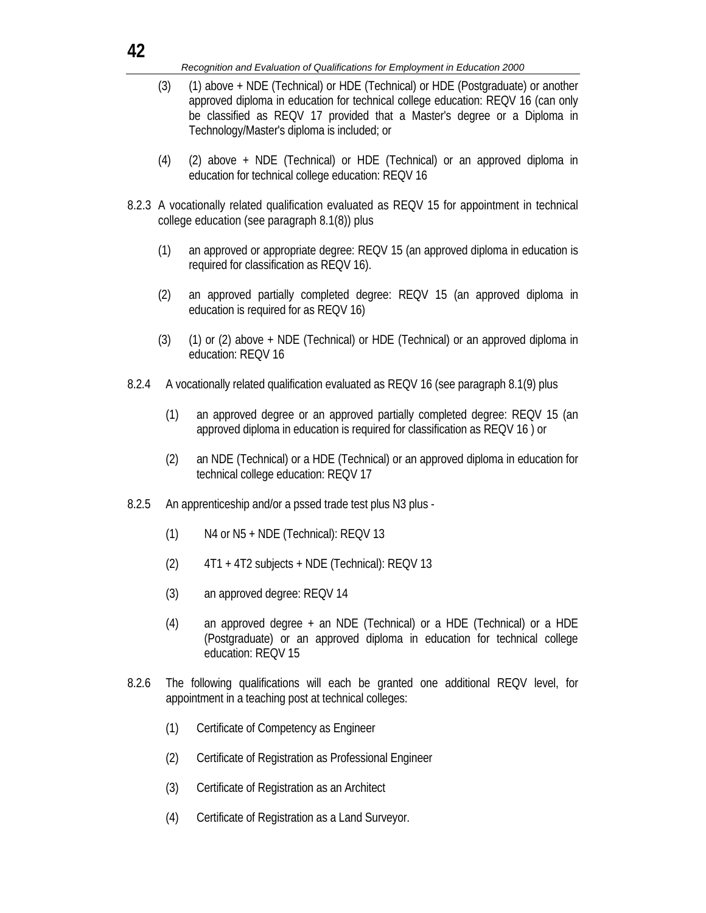(3) (1) above + NDE (Technical) or HDE (Technical) or HDE (Postgraduate) or another approved diploma in education for technical college education: REQV 16 (can only be classified as REQV 17 provided that a Master's degree or a Diploma in Technology/Master's diploma is included; or

(4) (2) above + NDE (Technical) or HDE (Technical) or an approved diploma in education for technical college education: REQV 16

8.2.3 A vocationally related qualification evaluated as REQV 15 for appointment in technical college education (see paragraph 8.1(8)) plus

(1) an approved or appropriate degree: REQV 15 (an approved diploma in education is required for classification as REQV 16).

(2) an approved partially completed degree: REQV 15 (an approved diploma in education is required for as REQV 16)

(3) (1) or (2) above + NDE (Technical) or HDE (Technical) or an approved diploma in education: REQV 16

8.2.4 A vocationally related qualification evaluated as REQV 16 (see paragraph 8.1(9) plus

(1) an approved degree or an approved partially completed degree: REQV 15 (an approved diploma in education is required for classification as REQV 16 ) or

(2) an NDE (Technical) or a HDE (Technical) or an approved diploma in education for technical college education: REQV 17

8.2.5 An apprenticeship and/or a pssed trade test plus N3 plus -

(1) N4 or N5 + NDE (Technical): REQV 13

(2) 4T1 + 4T2 subjects + NDE (Technical): REQV 13

(3) an approved degree: REQV 14

(4) an approved degree + an NDE (Technical) or a HDE (Technical) or a HDE (Postgraduate) or an approved diploma in education for technical college education: REQV 15

8.2.6 The following qualifications will each be granted one additional REQV level, for appointment in a teaching post at technical colleges:

(1) Certificate of Competency as Engineer

(2) Certificate of Registration as Professional Engineer

(3) Certificate of Registration as an Architect

(4) Certificate of Registration as a Land Surveyor.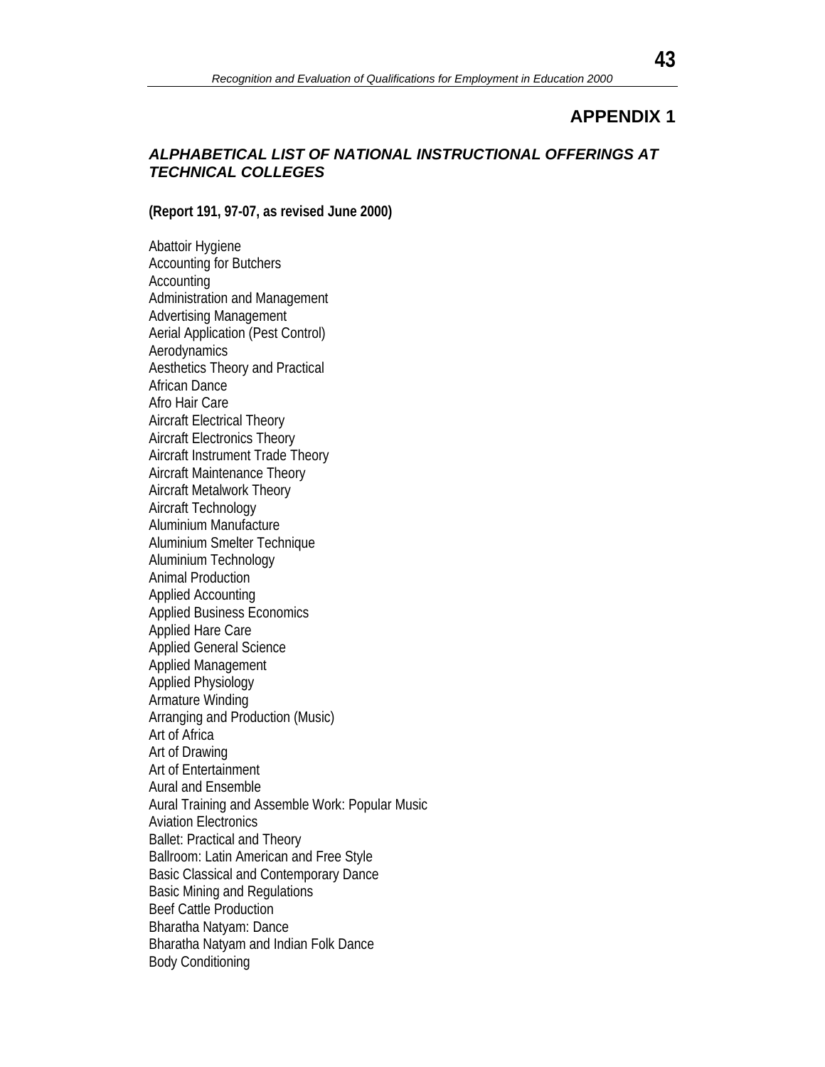# APPENDIX 1

## *ALPHABETICAL LIST OF NATIONAL INSTRUCTIONAL OFFERINGS AT TECHNICAL COLLEGES*

**(Report 191, 97-07, as revised June 2000)**

Abattoir Hygiene
Accounting for Butchers
Accounting
Administration and Management
Advertising Management
Aerial Application (Pest Control)
Aerodynamics
Aesthetics Theory and Practical
African Dance
Afro Hair Care
Aircraft Electrical Theory
Aircraft Electronics Theory
Aircraft Instrument Trade Theory
Aircraft Maintenance Theory
Aircraft Metalwork Theory
Aircraft Technology
Aluminium Manufacture
Aluminium Smelter Technique
Aluminium Technology
Animal Production
Applied Accounting
Applied Business Economics
Applied Hare Care
Applied General Science
Applied Management
Applied Physiology
Armature Winding
Arranging and Production (Music)
Art of Africa
Art of Drawing
Art of Entertainment
Aural and Ensemble
Aural Training and Assemble Work: Popular Music
Aviation Electronics
Ballet: Practical and Theory
Ballroom: Latin American and Free Style
Basic Classical and Contemporary Dance
Basic Mining and Regulations
Beef Cattle Production
Bharatha Natyam: Dance
Bharatha Natyam and Indian Folk Dance
Body Conditioning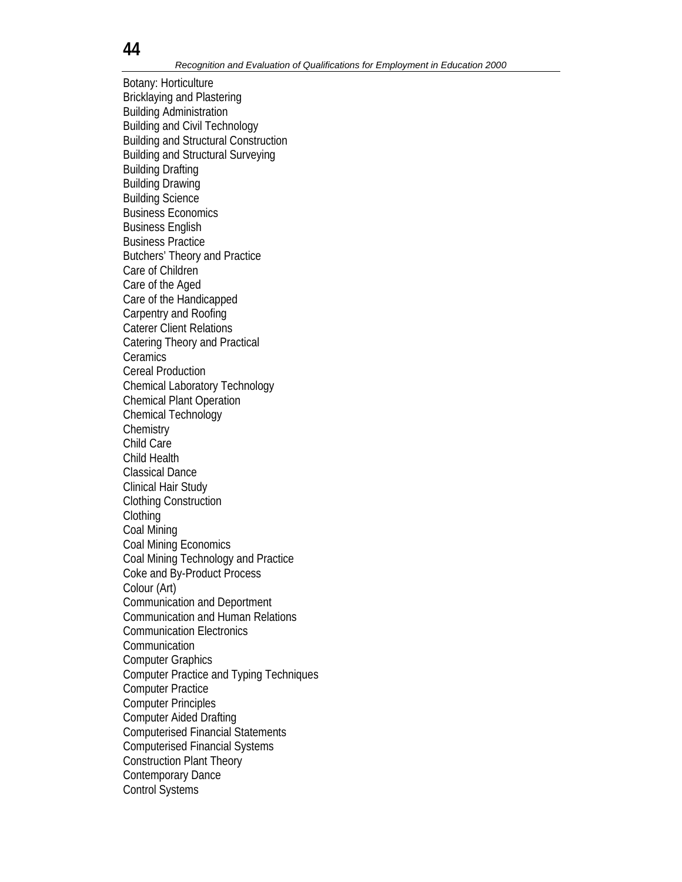Botany: Horticulture
Bricklaying and Plastering
Building Administration
Building and Civil Technology
Building and Structural Construction
Building and Structural Surveying
Building Drafting
Building Drawing
Building Science
Business Economics
Business English
Business Practice
Butchers' Theory and Practice
Care of Children
Care of the Aged
Care of the Handicapped
Carpentry and Roofing
Caterer Client Relations
Catering Theory and Practical
Ceramics
Cereal Production
Chemical Laboratory Technology
Chemical Plant Operation
Chemical Technology
Chemistry
Child Care
Child Health
Classical Dance
Clinical Hair Study
Clothing Construction
Clothing
Coal Mining
Coal Mining Economics
Coal Mining Technology and Practice
Coke and By-Product Process
Colour (Art)
Communication and Deportment
Communication and Human Relations
Communication Electronics
Communication
Computer Graphics
Computer Practice and Typing Techniques
Computer Practice
Computer Principles
Computer Aided Drafting
Computerised Financial Statements
Computerised Financial Systems
Construction Plant Theory
Contemporary Dance
Control Systems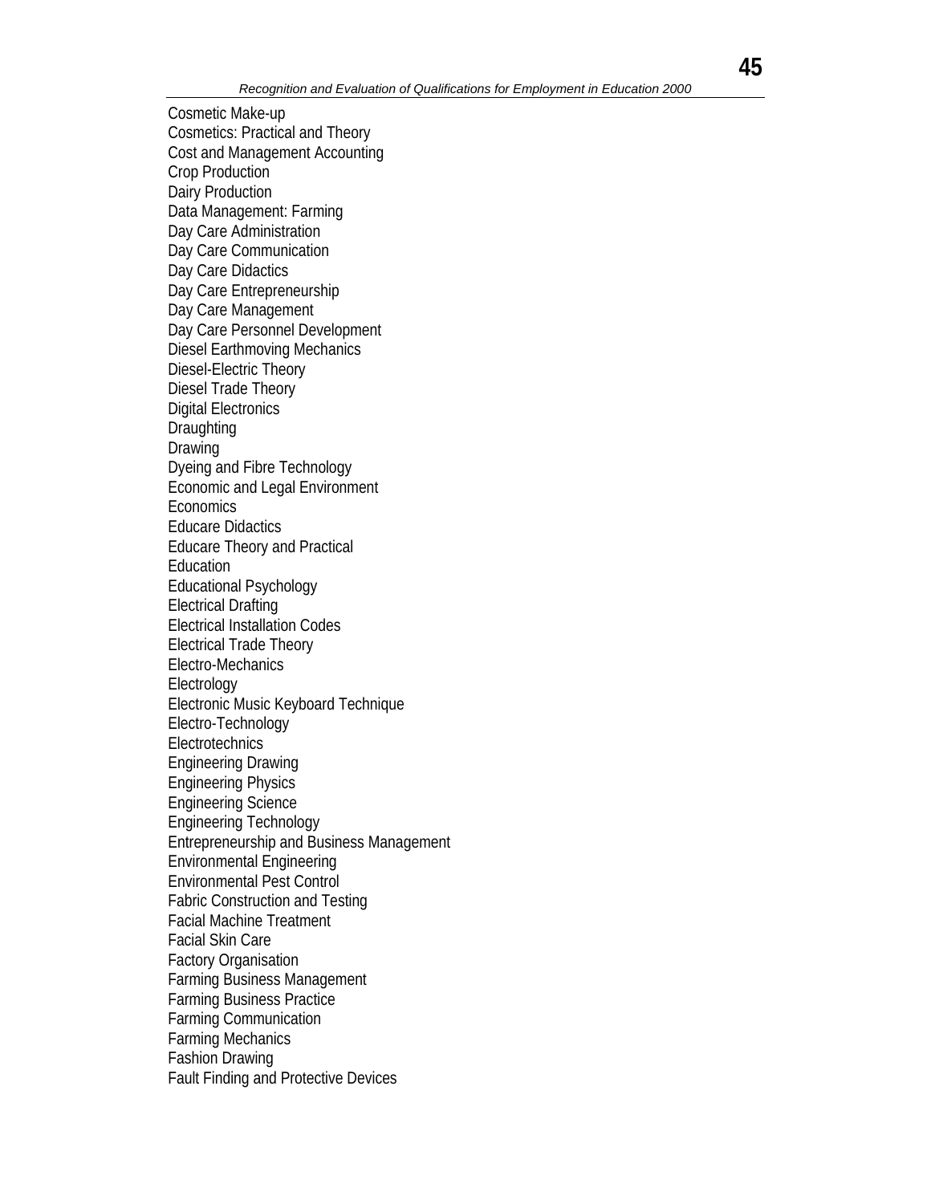Cosmetic Make-up
Cosmetics: Practical and Theory
Cost and Management Accounting
Crop Production
Dairy Production
Data Management: Farming
Day Care Administration
Day Care Communication
Day Care Didactics
Day Care Entrepreneurship
Day Care Management
Day Care Personnel Development
Diesel Earthmoving Mechanics
Diesel-Electric Theory
Diesel Trade Theory
Digital Electronics
Draughting
Drawing
Dyeing and Fibre Technology
Economic and Legal Environment
Economics
Educare Didactics
Educare Theory and Practical
Education
Educational Psychology
Electrical Drafting
Electrical Installation Codes
Electrical Trade Theory
Electro-Mechanics
Electrology
Electronic Music Keyboard Technique
Electro-Technology
Electrotechnics
Engineering Drawing
Engineering Physics
Engineering Science
Engineering Technology
Entrepreneurship and Business Management
Environmental Engineering
Environmental Pest Control
Fabric Construction and Testing
Facial Machine Treatment
Facial Skin Care
Factory Organisation
Farming Business Management
Farming Business Practice
Farming Communication
Farming Mechanics
Fashion Drawing
Fault Finding and Protective Devices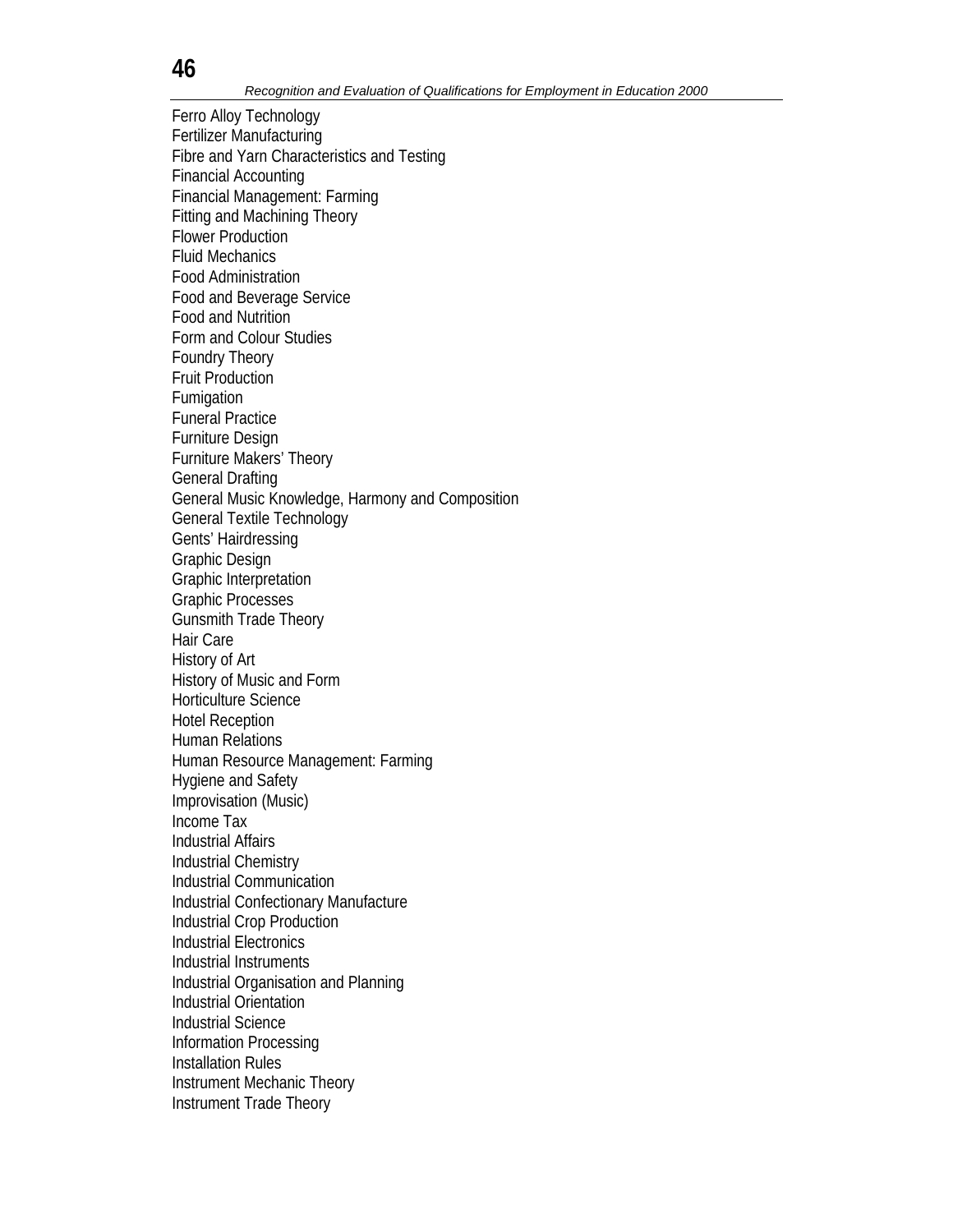Ferro Alloy Technology
Fertilizer Manufacturing
Fibre and Yarn Characteristics and Testing
Financial Accounting
Financial Management: Farming
Fitting and Machining Theory
Flower Production
Fluid Mechanics
Food Administration
Food and Beverage Service
Food and Nutrition
Form and Colour Studies
Foundry Theory
Fruit Production
Fumigation
Funeral Practice
Furniture Design
Furniture Makers' Theory
General Drafting
General Music Knowledge, Harmony and Composition
General Textile Technology
Gents' Hairdressing
Graphic Design
Graphic Interpretation
Graphic Processes
Gunsmith Trade Theory
Hair Care
History of Art
History of Music and Form
Horticulture Science
Hotel Reception
Human Relations
Human Resource Management: Farming
Hygiene and Safety
Improvisation (Music)
Income Tax
Industrial Affairs
Industrial Chemistry
Industrial Communication
Industrial Confectionary Manufacture
Industrial Crop Production
Industrial Electronics
Industrial Instruments
Industrial Organisation and Planning
Industrial Orientation
Industrial Science
Information Processing
Installation Rules
Instrument Mechanic Theory
Instrument Trade Theory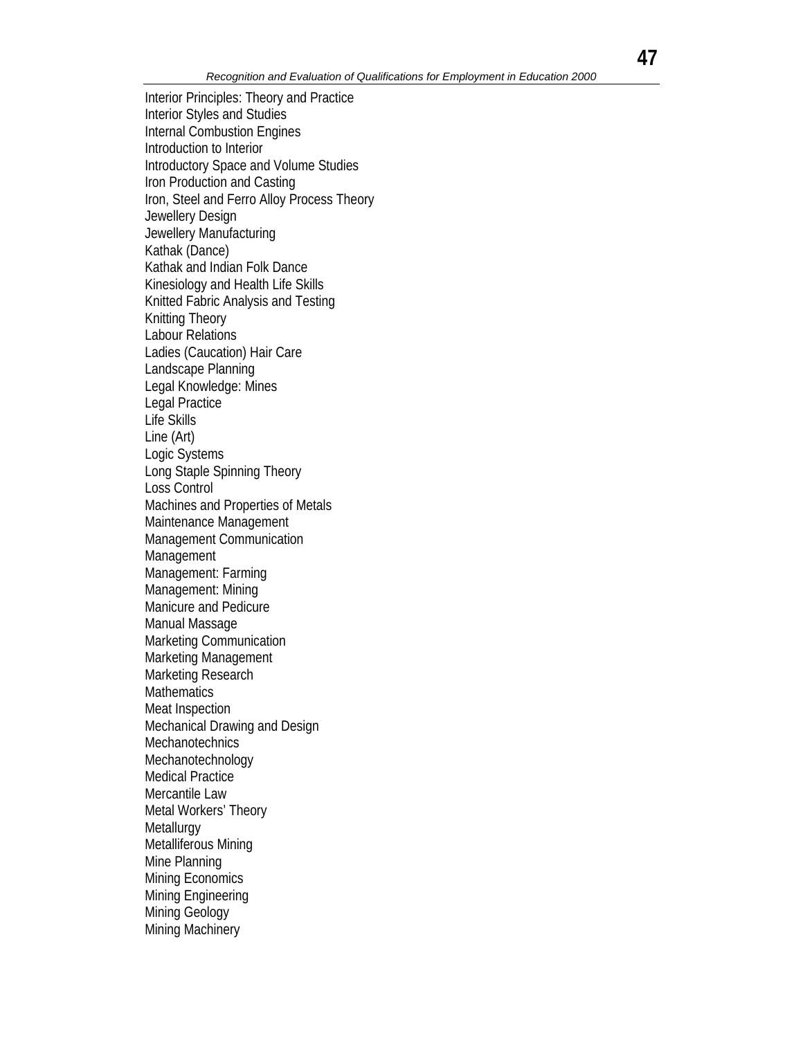Interior Principles: Theory and Practice
Interior Styles and Studies
Internal Combustion Engines
Introduction to Interior
Introductory Space and Volume Studies
Iron Production and Casting
Iron, Steel and Ferro Alloy Process Theory
Jewellery Design
Jewellery Manufacturing
Kathak (Dance)
Kathak and Indian Folk Dance
Kinesiology and Health Life Skills
Knitted Fabric Analysis and Testing
Knitting Theory
Labour Relations
Ladies (Caucation) Hair Care
Landscape Planning
Legal Knowledge: Mines
Legal Practice
Life Skills
Line (Art)
Logic Systems
Long Staple Spinning Theory
Loss Control
Machines and Properties of Metals
Maintenance Management
Management Communication
Management
Management: Farming
Management: Mining
Manicure and Pedicure
Manual Massage
Marketing Communication
Marketing Management
Marketing Research
Mathematics
Meat Inspection
Mechanical Drawing and Design
Mechanotechnics
Mechanotechnology
Medical Practice
Mercantile Law
Metal Workers' Theory
Metallurgy
Metalliferous Mining
Mine Planning
Mining Economics
Mining Engineering
Mining Geology
Mining Machinery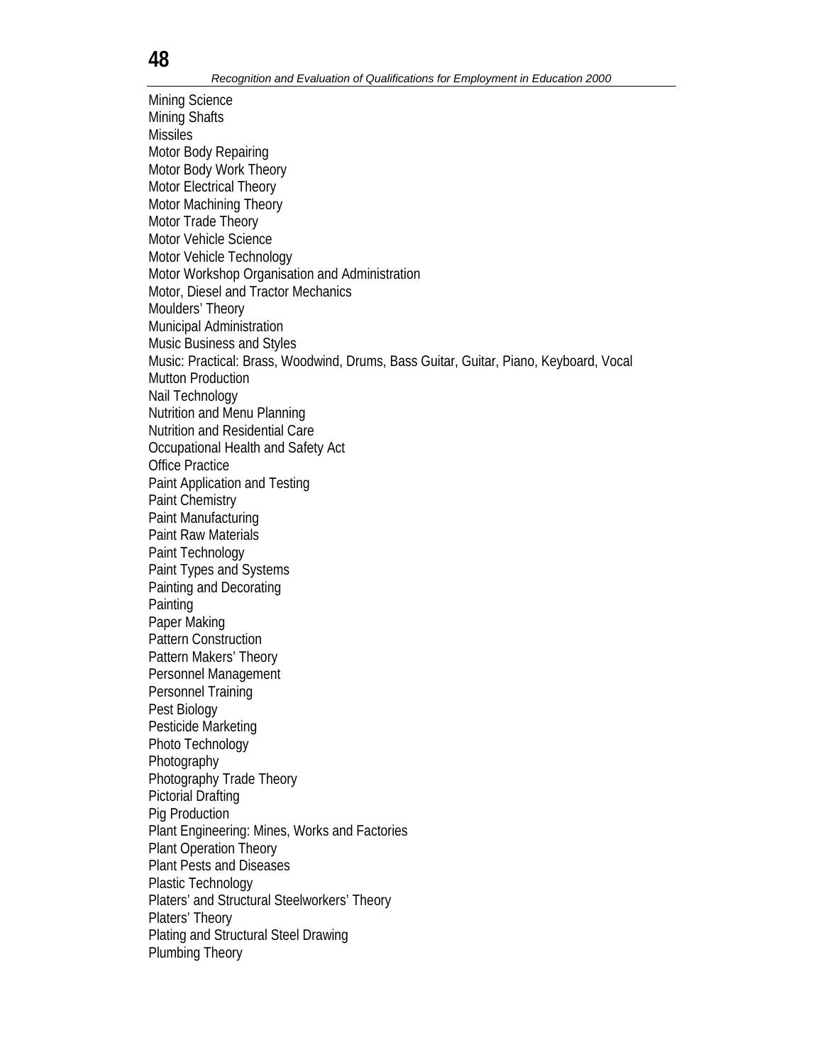Mining Science
Mining Shafts
Missiles
Motor Body Repairing
Motor Body Work Theory
Motor Electrical Theory
Motor Machining Theory
Motor Trade Theory
Motor Vehicle Science
Motor Vehicle Technology
Motor Workshop Organisation and Administration
Motor, Diesel and Tractor Mechanics
Moulders' Theory
Municipal Administration
Music Business and Styles
Music: Practical: Brass, Woodwind, Drums, Bass Guitar, Guitar, Piano, Keyboard, Vocal
Mutton Production
Nail Technology
Nutrition and Menu Planning
Nutrition and Residential Care
Occupational Health and Safety Act
Office Practice
Paint Application and Testing
Paint Chemistry
Paint Manufacturing
Paint Raw Materials
Paint Technology
Paint Types and Systems
Painting and Decorating
Painting
Paper Making
Pattern Construction
Pattern Makers' Theory
Personnel Management
Personnel Training
Pest Biology
Pesticide Marketing
Photo Technology
Photography
Photography Trade Theory
Pictorial Drafting
Pig Production
Plant Engineering: Mines, Works and Factories
Plant Operation Theory
Plant Pests and Diseases
Plastic Technology
Platers' and Structural Steelworkers' Theory
Platers' Theory
Plating and Structural Steel Drawing
Plumbing Theory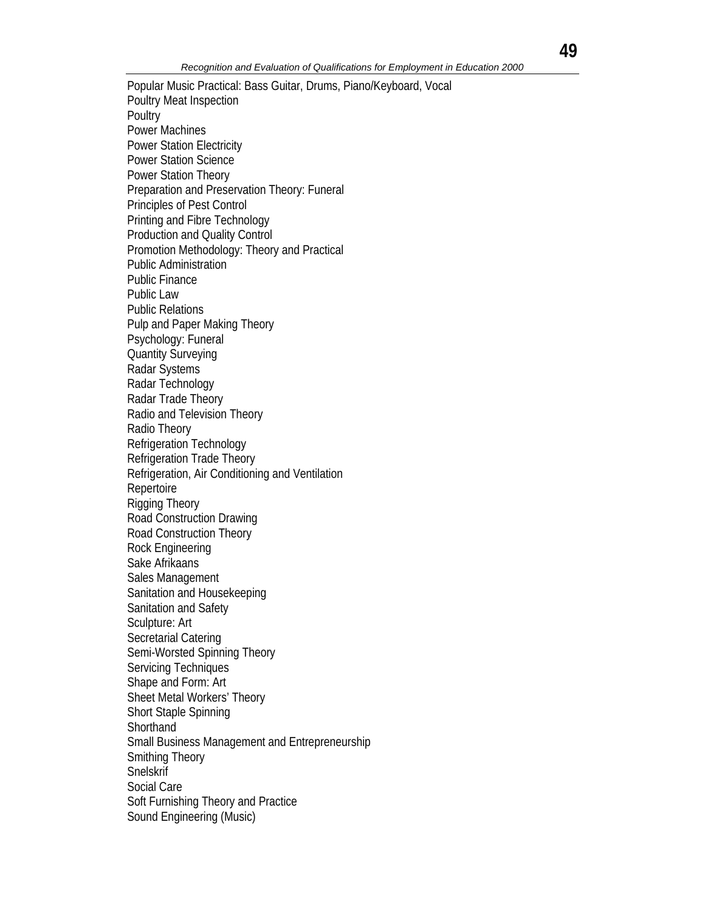Popular Music Practical: Bass Guitar, Drums, Piano/Keyboard, Vocal
Poultry Meat Inspection
Poultry
Power Machines
Power Station Electricity
Power Station Science
Power Station Theory
Preparation and Preservation Theory: Funeral
Principles of Pest Control
Printing and Fibre Technology
Production and Quality Control
Promotion Methodology: Theory and Practical
Public Administration
Public Finance
Public Law
Public Relations
Pulp and Paper Making Theory
Psychology: Funeral
Quantity Surveying
Radar Systems
Radar Technology
Radar Trade Theory
Radio and Television Theory
Radio Theory
Refrigeration Technology
Refrigeration Trade Theory
Refrigeration, Air Conditioning and Ventilation
Repertoire
Rigging Theory
Road Construction Drawing
Road Construction Theory
Rock Engineering
Sake Afrikaans
Sales Management
Sanitation and Housekeeping
Sanitation and Safety
Sculpture: Art
Secretarial Catering
Semi-Worsted Spinning Theory
Servicing Techniques
Shape and Form: Art
Sheet Metal Workers' Theory
Short Staple Spinning
Shorthand
Small Business Management and Entrepreneurship
Smithing Theory
Snelskrif
Social Care
Soft Furnishing Theory and Practice
Sound Engineering (Music)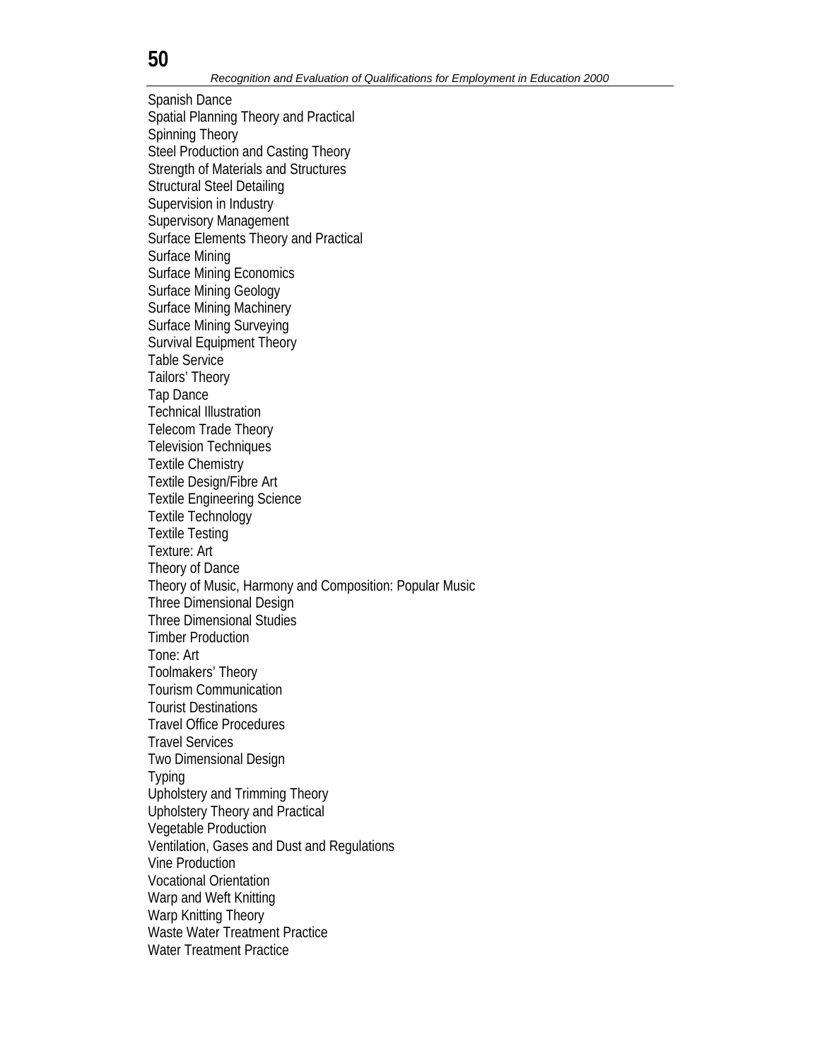Spanish Dance
Spatial Planning Theory and Practical
Spinning Theory
Steel Production and Casting Theory
Strength of Materials and Structures
Structural Steel Detailing
Supervision in Industry
Supervisory Management
Surface Elements Theory and Practical
Surface Mining
Surface Mining Economics
Surface Mining Geology
Surface Mining Machinery
Surface Mining Surveying
Survival Equipment Theory
Table Service
Tailors' Theory
Tap Dance
Technical Illustration
Telecom Trade Theory
Television Techniques
Textile Chemistry
Textile Design/Fibre Art
Textile Engineering Science
Textile Technology
Textile Testing
Texture: Art
Theory of Dance
Theory of Music, Harmony and Composition: Popular Music
Three Dimensional Design
Three Dimensional Studies
Timber Production
Tone: Art
Toolmakers' Theory
Tourism Communication
Tourist Destinations
Travel Office Procedures
Travel Services
Two Dimensional Design
Typing
Upholstery and Trimming Theory
Upholstery Theory and Practical
Vegetable Production
Ventilation, Gases and Dust and Regulations
Vine Production
Vocational Orientation
Warp and Weft Knitting
Warp Knitting Theory
Waste Water Treatment Practice
Water Treatment Practice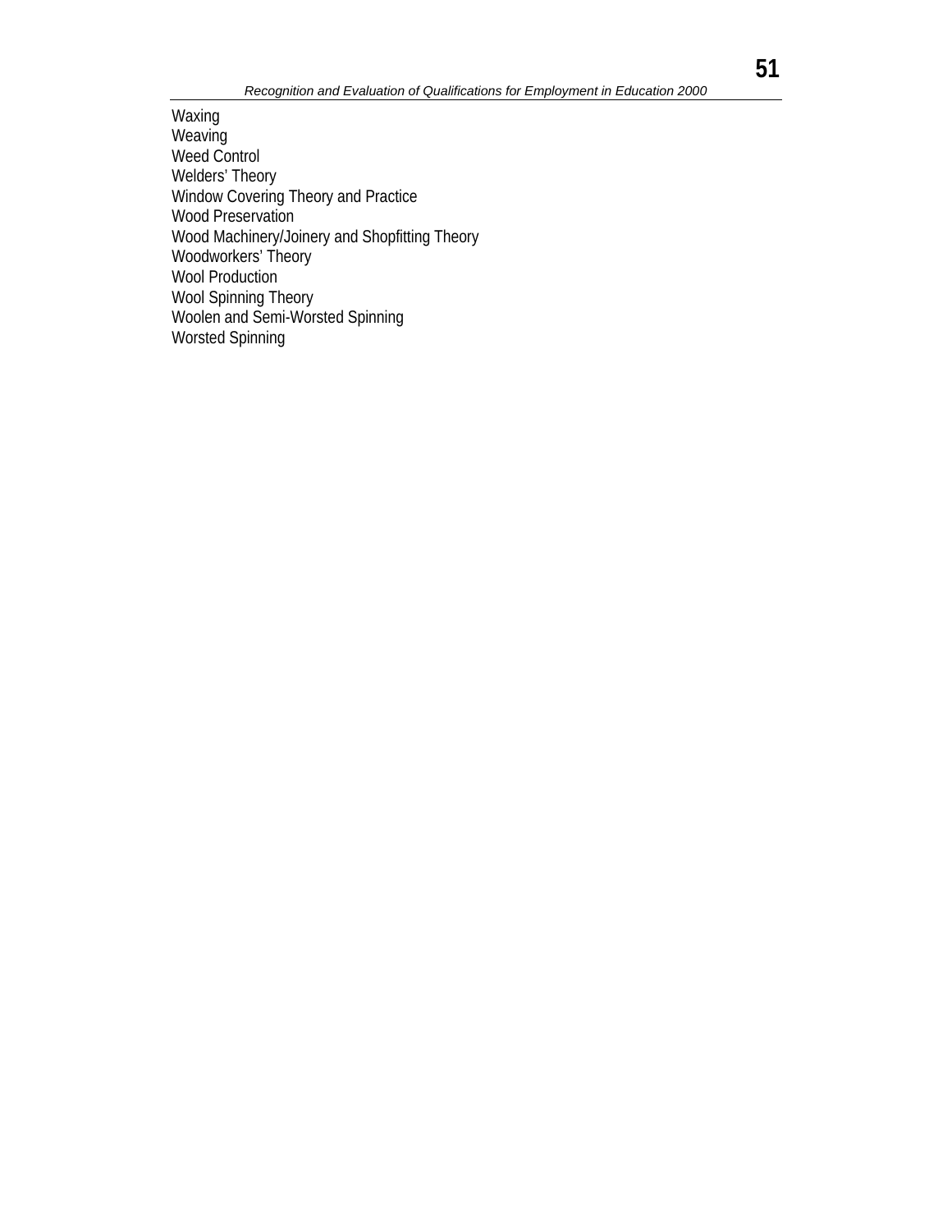Waxing
Weaving
Weed Control
Welders’ Theory
Window Covering Theory and Practice
Wood Preservation
Wood Machinery/Joinery and Shopfitting Theory
Woodworkers’ Theory
Wool Production
Wool Spinning Theory
Woolen and Semi-Worsted Spinning
Worsted Spinning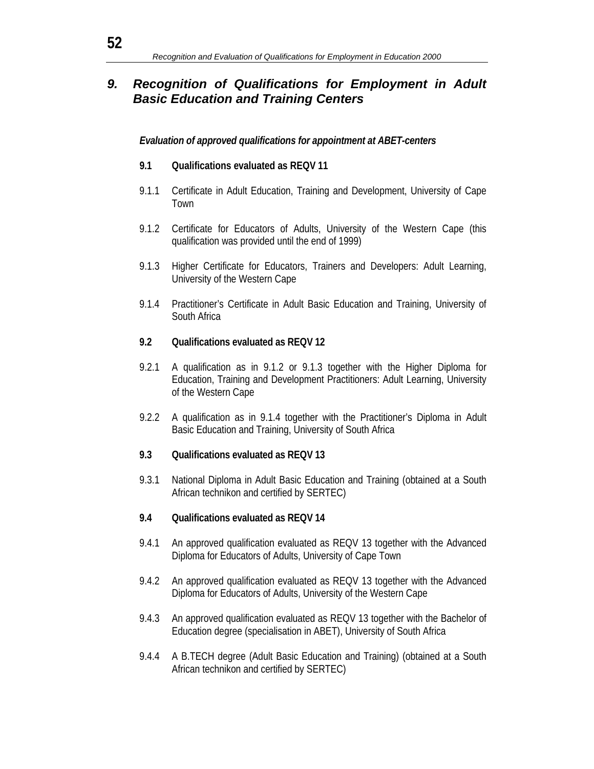## 9. Recognition of Qualifications for Employment in Adult Basic Education and Training Centers

***Evaluation of approved qualifications for appointment at ABET-centers***

**9.1 Qualifications evaluated as REQV 11**

9.1.1 Certificate in Adult Education, Training and Development, University of Cape Town

9.1.2 Certificate for Educators of Adults, University of the Western Cape (this qualification was provided until the end of 1999)

9.1.3 Higher Certificate for Educators, Trainers and Developers: Adult Learning, University of the Western Cape

9.1.4 Practitioner's Certificate in Adult Basic Education and Training, University of South Africa

**9.2 Qualifications evaluated as REQV 12**

9.2.1 A qualification as in 9.1.2 or 9.1.3 together with the Higher Diploma for Education, Training and Development Practitioners: Adult Learning, University of the Western Cape

9.2.2 A qualification as in 9.1.4 together with the Practitioner's Diploma in Adult Basic Education and Training, University of South Africa

**9.3 Qualifications evaluated as REQV 13**

9.3.1 National Diploma in Adult Basic Education and Training (obtained at a South African technikon and certified by SERTEC)

**9.4 Qualifications evaluated as REQV 14**

9.4.1 An approved qualification evaluated as REQV 13 together with the Advanced Diploma for Educators of Adults, University of Cape Town

9.4.2 An approved qualification evaluated as REQV 13 together with the Advanced Diploma for Educators of Adults, University of the Western Cape

9.4.3 An approved qualification evaluated as REQV 13 together with the Bachelor of Education degree (specialisation in ABET), University of South Africa

9.4.4 A B.TECH degree (Adult Basic Education and Training) (obtained at a South African technikon and certified by SERTEC)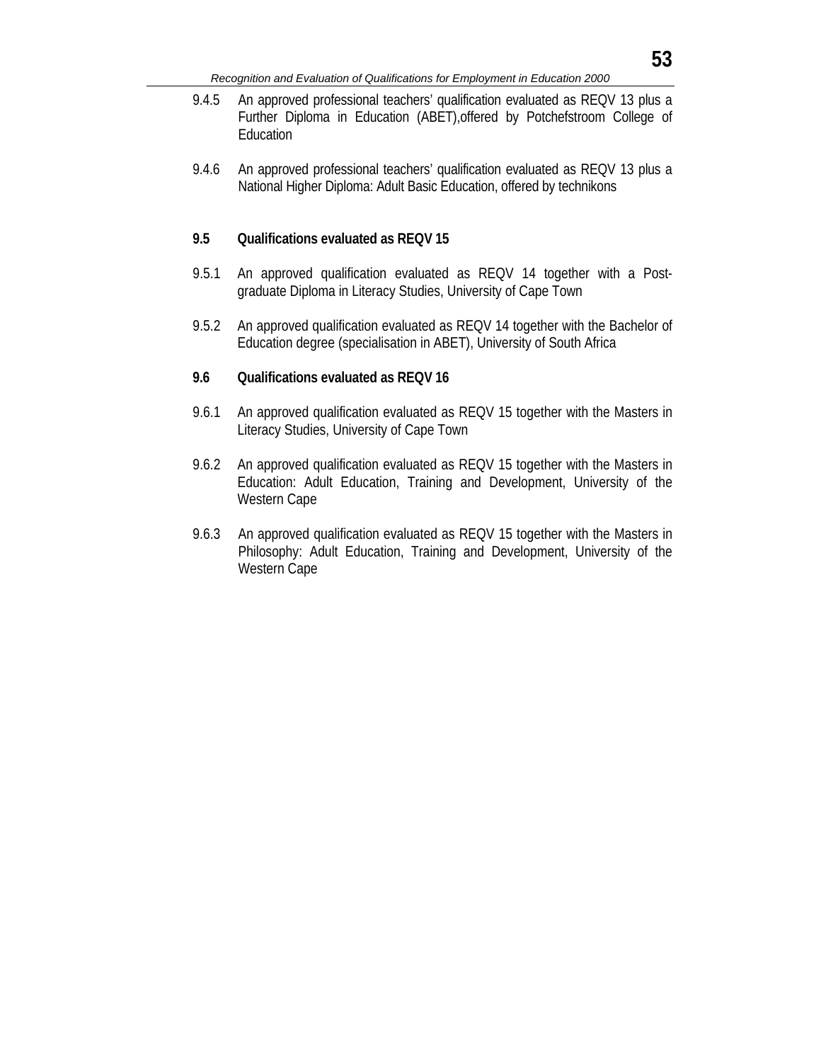9.4.5 An approved professional teachers' qualification evaluated as REQV 13 plus a Further Diploma in Education (ABET),offered by Potchefstroom College of Education

9.4.6 An approved professional teachers' qualification evaluated as REQV 13 plus a National Higher Diploma: Adult Basic Education, offered by technikons

**9.5 Qualifications evaluated as REQV 15**

9.5.1 An approved qualification evaluated as REQV 14 together with a Post-graduate Diploma in Literacy Studies, University of Cape Town

9.5.2 An approved qualification evaluated as REQV 14 together with the Bachelor of Education degree (specialisation in ABET), University of South Africa

**9.6 Qualifications evaluated as REQV 16**

9.6.1 An approved qualification evaluated as REQV 15 together with the Masters in Literacy Studies, University of Cape Town

9.6.2 An approved qualification evaluated as REQV 15 together with the Masters in Education: Adult Education, Training and Development, University of the Western Cape

9.6.3 An approved qualification evaluated as REQV 15 together with the Masters in Philosophy: Adult Education, Training and Development, University of the Western Cape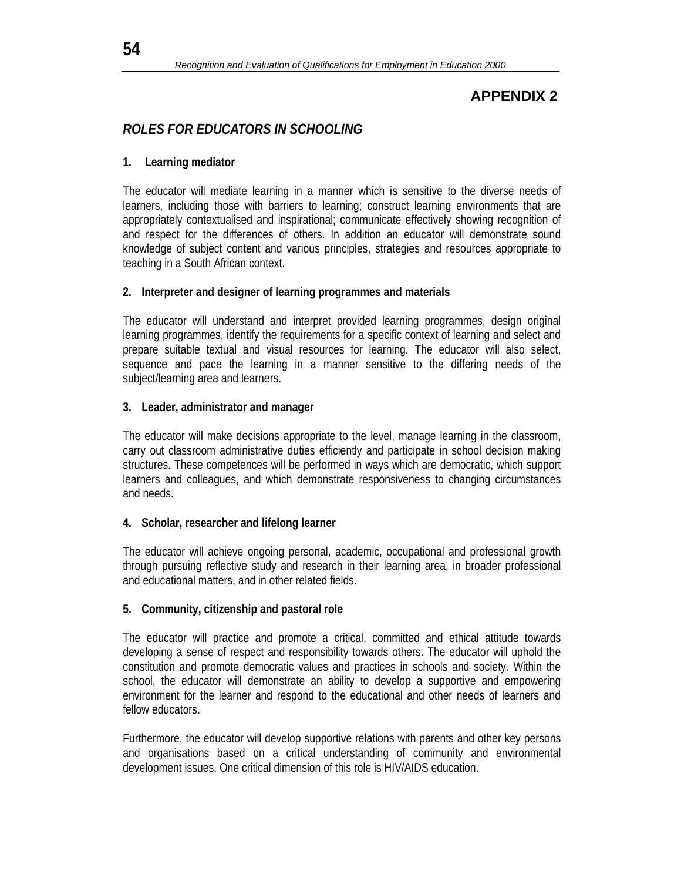# APPENDIX 2

## *ROLES FOR EDUCATORS IN SCHOOLING*

### 1. Learning mediator

The educator will mediate learning in a manner which is sensitive to the diverse needs of learners, including those with barriers to learning; construct learning environments that are appropriately contextualised and inspirational; communicate effectively showing recognition of and respect for the differences of others. In addition an educator will demonstrate sound knowledge of subject content and various principles, strategies and resources appropriate to teaching in a South African context.

### 2. Interpreter and designer of learning programmes and materials

The educator will understand and interpret provided learning programmes, design original learning programmes, identify the requirements for a specific context of learning and select and prepare suitable textual and visual resources for learning. The educator will also select, sequence and pace the learning in a manner sensitive to the differing needs of the subject/learning area and learners.

### 3. Leader, administrator and manager

The educator will make decisions appropriate to the level, manage learning in the classroom, carry out classroom administrative duties efficiently and participate in school decision making structures. These competences will be performed in ways which are democratic, which support learners and colleagues, and which demonstrate responsiveness to changing circumstances and needs.

### 4. Scholar, researcher and lifelong learner

The educator will achieve ongoing personal, academic, occupational and professional growth through pursuing reflective study and research in their learning area, in broader professional and educational matters, and in other related fields.

### 5. Community, citizenship and pastoral role

The educator will practice and promote a critical, committed and ethical attitude towards developing a sense of respect and responsibility towards others. The educator will uphold the constitution and promote democratic values and practices in schools and society. Within the school, the educator will demonstrate an ability to develop a supportive and empowering environment for the learner and respond to the educational and other needs of learners and fellow educators.

Furthermore, the educator will develop supportive relations with parents and other key persons and organisations based on a critical understanding of community and environmental development issues. One critical dimension of this role is HIV/AIDS education.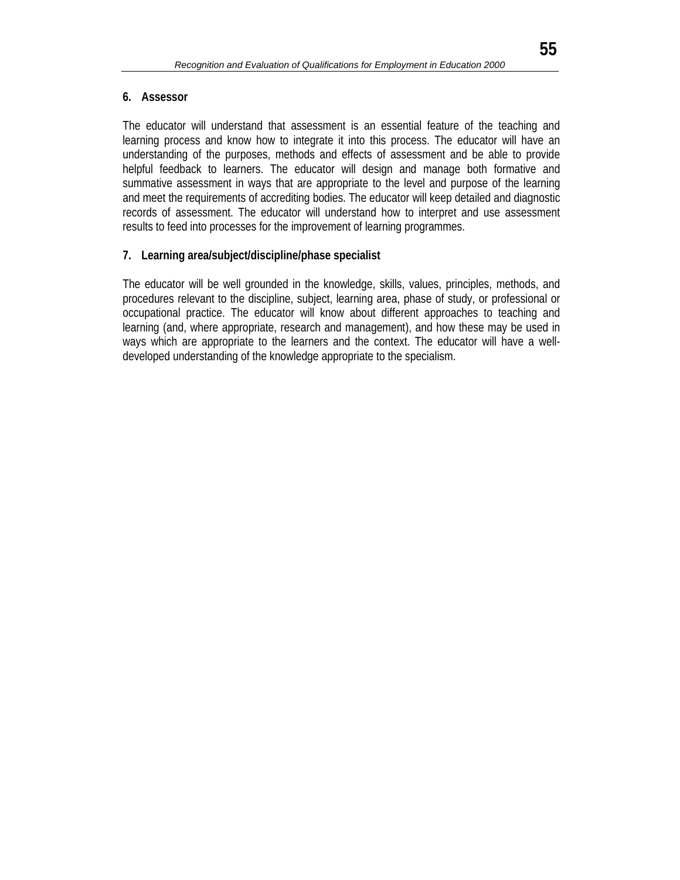### 6. Assessor

The educator will understand that assessment is an essential feature of the teaching and learning process and know how to integrate it into this process. The educator will have an understanding of the purposes, methods and effects of assessment and be able to provide helpful feedback to learners. The educator will design and manage both formative and summative assessment in ways that are appropriate to the level and purpose of the learning and meet the requirements of accrediting bodies. The educator will keep detailed and diagnostic records of assessment. The educator will understand how to interpret and use assessment results to feed into processes for the improvement of learning programmes.

### 7. Learning area/subject/discipline/phase specialist

The educator will be well grounded in the knowledge, skills, values, principles, methods, and procedures relevant to the discipline, subject, learning area, phase of study, or professional or occupational practice. The educator will know about different approaches to teaching and learning (and, where appropriate, research and management), and how these may be used in ways which are appropriate to the learners and the context. The educator will have a well-developed understanding of the knowledge appropriate to the specialism.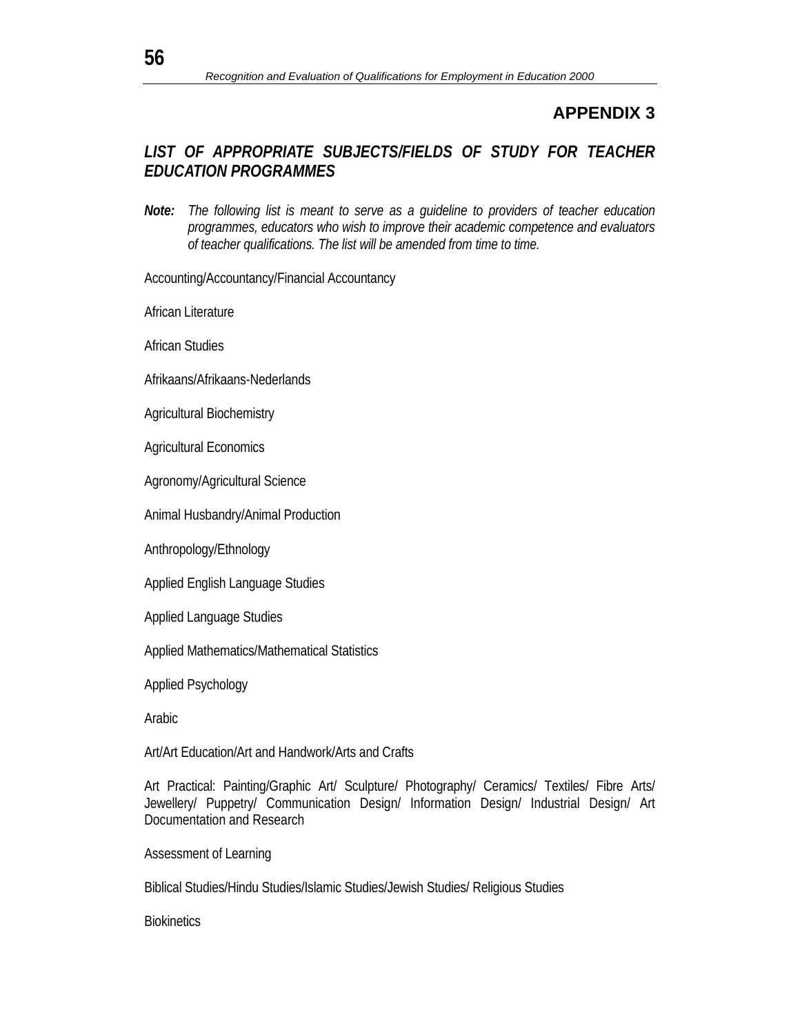## APPENDIX 3

### *LIST OF APPROPRIATE SUBJECTS/FIELDS OF STUDY FOR TEACHER EDUCATION PROGRAMMES*

***Note:*** *The following list is meant to serve as a guideline to providers of teacher education programmes, educators who wish to improve their academic competence and evaluators of teacher qualifications. The list will be amended from time to time.*

Accounting/Accountancy/Financial Accountancy

African Literature

African Studies

Afrikaans/Afrikaans-Nederlands

Agricultural Biochemistry

Agricultural Economics

Agronomy/Agricultural Science

Animal Husbandry/Animal Production

Anthropology/Ethnology

Applied English Language Studies

Applied Language Studies

Applied Mathematics/Mathematical Statistics

Applied Psychology

Arabic

Art/Art Education/Art and Handwork/Arts and Crafts

Art Practical: Painting/Graphic Art/ Sculpture/ Photography/ Ceramics/ Textiles/ Fibre Arts/ Jewellery/ Puppetry/ Communication Design/ Information Design/ Industrial Design/ Art Documentation and Research

Assessment of Learning

Biblical Studies/Hindu Studies/Islamic Studies/Jewish Studies/ Religious Studies

Biokinetics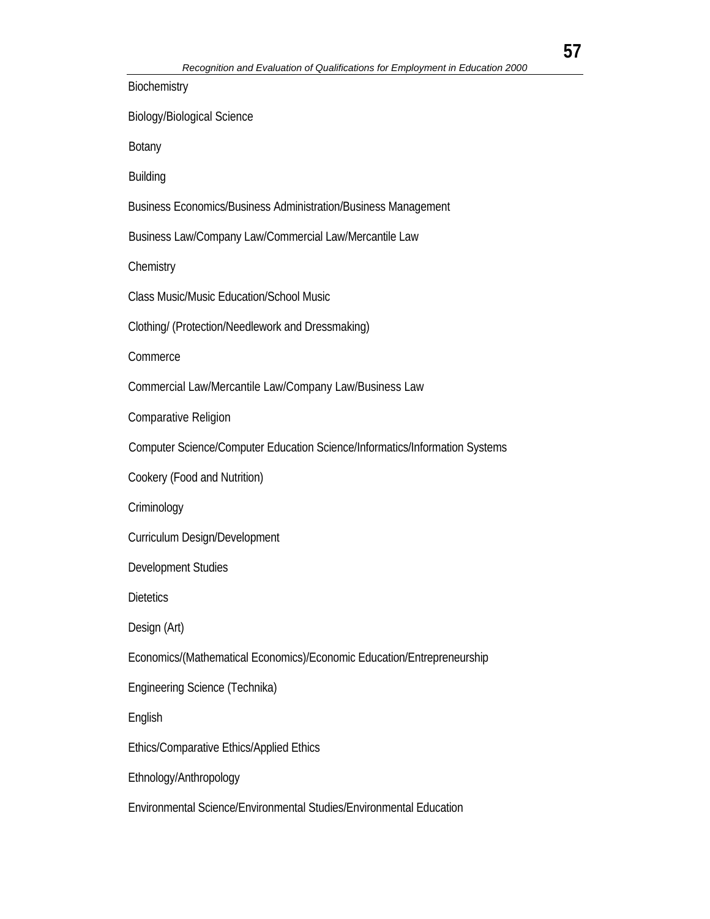Biochemistry

Biology/Biological Science

Botany

Building

Business Economics/Business Administration/Business Management

Business Law/Company Law/Commercial Law/Mercantile Law

Chemistry

Class Music/Music Education/School Music

Clothing/ (Protection/Needlework and Dressmaking)

Commerce

Commercial Law/Mercantile Law/Company Law/Business Law

Comparative Religion

Computer Science/Computer Education Science/Informatics/Information Systems

Cookery (Food and Nutrition)

Criminology

Curriculum Design/Development

Development Studies

Dietetics

Design (Art)

Economics/(Mathematical Economics)/Economic Education/Entrepreneurship

Engineering Science (Technika)

English

Ethics/Comparative Ethics/Applied Ethics

Ethnology/Anthropology

Environmental Science/Environmental Studies/Environmental Education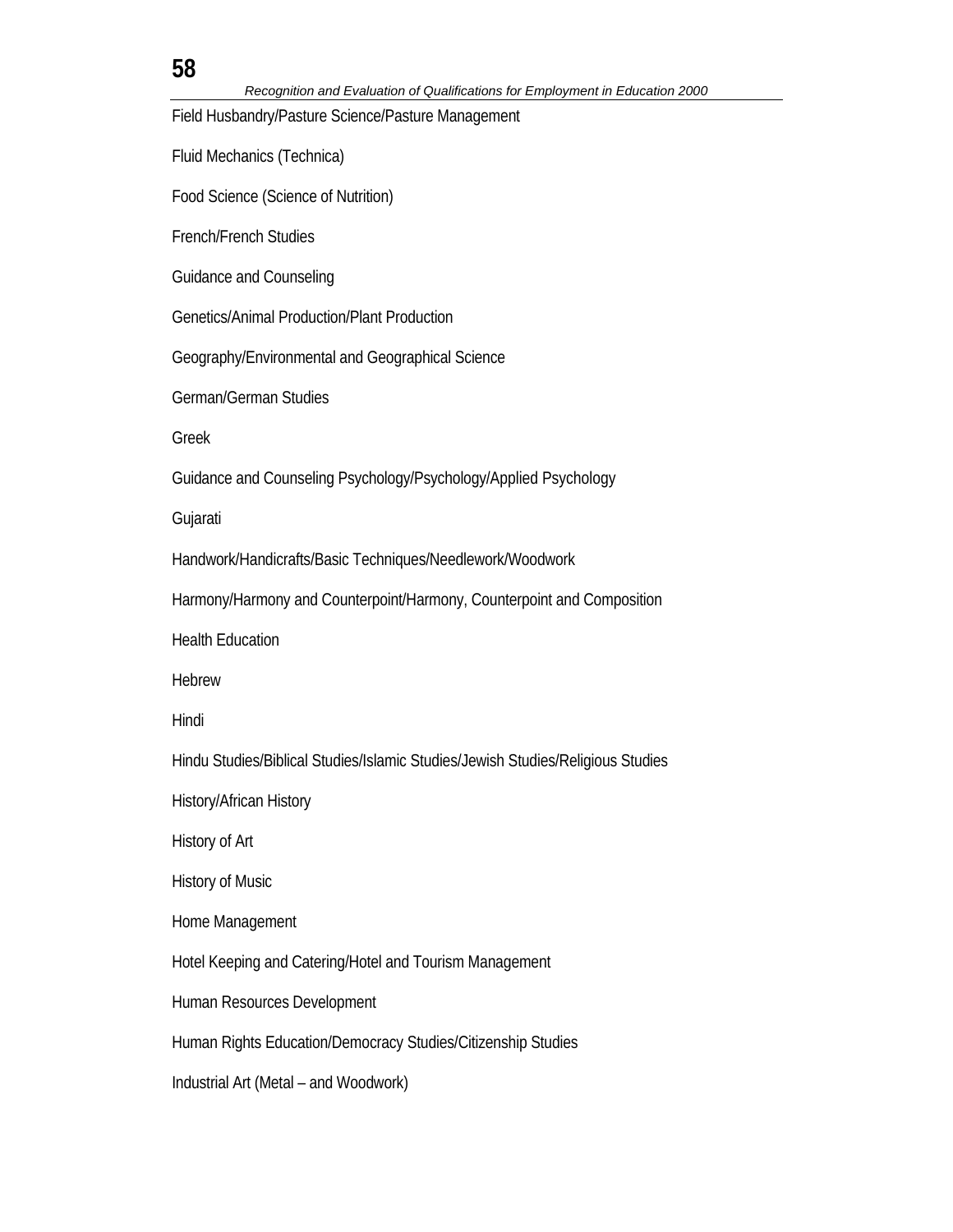Field Husbandry/Pasture Science/Pasture Management

Fluid Mechanics (Technica)

Food Science (Science of Nutrition)

French/French Studies

Guidance and Counseling

Genetics/Animal Production/Plant Production

Geography/Environmental and Geographical Science

German/German Studies

Greek

Guidance and Counseling Psychology/Psychology/Applied Psychology

Gujarati

Handwork/Handicrafts/Basic Techniques/Needlework/Woodwork

Harmony/Harmony and Counterpoint/Harmony, Counterpoint and Composition

Health Education

Hebrew

Hindi

Hindu Studies/Biblical Studies/Islamic Studies/Jewish Studies/Religious Studies

History/African History

History of Art

History of Music

Home Management

Hotel Keeping and Catering/Hotel and Tourism Management

Human Resources Development

Human Rights Education/Democracy Studies/Citizenship Studies

Industrial Art (Metal – and Woodwork)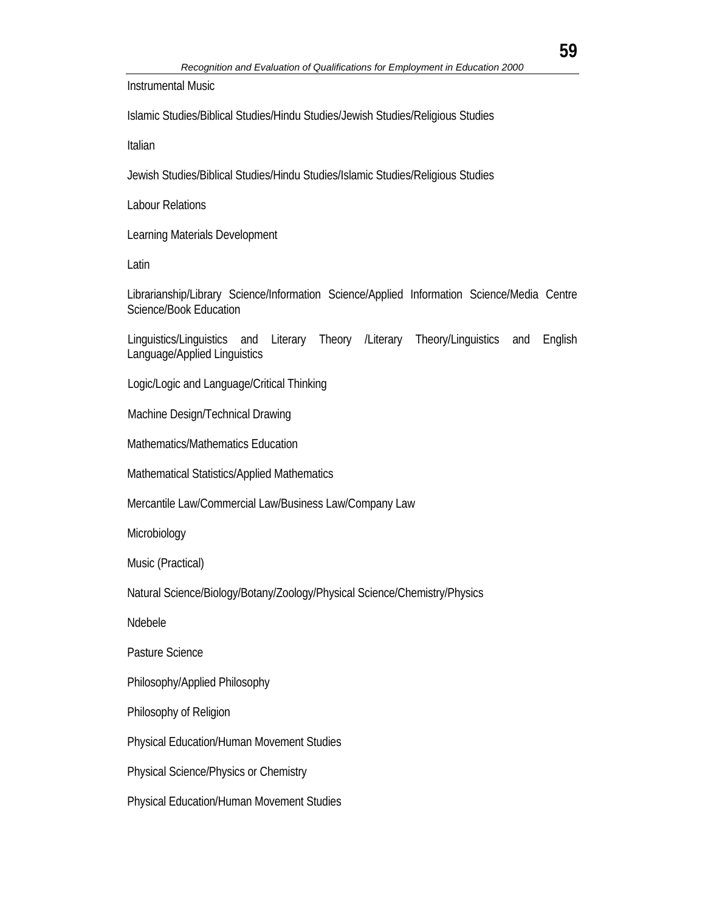Instrumental Music

Islamic Studies/Biblical Studies/Hindu Studies/Jewish Studies/Religious Studies

Italian

Jewish Studies/Biblical Studies/Hindu Studies/Islamic Studies/Religious Studies

Labour Relations

Learning Materials Development

Latin

Librarianship/Library Science/Information Science/Applied Information Science/Media Centre Science/Book Education

Linguistics/Linguistics and Literary Theory /Literary Theory/Linguistics and English Language/Applied Linguistics

Logic/Logic and Language/Critical Thinking

Machine Design/Technical Drawing

Mathematics/Mathematics Education

Mathematical Statistics/Applied Mathematics

Mercantile Law/Commercial Law/Business Law/Company Law

Microbiology

Music (Practical)

Natural Science/Biology/Botany/Zoology/Physical Science/Chemistry/Physics

Ndebele

Pasture Science

Philosophy/Applied Philosophy

Philosophy of Religion

Physical Education/Human Movement Studies

Physical Science/Physics or Chemistry

Physical Education/Human Movement Studies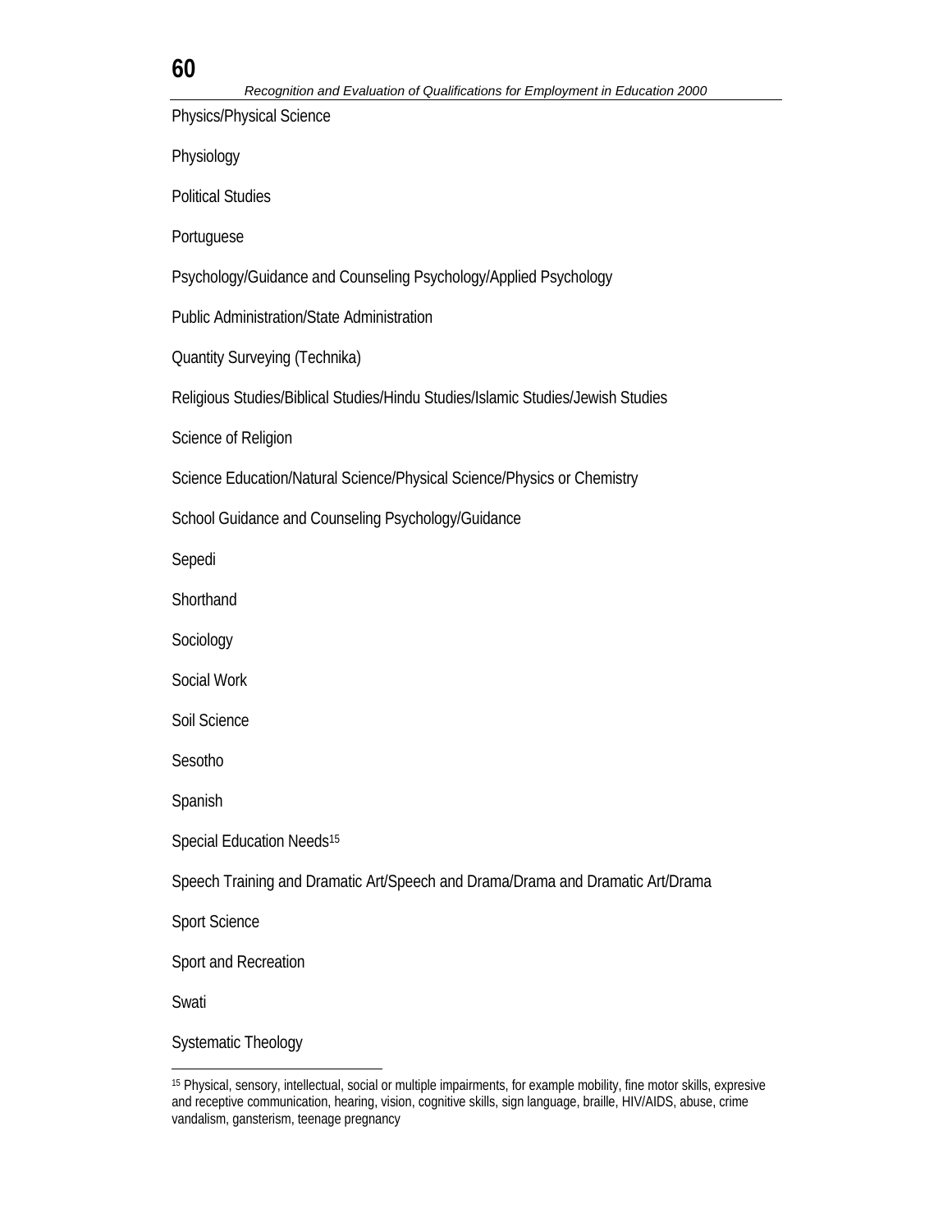Physics/Physical Science

Physiology

Political Studies

Portuguese

Psychology/Guidance and Counseling Psychology/Applied Psychology

Public Administration/State Administration

Quantity Surveying (Technika)

Religious Studies/Biblical Studies/Hindu Studies/Islamic Studies/Jewish Studies

Science of Religion

Science Education/Natural Science/Physical Science/Physics or Chemistry

School Guidance and Counseling Psychology/Guidance

Sepedi

Shorthand

Sociology

Social Work

Soil Science

Sesotho

Spanish

Special Education Needs[15]

Speech Training and Dramatic Art/Speech and Drama/Drama and Dramatic Art/Drama

Sport Science

Sport and Recreation

Swati

Systematic Theology

---

[15] Physical, sensory, intellectual, social or multiple impairments, for example mobility, fine motor skills, expresive and receptive communication, hearing, vision, cognitive skills, sign language, braille, HIV/AIDS, abuse, crime vandalism, gansterism, teenage pregnancy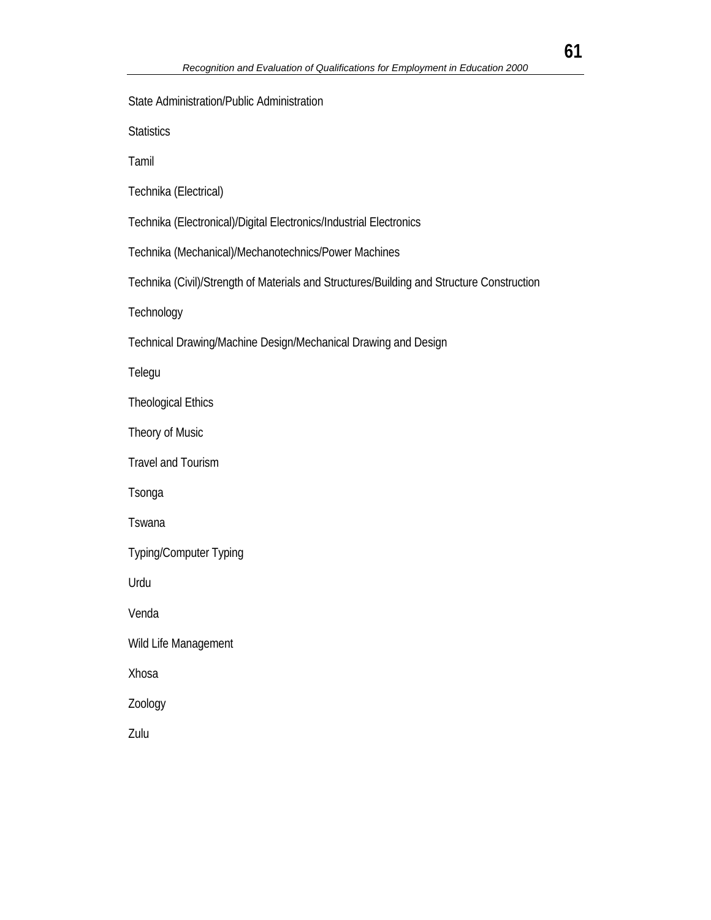State Administration/Public Administration

Statistics

Tamil

Technika (Electrical)

Technika (Electronical)/Digital Electronics/Industrial Electronics

Technika (Mechanical)/Mechanotechnics/Power Machines

Technika (Civil)/Strength of Materials and Structures/Building and Structure Construction

Technology

Technical Drawing/Machine Design/Mechanical Drawing and Design

Telegu

Theological Ethics

Theory of Music

Travel and Tourism

Tsonga

Tswana

Typing/Computer Typing

Urdu

Venda

Wild Life Management

Xhosa

Zoology

Zulu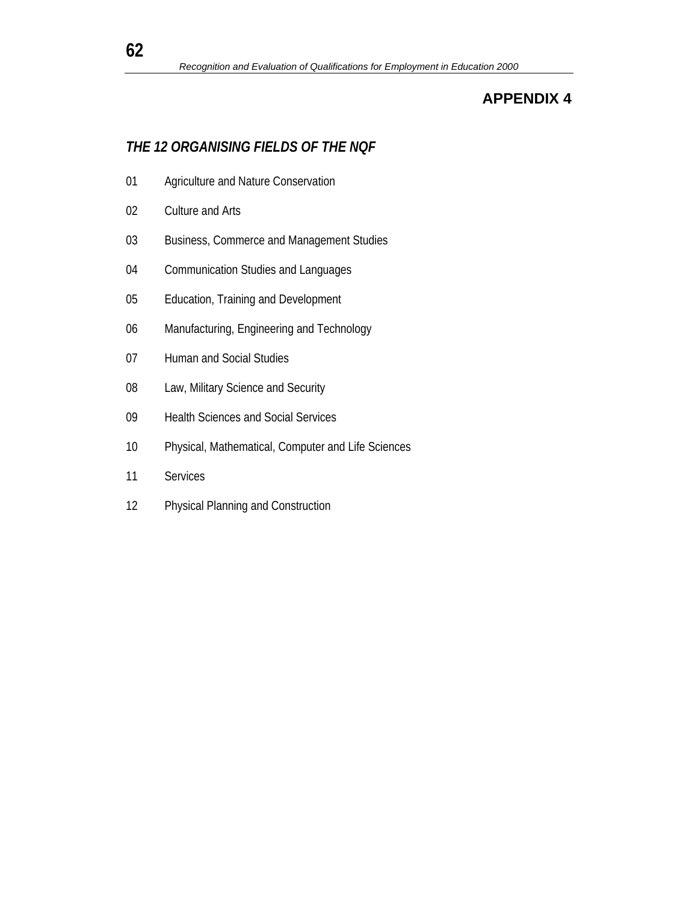# APPENDIX 4

## *THE 12 ORGANISING FIELDS OF THE NQF*

01 Agriculture and Nature Conservation

02 Culture and Arts

03 Business, Commerce and Management Studies

04 Communication Studies and Languages

05 Education, Training and Development

06 Manufacturing, Engineering and Technology

07 Human and Social Studies

08 Law, Military Science and Security

09 Health Sciences and Social Services

10 Physical, Mathematical, Computer and Life Sciences

11 Services

12 Physical Planning and Construction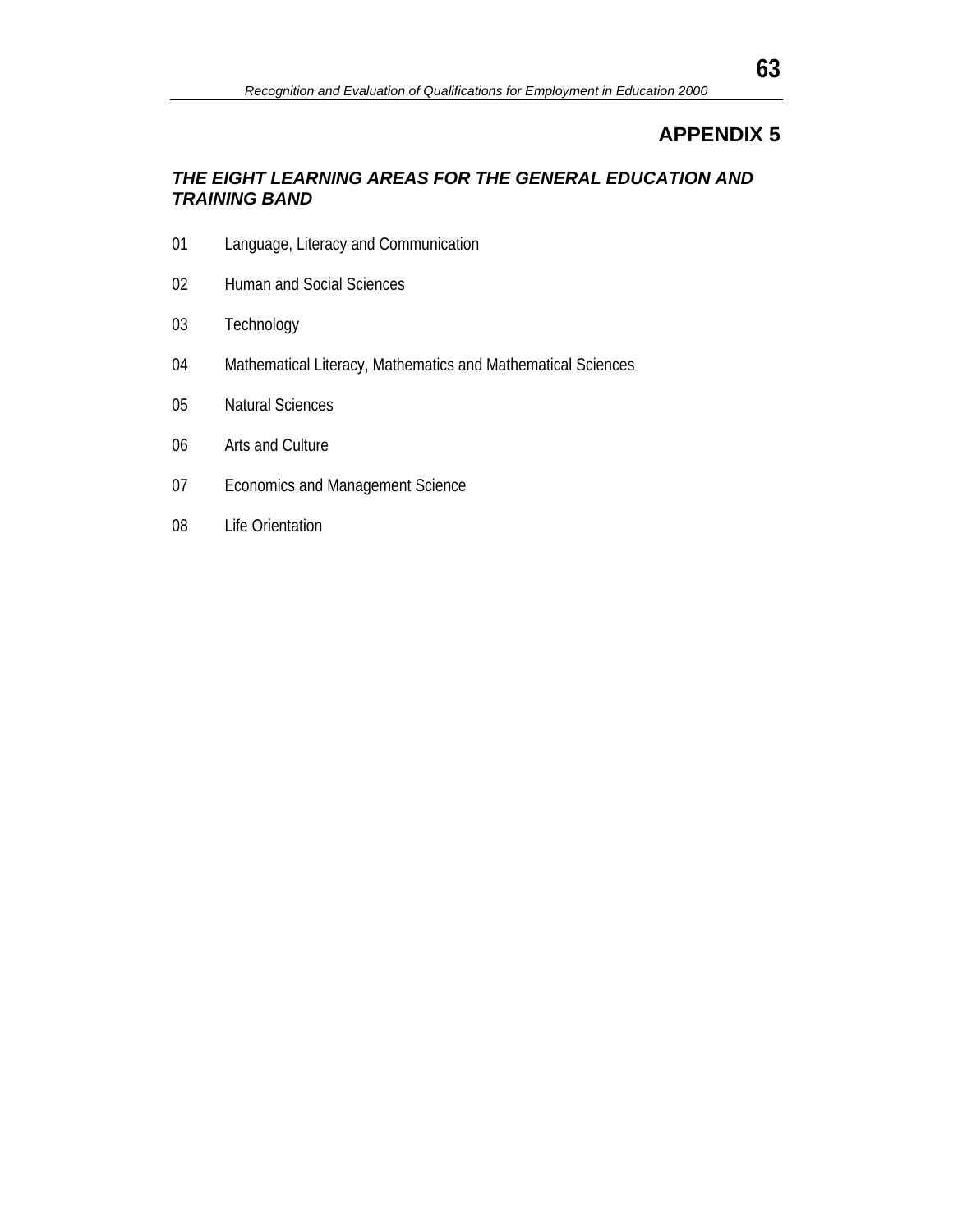# APPENDIX 5

## *THE EIGHT LEARNING AREAS FOR THE GENERAL EDUCATION AND TRAINING BAND*

01 Language, Literacy and Communication

02 Human and Social Sciences

03 Technology

04 Mathematical Literacy, Mathematics and Mathematical Sciences

05 Natural Sciences

06 Arts and Culture

07 Economics and Management Science

08 Life Orientation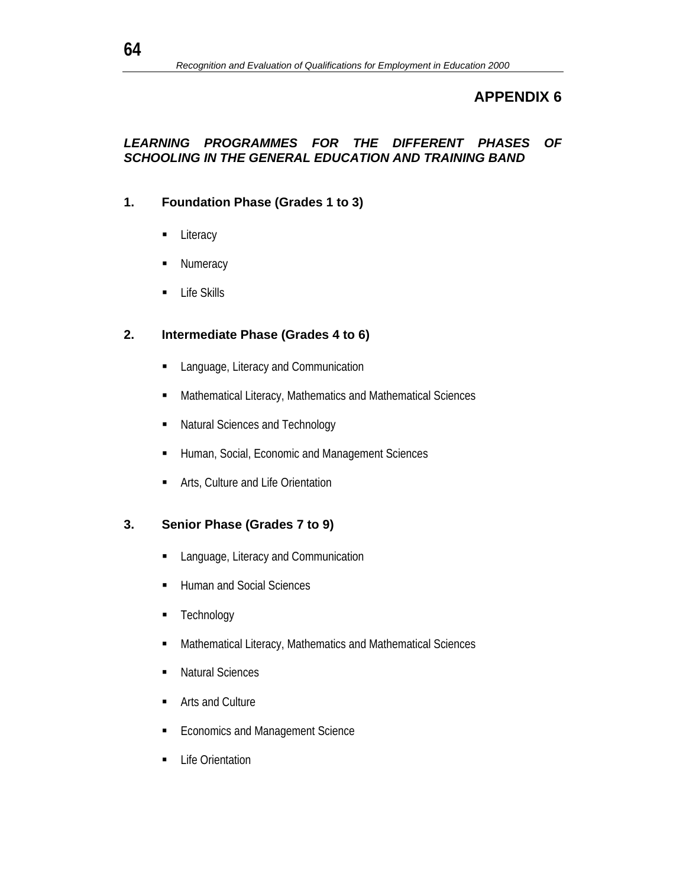# APPENDIX 6

## *LEARNING PROGRAMMES FOR THE DIFFERENT PHASES OF SCHOOLING IN THE GENERAL EDUCATION AND TRAINING BAND*

### 1. Foundation Phase (Grades 1 to 3)

- Literacy
- Numeracy
- Life Skills

### 2. Intermediate Phase (Grades 4 to 6)

- Language, Literacy and Communication
- Mathematical Literacy, Mathematics and Mathematical Sciences
- Natural Sciences and Technology
- Human, Social, Economic and Management Sciences
- Arts, Culture and Life Orientation

### 3. Senior Phase (Grades 7 to 9)

- Language, Literacy and Communication
- Human and Social Sciences
- Technology
- Mathematical Literacy, Mathematics and Mathematical Sciences
- Natural Sciences
- Arts and Culture
- Economics and Management Science
- Life Orientation